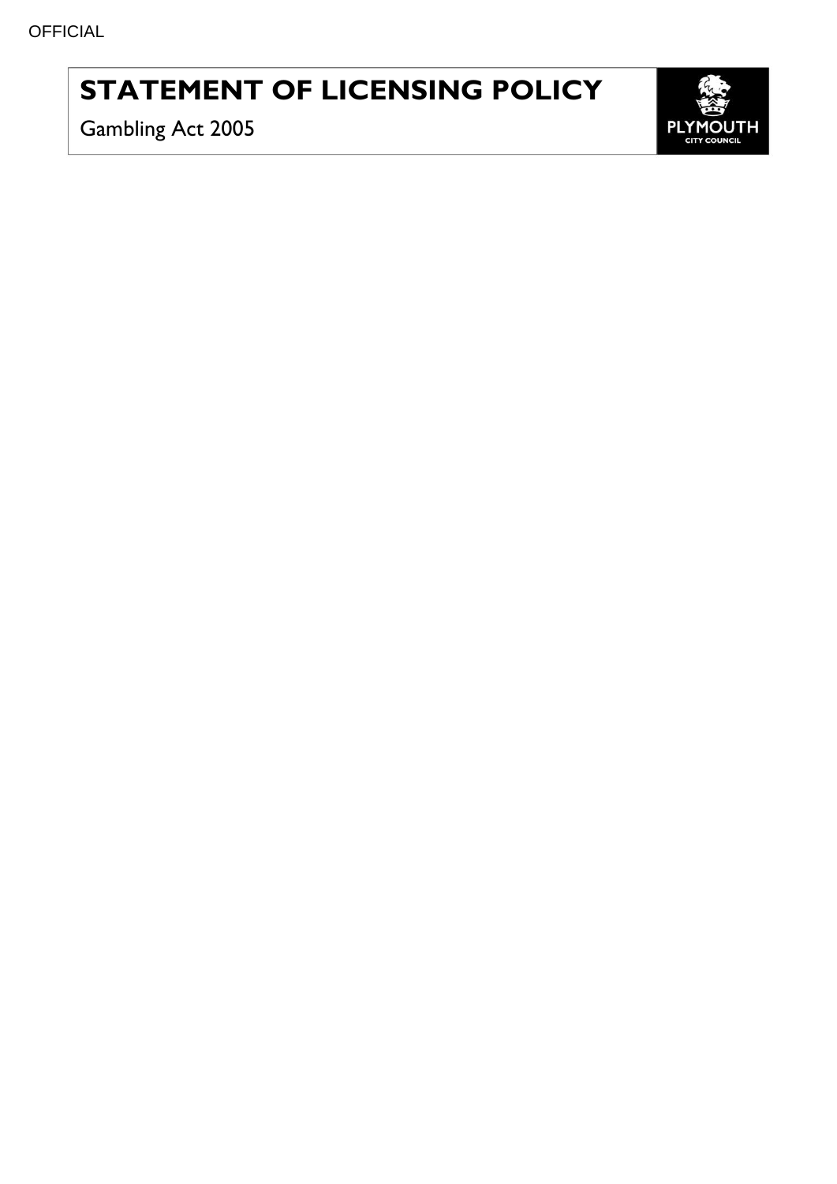OFFICIAL

# STATEMENT OF LICENSING POLICY

Gambling Act 2005

PLYMOUTH CITY COUNCIL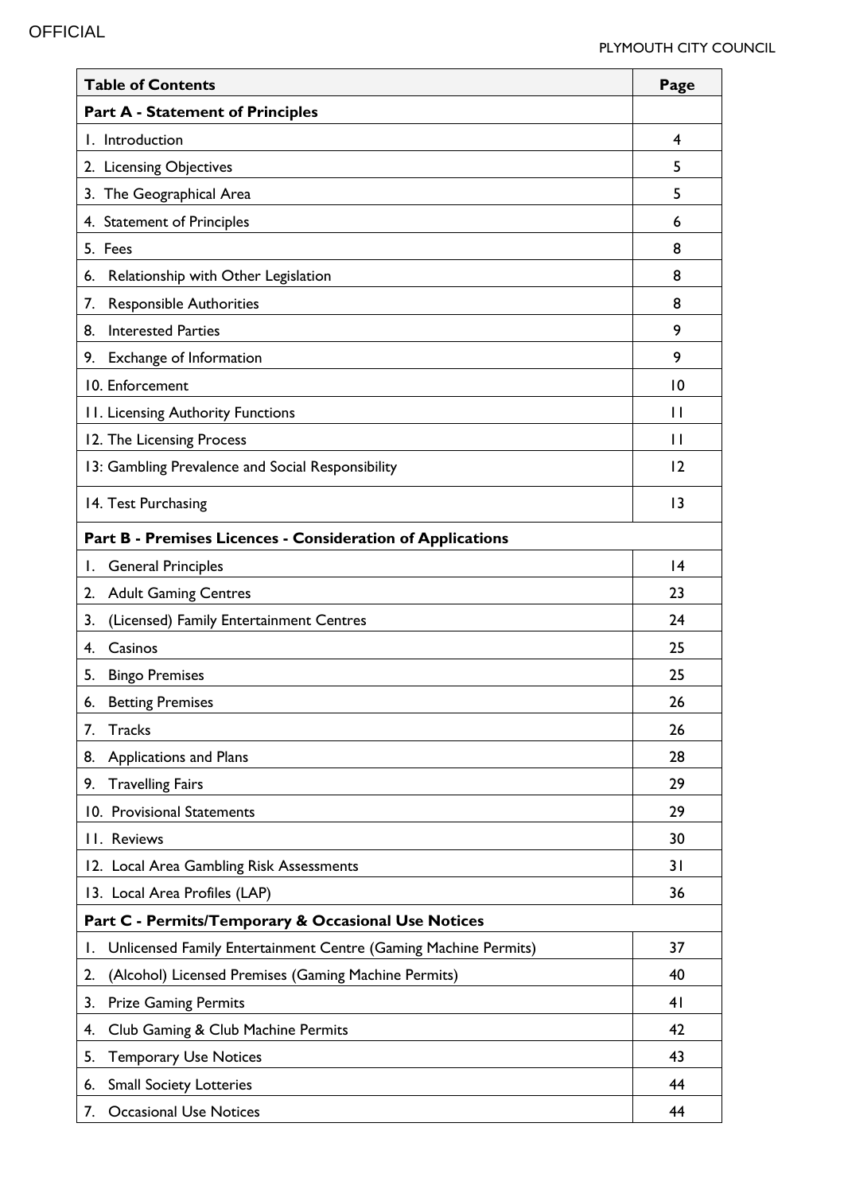| Table of Contents | Page |
| --- | --- |
| **Part A - Statement of Principles** | |
| 1. Introduction | 4 |
| 2. Licensing Objectives | 5 |
| 3. The Geographical Area | 5 |
| 4. Statement of Principles | 6 |
| 5. Fees | 8 |
| 6. Relationship with Other Legislation | 8 |
| 7. Responsible Authorities | 8 |
| 8. Interested Parties | 9 |
| 9. Exchange of Information | 9 |
| 10. Enforcement | 10 |
| 11. Licensing Authority Functions | 11 |
| 12. The Licensing Process | 11 |
| 13: Gambling Prevalence and Social Responsibility | 12 |
| 14. Test Purchasing | 13 |
| **Part B - Premises Licences - Consideration of Applications** | |
| 1. General Principles | 14 |
| 2. Adult Gaming Centres | 23 |
| 3. (Licensed) Family Entertainment Centres | 24 |
| 4. Casinos | 25 |
| 5. Bingo Premises | 25 |
| 6. Betting Premises | 26 |
| 7. Tracks | 26 |
| 8. Applications and Plans | 28 |
| 9. Travelling Fairs | 29 |
| 10. Provisional Statements | 29 |
| 11. Reviews | 30 |
| 12. Local Area Gambling Risk Assessments | 31 |
| 13. Local Area Profiles (LAP) | 36 |
| **Part C - Permits/Temporary & Occasional Use Notices** | |
| 1. Unlicensed Family Entertainment Centre (Gaming Machine Permits) | 37 |
| 2. (Alcohol) Licensed Premises (Gaming Machine Permits) | 40 |
| 3. Prize Gaming Permits | 41 |
| 4. Club Gaming & Club Machine Permits | 42 |
| 5. Temporary Use Notices | 43 |
| 6. Small Society Lotteries | 44 |
| 7. Occasional Use Notices | 44 |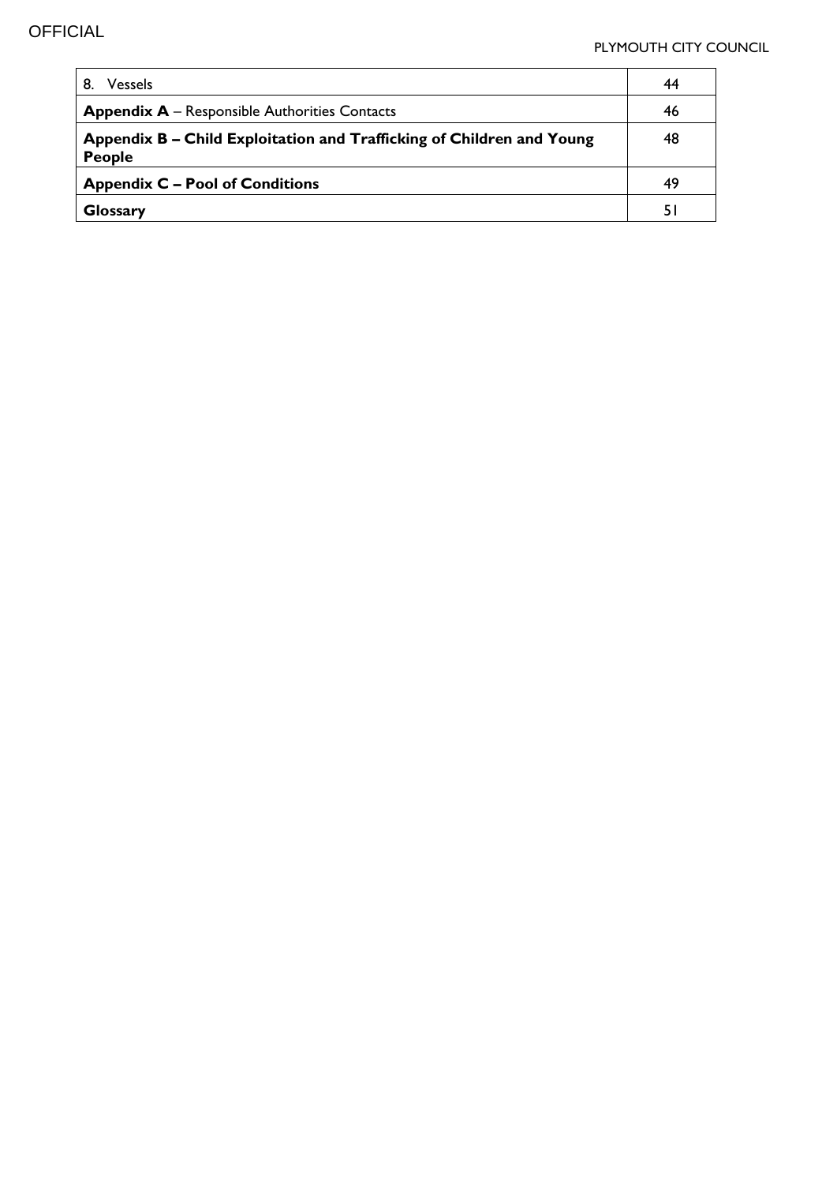| 8. Vessels | 44 |
|---|---|
| **Appendix A** – Responsible Authorities Contacts | 46 |
| **Appendix B – Child Exploitation and Trafficking of Children and Young People** | 48 |
| **Appendix C – Pool of Conditions** | 49 |
| **Glossary** | 51 |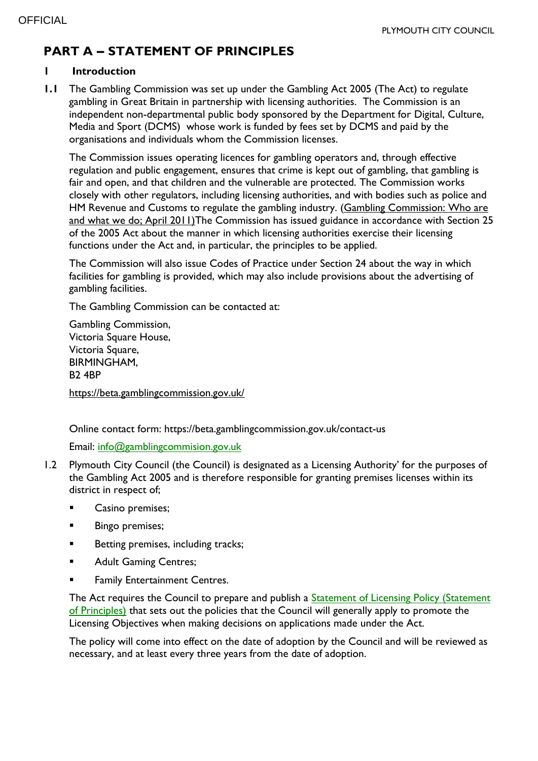# PART A – STATEMENT OF PRINCIPLES

## 1 Introduction

**1.1** The Gambling Commission was set up under the Gambling Act 2005 (The Act) to regulate gambling in Great Britain in partnership with licensing authorities. The Commission is an independent non-departmental public body sponsored by the Department for Digital, Culture, Media and Sport (DCMS) whose work is funded by fees set by DCMS and paid by the organisations and individuals whom the Commission licenses.

The Commission issues operating licences for gambling operators and, through effective regulation and public engagement, ensures that crime is kept out of gambling, that gambling is fair and open, and that children and the vulnerable are protected. The Commission works closely with other regulators, including licensing authorities, and with bodies such as police and HM Revenue and Customs to regulate the gambling industry. (Gambling Commission: Who are and what we do; April 2011)The Commission has issued guidance in accordance with Section 25 of the 2005 Act about the manner in which licensing authorities exercise their licensing functions under the Act and, in particular, the principles to be applied.

The Commission will also issue Codes of Practice under Section 24 about the way in which facilities for gambling is provided, which may also include provisions about the advertising of gambling facilities.

The Gambling Commission can be contacted at:

Gambling Commission,
Victoria Square House,
Victoria Square,
BIRMINGHAM,
B2 4BP

https://beta.gamblingcommission.gov.uk/

Online contact form: https://beta.gamblingcommission.gov.uk/contact-us

Email: info@gamblingcommision.gov.uk

1.2 Plymouth City Council (the Council) is designated as a Licensing Authority' for the purposes of the Gambling Act 2005 and is therefore responsible for granting premises licenses within its district in respect of;

- Casino premises;
- Bingo premises;
- Betting premises, including tracks;
- Adult Gaming Centres;
- Family Entertainment Centres.

The Act requires the Council to prepare and publish a Statement of Licensing Policy (Statement of Principles) that sets out the policies that the Council will generally apply to promote the Licensing Objectives when making decisions on applications made under the Act.

The policy will come into effect on the date of adoption by the Council and will be reviewed as necessary, and at least every three years from the date of adoption.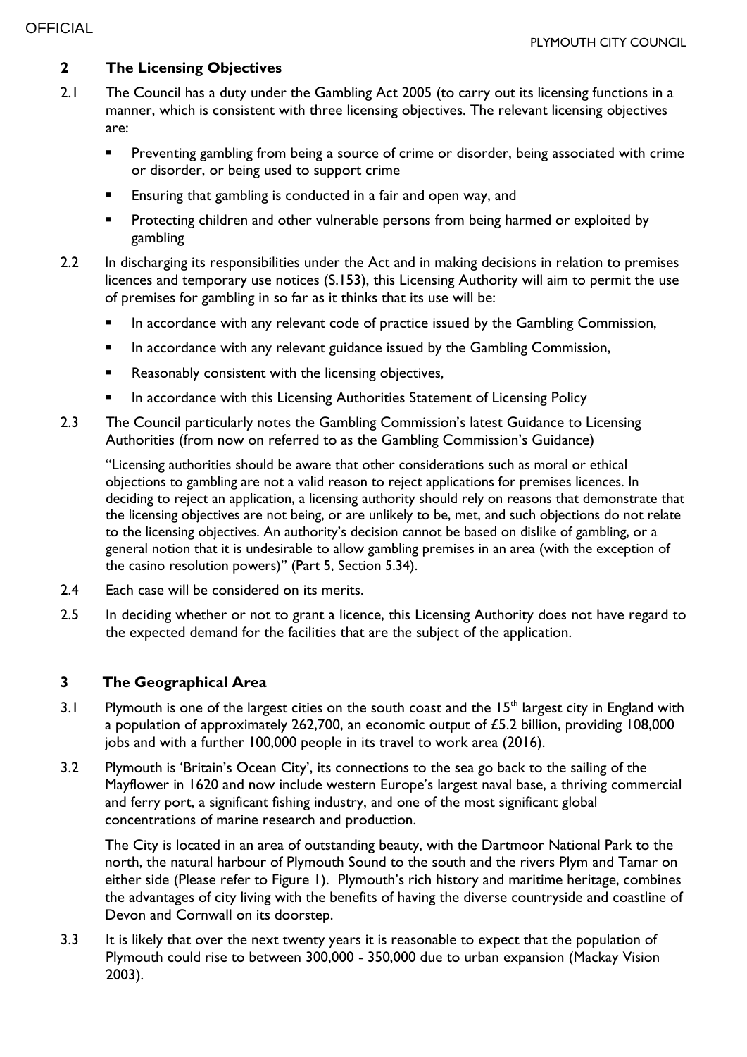## 2 The Licensing Objectives

2.1 The Council has a duty under the Gambling Act 2005 (to carry out its licensing functions in a manner, which is consistent with three licensing objectives. The relevant licensing objectives are:

- Preventing gambling from being a source of crime or disorder, being associated with crime or disorder, or being used to support crime
- Ensuring that gambling is conducted in a fair and open way, and
- Protecting children and other vulnerable persons from being harmed or exploited by gambling

2.2 In discharging its responsibilities under the Act and in making decisions in relation to premises licences and temporary use notices (S.153), this Licensing Authority will aim to permit the use of premises for gambling in so far as it thinks that its use will be:

- In accordance with any relevant code of practice issued by the Gambling Commission,
- In accordance with any relevant guidance issued by the Gambling Commission,
- Reasonably consistent with the licensing objectives,
- In accordance with this Licensing Authorities Statement of Licensing Policy

2.3 The Council particularly notes the Gambling Commission's latest Guidance to Licensing Authorities (from now on referred to as the Gambling Commission's Guidance)

"Licensing authorities should be aware that other considerations such as moral or ethical objections to gambling are not a valid reason to reject applications for premises licences. In deciding to reject an application, a licensing authority should rely on reasons that demonstrate that the licensing objectives are not being, or are unlikely to be, met, and such objections do not relate to the licensing objectives. An authority's decision cannot be based on dislike of gambling, or a general notion that it is undesirable to allow gambling premises in an area (with the exception of the casino resolution powers)" (Part 5, Section 5.34).

2.4 Each case will be considered on its merits.

2.5 In deciding whether or not to grant a licence, this Licensing Authority does not have regard to the expected demand for the facilities that are the subject of the application.

## 3 The Geographical Area

3.1 Plymouth is one of the largest cities on the south coast and the 15th largest city in England with a population of approximately 262,700, an economic output of £5.2 billion, providing 108,000 jobs and with a further 100,000 people in its travel to work area (2016).

3.2 Plymouth is 'Britain's Ocean City', its connections to the sea go back to the sailing of the Mayflower in 1620 and now include western Europe's largest naval base, a thriving commercial and ferry port, a significant fishing industry, and one of the most significant global concentrations of marine research and production.

The City is located in an area of outstanding beauty, with the Dartmoor National Park to the north, the natural harbour of Plymouth Sound to the south and the rivers Plym and Tamar on either side (Please refer to Figure 1). Plymouth's rich history and maritime heritage, combines the advantages of city living with the benefits of having the diverse countryside and coastline of Devon and Cornwall on its doorstep.

3.3 It is likely that over the next twenty years it is reasonable to expect that the population of Plymouth could rise to between 300,000 - 350,000 due to urban expansion (Mackay Vision 2003).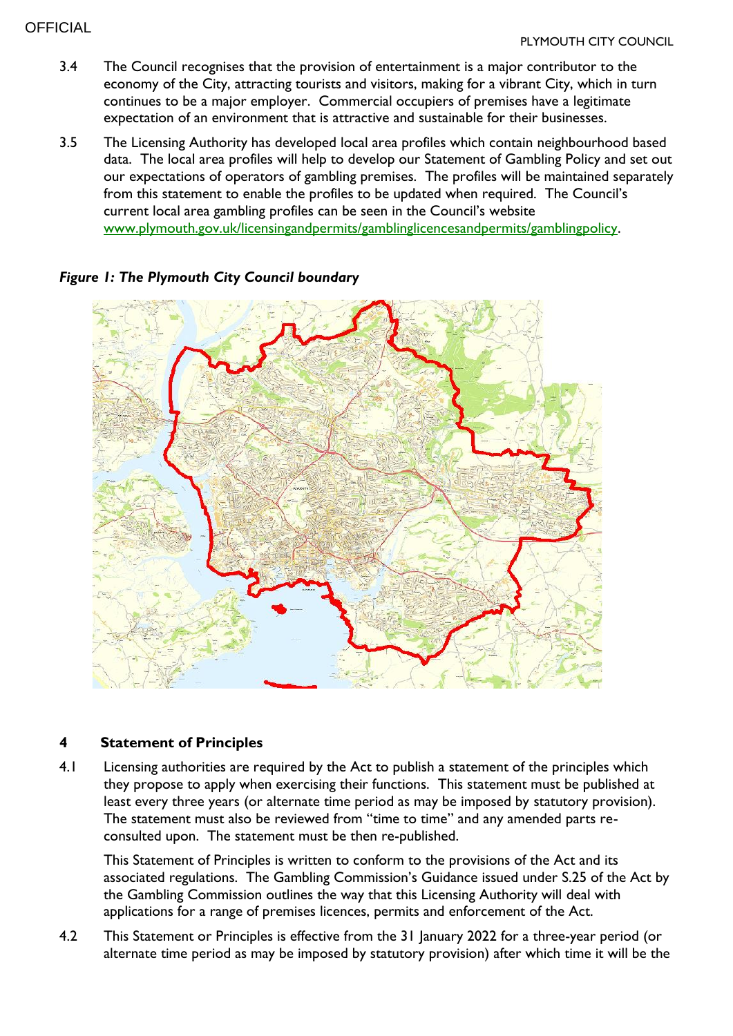3.4 The Council recognises that the provision of entertainment is a major contributor to the economy of the City, attracting tourists and visitors, making for a vibrant City, which in turn continues to be a major employer. Commercial occupiers of premises have a legitimate expectation of an environment that is attractive and sustainable for their businesses.

3.5 The Licensing Authority has developed local area profiles which contain neighbourhood based data. The local area profiles will help to develop our Statement of Gambling Policy and set out our expectations of operators of gambling premises. The profiles will be maintained separately from this statement to enable the profiles to be updated when required. The Council's current local area gambling profiles can be seen in the Council's website www.plymouth.gov.uk/licensingandpermits/gamblinglicencesandpermits/gamblingpolicy.

***Figure 1: The Plymouth City Council boundary***

## 4 Statement of Principles

4.1 Licensing authorities are required by the Act to publish a statement of the principles which they propose to apply when exercising their functions. This statement must be published at least every three years (or alternate time period as may be imposed by statutory provision). The statement must also be reviewed from "time to time" and any amended parts re-consulted upon. The statement must be then re-published.

This Statement of Principles is written to conform to the provisions of the Act and its associated regulations. The Gambling Commission's Guidance issued under S.25 of the Act by the Gambling Commission outlines the way that this Licensing Authority will deal with applications for a range of premises licences, permits and enforcement of the Act.

4.2 This Statement or Principles is effective from the 31 January 2022 for a three-year period (or alternate time period as may be imposed by statutory provision) after which time it will be the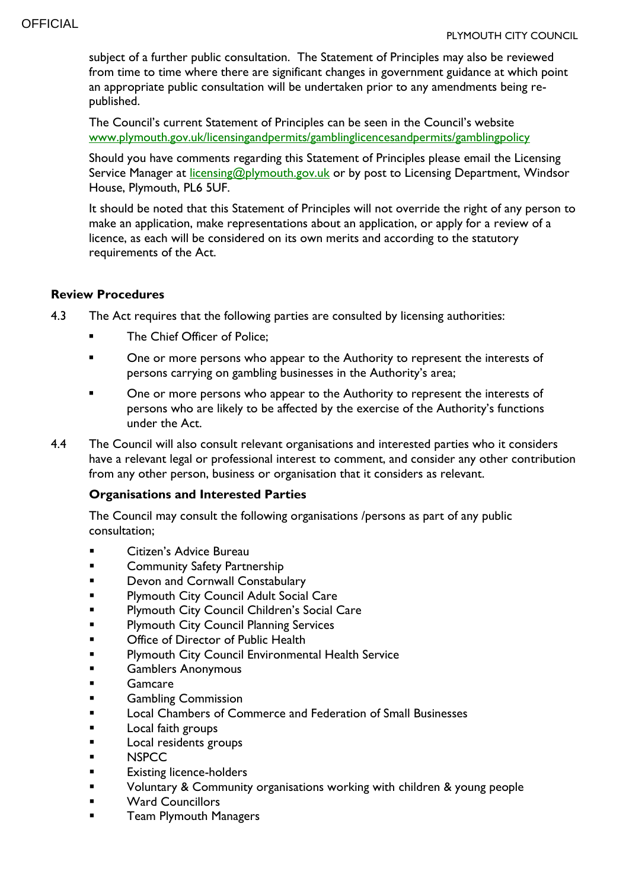subject of a further public consultation. The Statement of Principles may also be reviewed from time to time where there are significant changes in government guidance at which point an appropriate public consultation will be undertaken prior to any amendments being re-published.

The Council's current Statement of Principles can be seen in the Council's website [www.plymouth.gov.uk/licensingandpermits/gamblinglicencesandpermits/gamblingpolicy](www.plymouth.gov.uk/licensingandpermits/gamblinglicencesandpermits/gamblingpolicy)

Should you have comments regarding this Statement of Principles please email the Licensing Service Manager at [licensing@plymouth.gov.uk](mailto:licensing@plymouth.gov.uk) or by post to Licensing Department, Windsor House, Plymouth, PL6 5UF.

It should be noted that this Statement of Principles will not override the right of any person to make an application, make representations about an application, or apply for a review of a licence, as each will be considered on its own merits and according to the statutory requirements of the Act.

### Review Procedures

4.3 The Act requires that the following parties are consulted by licensing authorities:

- The Chief Officer of Police;
- One or more persons who appear to the Authority to represent the interests of persons carrying on gambling businesses in the Authority's area;
- One or more persons who appear to the Authority to represent the interests of persons who are likely to be affected by the exercise of the Authority's functions under the Act.

4.4 The Council will also consult relevant organisations and interested parties who it considers have a relevant legal or professional interest to comment, and consider any other contribution from any other person, business or organisation that it considers as relevant.

**Organisations and Interested Parties**

The Council may consult the following organisations /persons as part of any public consultation;

- Citizen's Advice Bureau
- Community Safety Partnership
- Devon and Cornwall Constabulary
- Plymouth City Council Adult Social Care
- Plymouth City Council Children's Social Care
- Plymouth City Council Planning Services
- Office of Director of Public Health
- Plymouth City Council Environmental Health Service
- Gamblers Anonymous
- Gamcare
- Gambling Commission
- Local Chambers of Commerce and Federation of Small Businesses
- Local faith groups
- Local residents groups
- NSPCC
- Existing licence-holders
- Voluntary & Community organisations working with children & young people
- Ward Councillors
- Team Plymouth Managers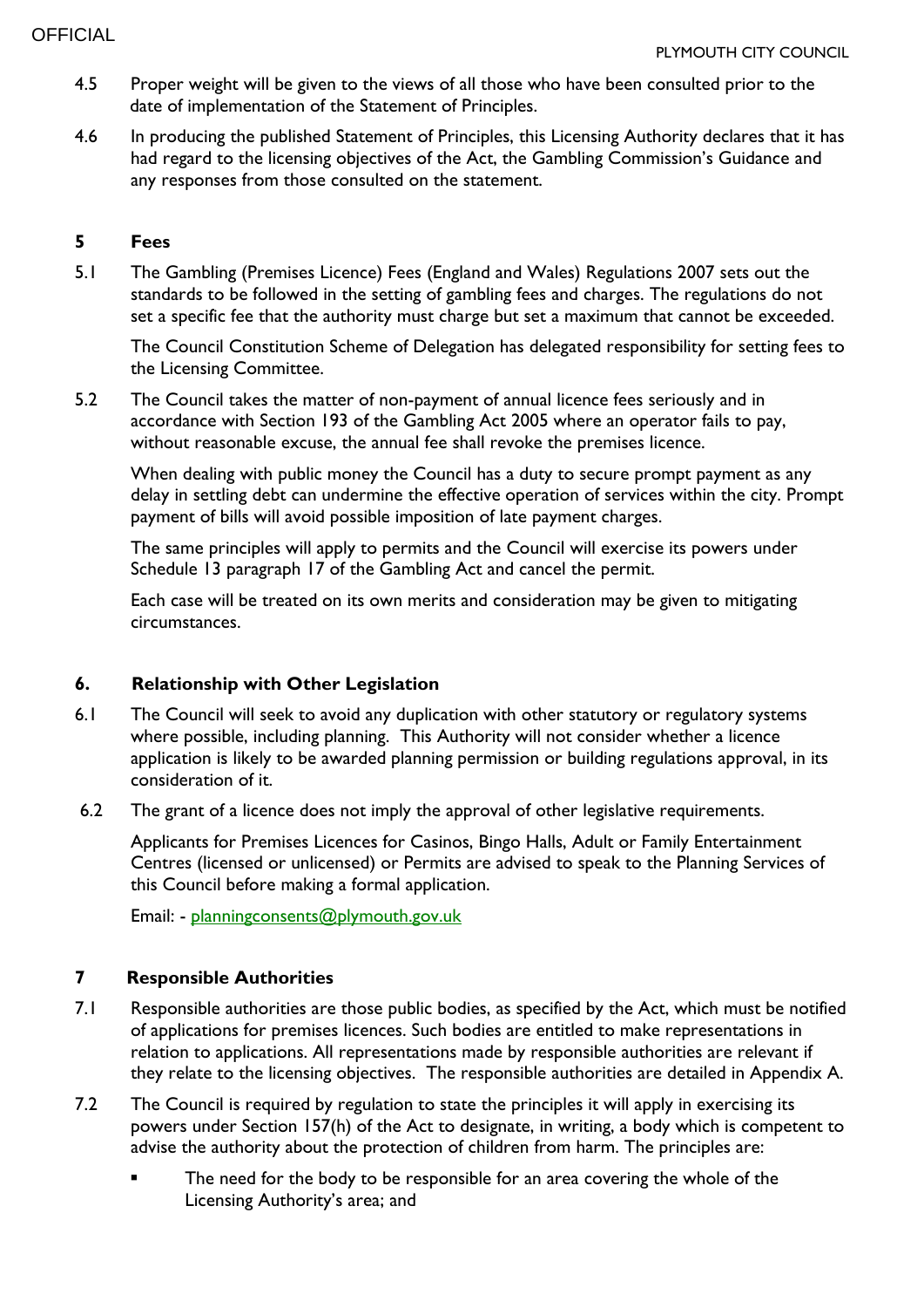4.5 Proper weight will be given to the views of all those who have been consulted prior to the date of implementation of the Statement of Principles.

4.6 In producing the published Statement of Principles, this Licensing Authority declares that it has had regard to the licensing objectives of the Act, the Gambling Commission's Guidance and any responses from those consulted on the statement.

## 5 Fees

5.1 The Gambling (Premises Licence) Fees (England and Wales) Regulations 2007 sets out the standards to be followed in the setting of gambling fees and charges. The regulations do not set a specific fee that the authority must charge but set a maximum that cannot be exceeded.

The Council Constitution Scheme of Delegation has delegated responsibility for setting fees to the Licensing Committee.

5.2 The Council takes the matter of non-payment of annual licence fees seriously and in accordance with Section 193 of the Gambling Act 2005 where an operator fails to pay, without reasonable excuse, the annual fee shall revoke the premises licence.

When dealing with public money the Council has a duty to secure prompt payment as any delay in settling debt can undermine the effective operation of services within the city. Prompt payment of bills will avoid possible imposition of late payment charges.

The same principles will apply to permits and the Council will exercise its powers under Schedule 13 paragraph 17 of the Gambling Act and cancel the permit.

Each case will be treated on its own merits and consideration may be given to mitigating circumstances.

## 6. Relationship with Other Legislation

6.1 The Council will seek to avoid any duplication with other statutory or regulatory systems where possible, including planning. This Authority will not consider whether a licence application is likely to be awarded planning permission or building regulations approval, in its consideration of it.

6.2 The grant of a licence does not imply the approval of other legislative requirements.

Applicants for Premises Licences for Casinos, Bingo Halls, Adult or Family Entertainment Centres (licensed or unlicensed) or Permits are advised to speak to the Planning Services of this Council before making a formal application.

Email: - planningconsents@plymouth.gov.uk

## 7 Responsible Authorities

7.1 Responsible authorities are those public bodies, as specified by the Act, which must be notified of applications for premises licences. Such bodies are entitled to make representations in relation to applications. All representations made by responsible authorities are relevant if they relate to the licensing objectives. The responsible authorities are detailed in Appendix A.

7.2 The Council is required by regulation to state the principles it will apply in exercising its powers under Section 157(h) of the Act to designate, in writing, a body which is competent to advise the authority about the protection of children from harm. The principles are:

- The need for the body to be responsible for an area covering the whole of the Licensing Authority's area; and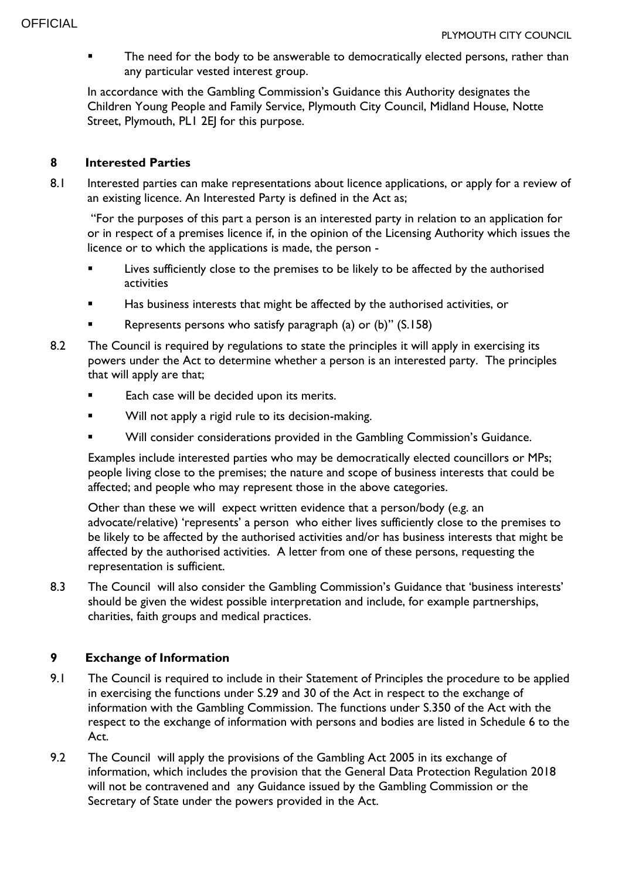- The need for the body to be answerable to democratically elected persons, rather than any particular vested interest group.

In accordance with the Gambling Commission's Guidance this Authority designates the Children Young People and Family Service, Plymouth City Council, Midland House, Notte Street, Plymouth, PL1 2EJ for this purpose.

## 8 Interested Parties

8.1 Interested parties can make representations about licence applications, or apply for a review of an existing licence. An Interested Party is defined in the Act as;

"For the purposes of this part a person is an interested party in relation to an application for or in respect of a premises licence if, in the opinion of the Licensing Authority which issues the licence or to which the applications is made, the person -

- Lives sufficiently close to the premises to be likely to be affected by the authorised activities
- Has business interests that might be affected by the authorised activities, or
- Represents persons who satisfy paragraph (a) or (b)" (S.158)

8.2 The Council is required by regulations to state the principles it will apply in exercising its powers under the Act to determine whether a person is an interested party. The principles that will apply are that;

- Each case will be decided upon its merits.
- Will not apply a rigid rule to its decision-making.
- Will consider considerations provided in the Gambling Commission's Guidance.

Examples include interested parties who may be democratically elected councillors or MPs; people living close to the premises; the nature and scope of business interests that could be affected; and people who may represent those in the above categories.

Other than these we will expect written evidence that a person/body (e.g. an advocate/relative) 'represents' a person who either lives sufficiently close to the premises to be likely to be affected by the authorised activities and/or has business interests that might be affected by the authorised activities. A letter from one of these persons, requesting the representation is sufficient.

8.3 The Council will also consider the Gambling Commission's Guidance that 'business interests' should be given the widest possible interpretation and include, for example partnerships, charities, faith groups and medical practices.

## 9 Exchange of Information

9.1 The Council is required to include in their Statement of Principles the procedure to be applied in exercising the functions under S.29 and 30 of the Act in respect to the exchange of information with the Gambling Commission. The functions under S.350 of the Act with the respect to the exchange of information with persons and bodies are listed in Schedule 6 to the Act.

9.2 The Council will apply the provisions of the Gambling Act 2005 in its exchange of information, which includes the provision that the General Data Protection Regulation 2018 will not be contravened and any Guidance issued by the Gambling Commission or the Secretary of State under the powers provided in the Act.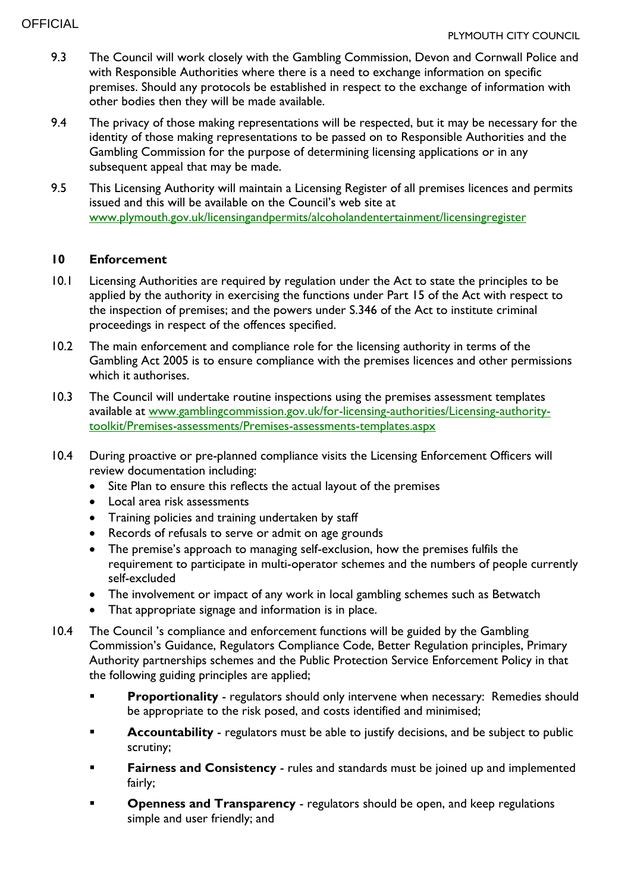9.3 The Council will work closely with the Gambling Commission, Devon and Cornwall Police and with Responsible Authorities where there is a need to exchange information on specific premises. Should any protocols be established in respect to the exchange of information with other bodies then they will be made available.

9.4 The privacy of those making representations will be respected, but it may be necessary for the identity of those making representations to be passed on to Responsible Authorities and the Gambling Commission for the purpose of determining licensing applications or in any subsequent appeal that may be made.

9.5 This Licensing Authority will maintain a Licensing Register of all premises licences and permits issued and this will be available on the Council's web site at [www.plymouth.gov.uk/licensingandpermits/alcoholandentertainment/licensingregister](www.plymouth.gov.uk/licensingandpermits/alcoholandentertainment/licensingregister)

## 10 Enforcement

10.1 Licensing Authorities are required by regulation under the Act to state the principles to be applied by the authority in exercising the functions under Part 15 of the Act with respect to the inspection of premises; and the powers under S.346 of the Act to institute criminal proceedings in respect of the offences specified.

10.2 The main enforcement and compliance role for the licensing authority in terms of the Gambling Act 2005 is to ensure compliance with the premises licences and other permissions which it authorises.

10.3 The Council will undertake routine inspections using the premises assessment templates available at [www.gamblingcommission.gov.uk/for-licensing-authorities/Licensing-authority-toolkit/Premises-assessments/Premises-assessments-templates.aspx](www.gamblingcommission.gov.uk/for-licensing-authorities/Licensing-authority-toolkit/Premises-assessments/Premises-assessments-templates.aspx)

10.4 During proactive or pre-planned compliance visits the Licensing Enforcement Officers will review documentation including:

- Site Plan to ensure this reflects the actual layout of the premises
- Local area risk assessments
- Training policies and training undertaken by staff
- Records of refusals to serve or admit on age grounds
- The premise's approach to managing self-exclusion, how the premises fulfils the requirement to participate in multi-operator schemes and the numbers of people currently self-excluded
- The involvement or impact of any work in local gambling schemes such as Betwatch
- That appropriate signage and information is in place.

10.4 The Council 's compliance and enforcement functions will be guided by the Gambling Commission's Guidance, Regulators Compliance Code, Better Regulation principles, Primary Authority partnerships schemes and the Public Protection Service Enforcement Policy in that the following guiding principles are applied;

- **Proportionality** - regulators should only intervene when necessary: Remedies should be appropriate to the risk posed, and costs identified and minimised;
- **Accountability** - regulators must be able to justify decisions, and be subject to public scrutiny;
- **Fairness and Consistency** - rules and standards must be joined up and implemented fairly;
- **Openness and Transparency** - regulators should be open, and keep regulations simple and user friendly; and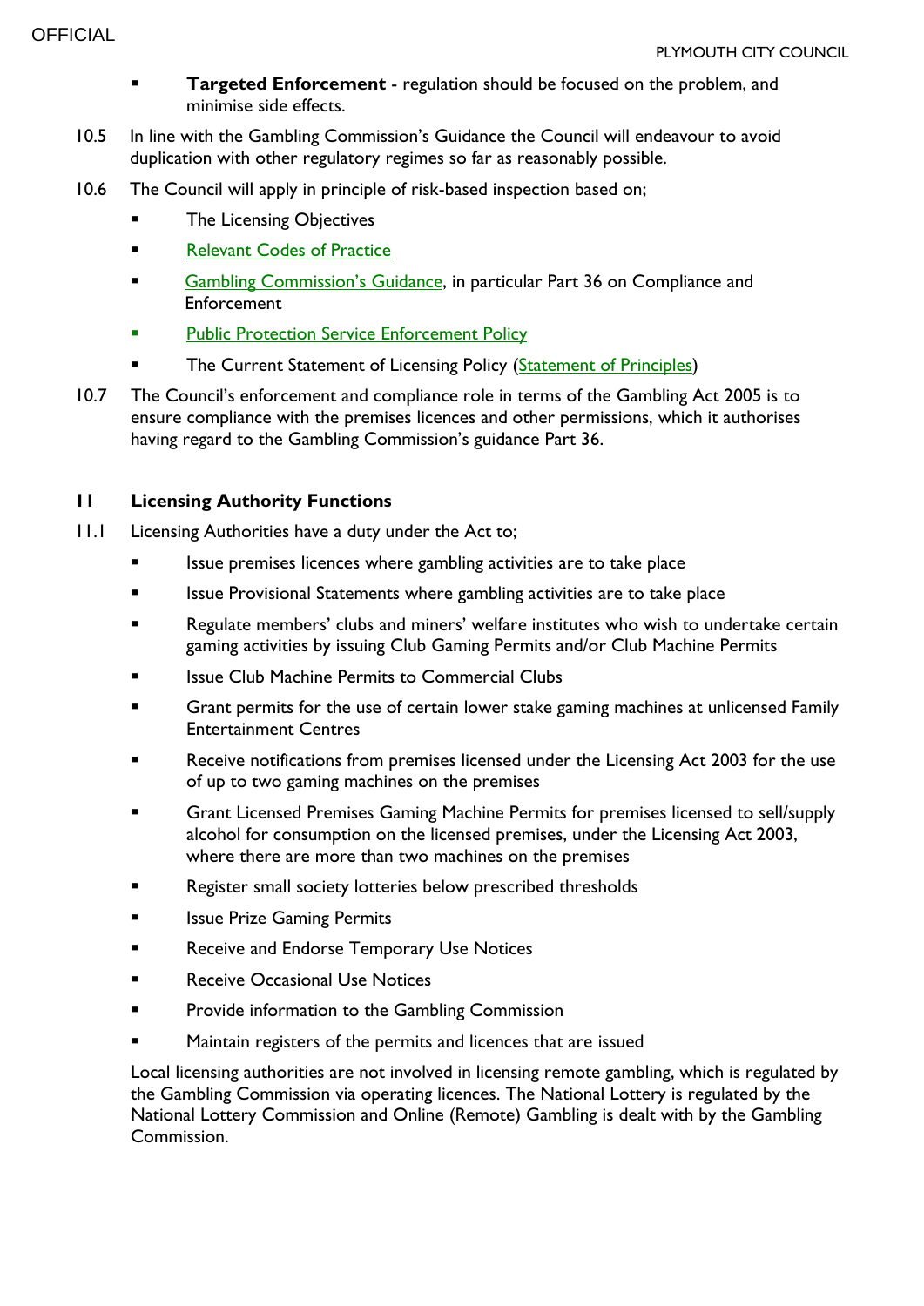- **Targeted Enforcement** - regulation should be focused on the problem, and minimise side effects.

10.5 In line with the Gambling Commission's Guidance the Council will endeavour to avoid duplication with other regulatory regimes so far as reasonably possible.

10.6 The Council will apply in principle of risk-based inspection based on;

- The Licensing Objectives
- Relevant Codes of Practice
- Gambling Commission's Guidance, in particular Part 36 on Compliance and Enforcement
- Public Protection Service Enforcement Policy
- The Current Statement of Licensing Policy (Statement of Principles)

10.7 The Council's enforcement and compliance role in terms of the Gambling Act 2005 is to ensure compliance with the premises licences and other permissions, which it authorises having regard to the Gambling Commission's guidance Part 36.

## 11 Licensing Authority Functions

11.1 Licensing Authorities have a duty under the Act to;

- Issue premises licences where gambling activities are to take place
- Issue Provisional Statements where gambling activities are to take place
- Regulate members' clubs and miners' welfare institutes who wish to undertake certain gaming activities by issuing Club Gaming Permits and/or Club Machine Permits
- Issue Club Machine Permits to Commercial Clubs
- Grant permits for the use of certain lower stake gaming machines at unlicensed Family Entertainment Centres
- Receive notifications from premises licensed under the Licensing Act 2003 for the use of up to two gaming machines on the premises
- Grant Licensed Premises Gaming Machine Permits for premises licensed to sell/supply alcohol for consumption on the licensed premises, under the Licensing Act 2003, where there are more than two machines on the premises
- Register small society lotteries below prescribed thresholds
- Issue Prize Gaming Permits
- Receive and Endorse Temporary Use Notices
- Receive Occasional Use Notices
- Provide information to the Gambling Commission
- Maintain registers of the permits and licences that are issued

Local licensing authorities are not involved in licensing remote gambling, which is regulated by the Gambling Commission via operating licences. The National Lottery is regulated by the National Lottery Commission and Online (Remote) Gambling is dealt with by the Gambling Commission.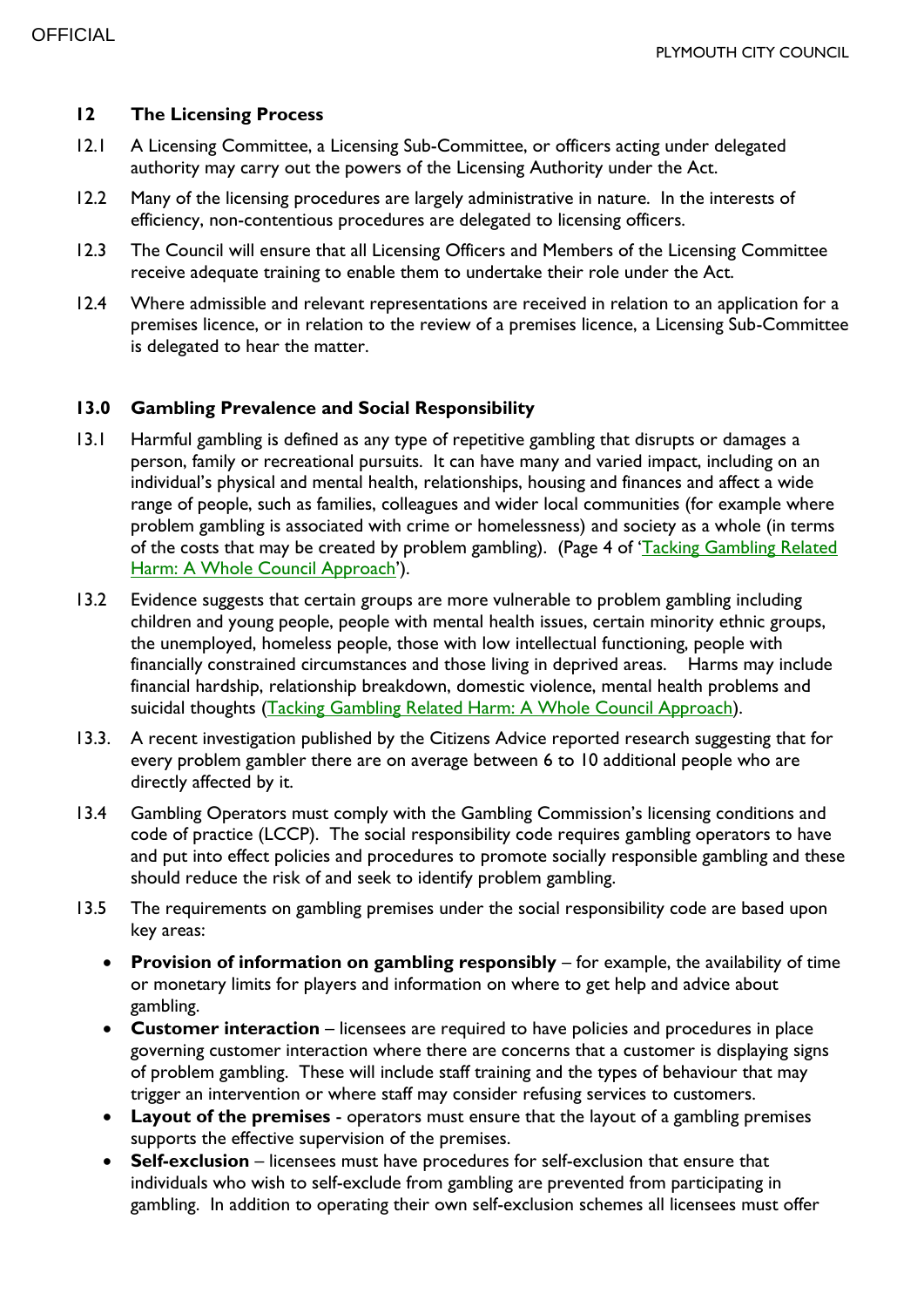## 12 The Licensing Process

12.1 A Licensing Committee, a Licensing Sub-Committee, or officers acting under delegated authority may carry out the powers of the Licensing Authority under the Act.

12.2 Many of the licensing procedures are largely administrative in nature. In the interests of efficiency, non-contentious procedures are delegated to licensing officers.

12.3 The Council will ensure that all Licensing Officers and Members of the Licensing Committee receive adequate training to enable them to undertake their role under the Act.

12.4 Where admissible and relevant representations are received in relation to an application for a premises licence, or in relation to the review of a premises licence, a Licensing Sub-Committee is delegated to hear the matter.

## 13.0 Gambling Prevalence and Social Responsibility

13.1 Harmful gambling is defined as any type of repetitive gambling that disrupts or damages a person, family or recreational pursuits. It can have many and varied impact, including on an individual's physical and mental health, relationships, housing and finances and affect a wide range of people, such as families, colleagues and wider local communities (for example where problem gambling is associated with crime or homelessness) and society as a whole (in terms of the costs that may be created by problem gambling). (Page 4 of 'Tacking Gambling Related Harm: A Whole Council Approach').

13.2 Evidence suggests that certain groups are more vulnerable to problem gambling including children and young people, people with mental health issues, certain minority ethnic groups, the unemployed, homeless people, those with low intellectual functioning, people with financially constrained circumstances and those living in deprived areas. Harms may include financial hardship, relationship breakdown, domestic violence, mental health problems and suicidal thoughts (Tacking Gambling Related Harm: A Whole Council Approach).

13.3. A recent investigation published by the Citizens Advice reported research suggesting that for every problem gambler there are on average between 6 to 10 additional people who are directly affected by it.

13.4 Gambling Operators must comply with the Gambling Commission's licensing conditions and code of practice (LCCP). The social responsibility code requires gambling operators to have and put into effect policies and procedures to promote socially responsible gambling and these should reduce the risk of and seek to identify problem gambling.

13.5 The requirements on gambling premises under the social responsibility code are based upon key areas:

- **Provision of information on gambling responsibly** – for example, the availability of time or monetary limits for players and information on where to get help and advice about gambling.
- **Customer interaction** – licensees are required to have policies and procedures in place governing customer interaction where there are concerns that a customer is displaying signs of problem gambling. These will include staff training and the types of behaviour that may trigger an intervention or where staff may consider refusing services to customers.
- **Layout of the premises** - operators must ensure that the layout of a gambling premises supports the effective supervision of the premises.
- **Self-exclusion** – licensees must have procedures for self-exclusion that ensure that individuals who wish to self-exclude from gambling are prevented from participating in gambling. In addition to operating their own self-exclusion schemes all licensees must offer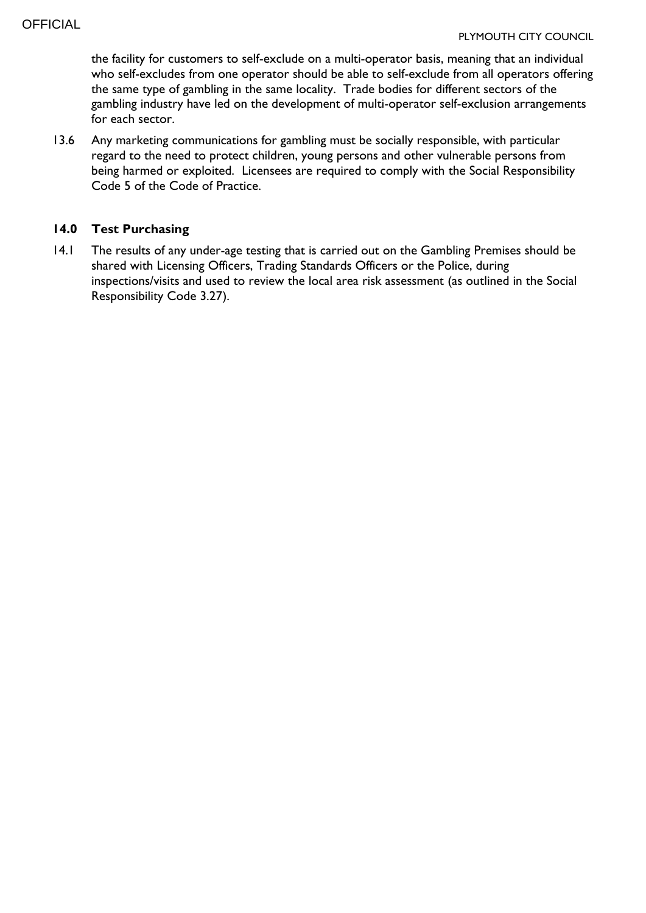the facility for customers to self-exclude on a multi-operator basis, meaning that an individual who self-excludes from one operator should be able to self-exclude from all operators offering the same type of gambling in the same locality. Trade bodies for different sectors of the gambling industry have led on the development of multi-operator self-exclusion arrangements for each sector.

13.6 Any marketing communications for gambling must be socially responsible, with particular regard to the need to protect children, young persons and other vulnerable persons from being harmed or exploited. Licensees are required to comply with the Social Responsibility Code 5 of the Code of Practice.

## 14.0 Test Purchasing

14.1 The results of any under-age testing that is carried out on the Gambling Premises should be shared with Licensing Officers, Trading Standards Officers or the Police, during inspections/visits and used to review the local area risk assessment (as outlined in the Social Responsibility Code 3.27).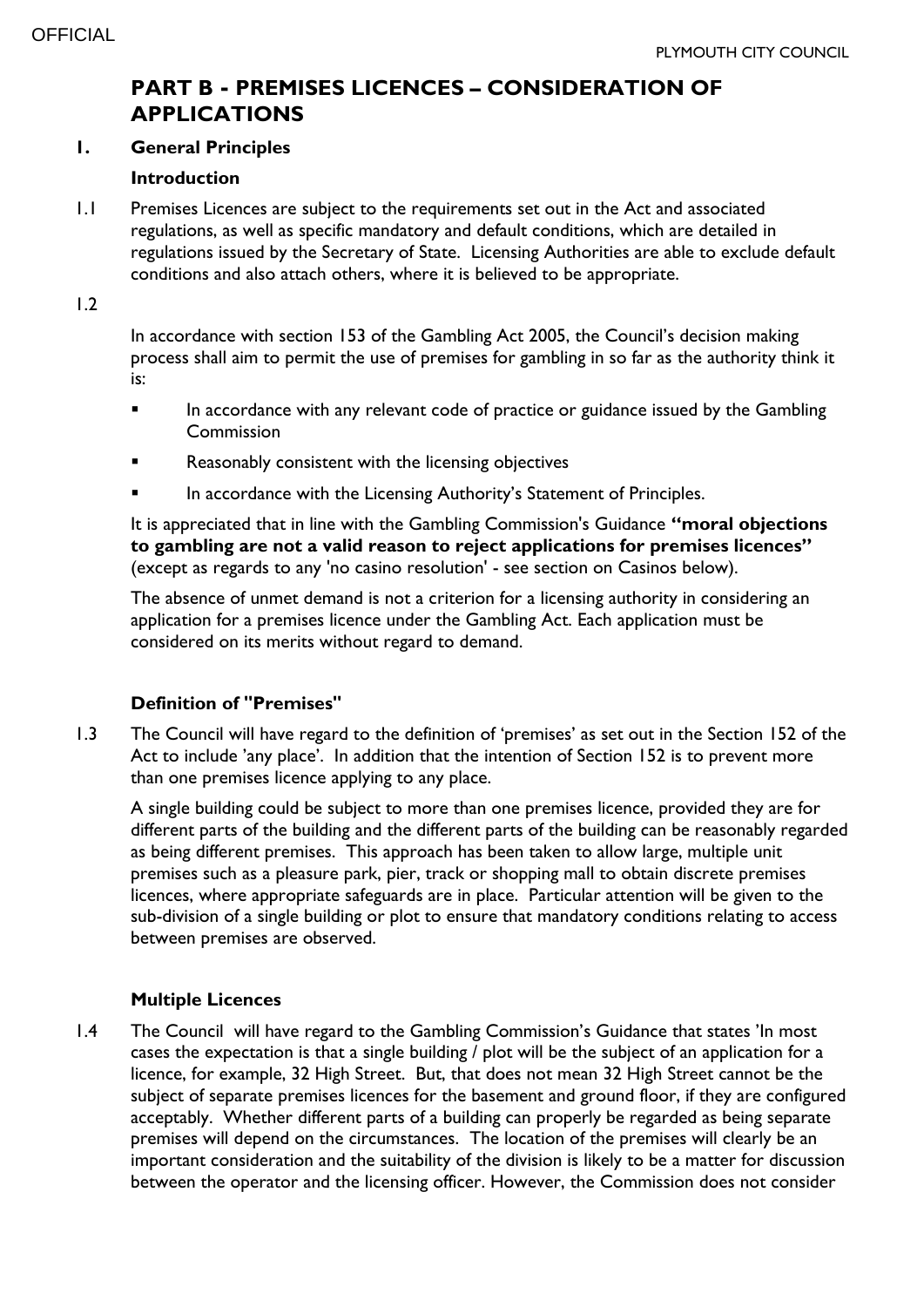# PART B - PREMISES LICENCES – CONSIDERATION OF APPLICATIONS

## 1. General Principles

### Introduction

1.1 Premises Licences are subject to the requirements set out in the Act and associated regulations, as well as specific mandatory and default conditions, which are detailed in regulations issued by the Secretary of State. Licensing Authorities are able to exclude default conditions and also attach others, where it is believed to be appropriate.

1.2

In accordance with section 153 of the Gambling Act 2005, the Council's decision making process shall aim to permit the use of premises for gambling in so far as the authority think it is:

- In accordance with any relevant code of practice or guidance issued by the Gambling Commission
- Reasonably consistent with the licensing objectives
- In accordance with the Licensing Authority's Statement of Principles.

It is appreciated that in line with the Gambling Commission's Guidance **"moral objections to gambling are not a valid reason to reject applications for premises licences"** (except as regards to any 'no casino resolution' - see section on Casinos below).

The absence of unmet demand is not a criterion for a licensing authority in considering an application for a premises licence under the Gambling Act. Each application must be considered on its merits without regard to demand.

### Definition of "Premises"

1.3 The Council will have regard to the definition of 'premises' as set out in the Section 152 of the Act to include 'any place'. In addition that the intention of Section 152 is to prevent more than one premises licence applying to any place.

A single building could be subject to more than one premises licence, provided they are for different parts of the building and the different parts of the building can be reasonably regarded as being different premises. This approach has been taken to allow large, multiple unit premises such as a pleasure park, pier, track or shopping mall to obtain discrete premises licences, where appropriate safeguards are in place. Particular attention will be given to the sub-division of a single building or plot to ensure that mandatory conditions relating to access between premises are observed.

### Multiple Licences

1.4 The Council will have regard to the Gambling Commission's Guidance that states 'In most cases the expectation is that a single building / plot will be the subject of an application for a licence, for example, 32 High Street. But, that does not mean 32 High Street cannot be the subject of separate premises licences for the basement and ground floor, if they are configured acceptably. Whether different parts of a building can properly be regarded as being separate premises will depend on the circumstances. The location of the premises will clearly be an important consideration and the suitability of the division is likely to be a matter for discussion between the operator and the licensing officer. However, the Commission does not consider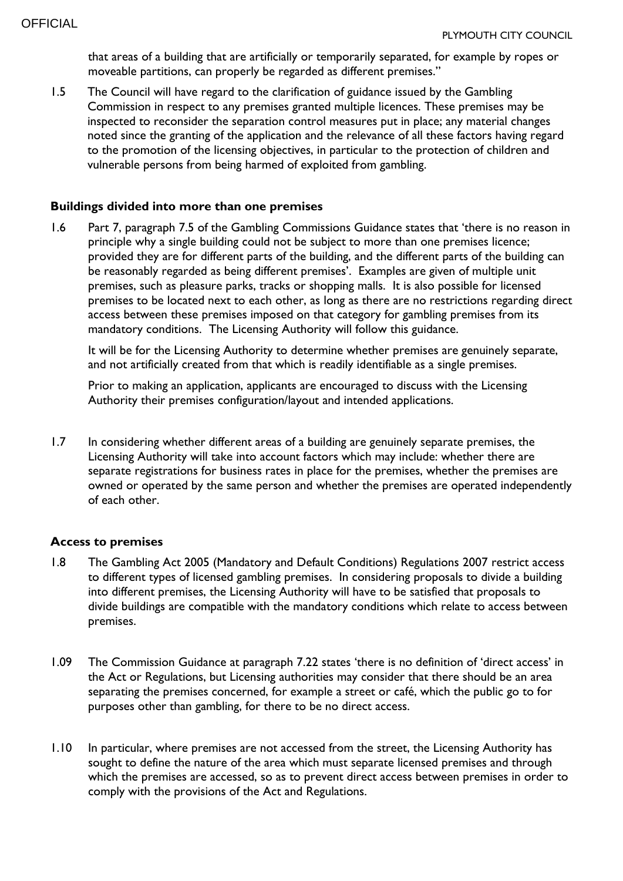that areas of a building that are artificially or temporarily separated, for example by ropes or moveable partitions, can properly be regarded as different premises."

1.5 The Council will have regard to the clarification of guidance issued by the Gambling Commission in respect to any premises granted multiple licences. These premises may be inspected to reconsider the separation control measures put in place; any material changes noted since the granting of the application and the relevance of all these factors having regard to the promotion of the licensing objectives, in particular to the protection of children and vulnerable persons from being harmed of exploited from gambling.

### Buildings divided into more than one premises

1.6 Part 7, paragraph 7.5 of the Gambling Commissions Guidance states that 'there is no reason in principle why a single building could not be subject to more than one premises licence; provided they are for different parts of the building, and the different parts of the building can be reasonably regarded as being different premises'. Examples are given of multiple unit premises, such as pleasure parks, tracks or shopping malls. It is also possible for licensed premises to be located next to each other, as long as there are no restrictions regarding direct access between these premises imposed on that category for gambling premises from its mandatory conditions. The Licensing Authority will follow this guidance.

It will be for the Licensing Authority to determine whether premises are genuinely separate, and not artificially created from that which is readily identifiable as a single premises.

Prior to making an application, applicants are encouraged to discuss with the Licensing Authority their premises configuration/layout and intended applications.

1.7 In considering whether different areas of a building are genuinely separate premises, the Licensing Authority will take into account factors which may include: whether there are separate registrations for business rates in place for the premises, whether the premises are owned or operated by the same person and whether the premises are operated independently of each other.

### Access to premises

1.8 The Gambling Act 2005 (Mandatory and Default Conditions) Regulations 2007 restrict access to different types of licensed gambling premises. In considering proposals to divide a building into different premises, the Licensing Authority will have to be satisfied that proposals to divide buildings are compatible with the mandatory conditions which relate to access between premises.

1.09 The Commission Guidance at paragraph 7.22 states 'there is no definition of 'direct access' in the Act or Regulations, but Licensing authorities may consider that there should be an area separating the premises concerned, for example a street or café, which the public go to for purposes other than gambling, for there to be no direct access.

1.10 In particular, where premises are not accessed from the street, the Licensing Authority has sought to define the nature of the area which must separate licensed premises and through which the premises are accessed, so as to prevent direct access between premises in order to comply with the provisions of the Act and Regulations.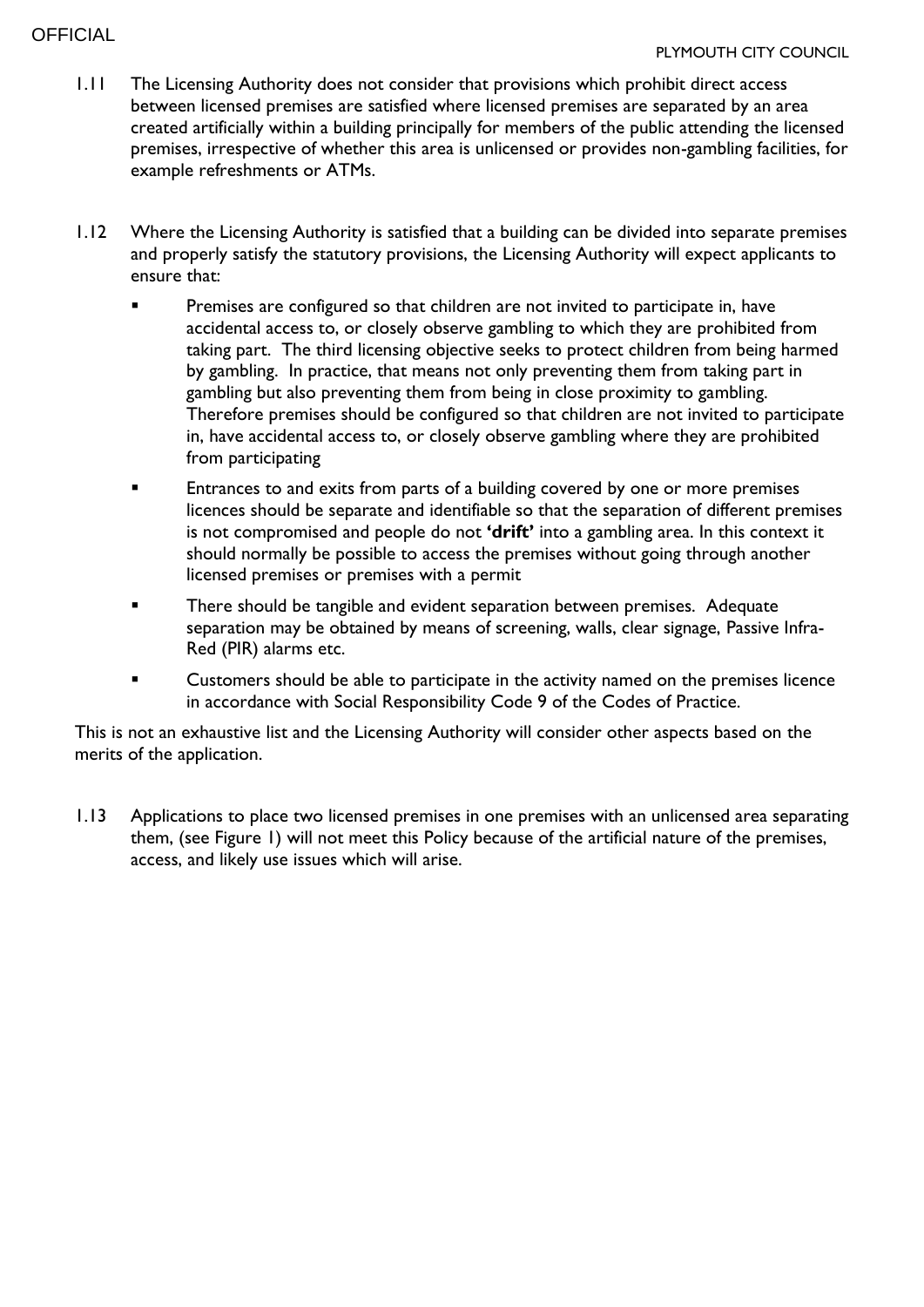1.11 The Licensing Authority does not consider that provisions which prohibit direct access between licensed premises are satisfied where licensed premises are separated by an area created artificially within a building principally for members of the public attending the licensed premises, irrespective of whether this area is unlicensed or provides non-gambling facilities, for example refreshments or ATMs.

1.12 Where the Licensing Authority is satisfied that a building can be divided into separate premises and properly satisfy the statutory provisions, the Licensing Authority will expect applicants to ensure that:

- Premises are configured so that children are not invited to participate in, have accidental access to, or closely observe gambling to which they are prohibited from taking part. The third licensing objective seeks to protect children from being harmed by gambling. In practice, that means not only preventing them from taking part in gambling but also preventing them from being in close proximity to gambling. Therefore premises should be configured so that children are not invited to participate in, have accidental access to, or closely observe gambling where they are prohibited from participating
- Entrances to and exits from parts of a building covered by one or more premises licences should be separate and identifiable so that the separation of different premises is not compromised and people do not **'drift'** into a gambling area. In this context it should normally be possible to access the premises without going through another licensed premises or premises with a permit
- There should be tangible and evident separation between premises. Adequate separation may be obtained by means of screening, walls, clear signage, Passive Infra-Red (PIR) alarms etc.
- Customers should be able to participate in the activity named on the premises licence in accordance with Social Responsibility Code 9 of the Codes of Practice.

This is not an exhaustive list and the Licensing Authority will consider other aspects based on the merits of the application.

1.13 Applications to place two licensed premises in one premises with an unlicensed area separating them, (see Figure 1) will not meet this Policy because of the artificial nature of the premises, access, and likely use issues which will arise.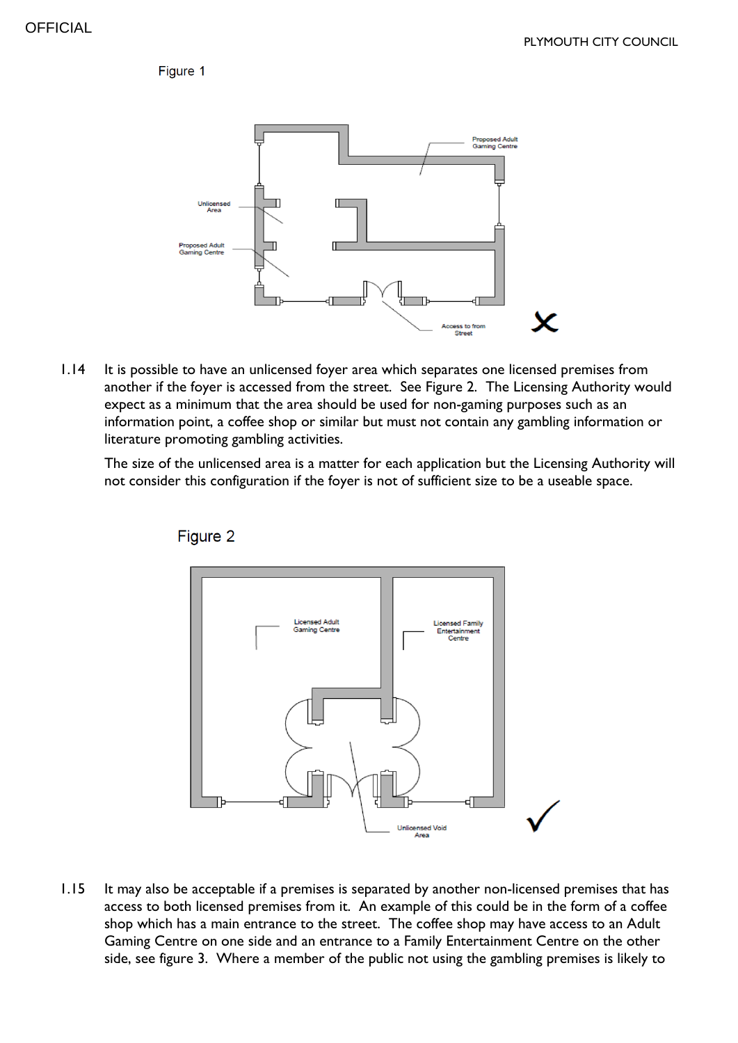Figure 1

1.14 It is possible to have an unlicensed foyer area which separates one licensed premises from another if the foyer is accessed from the street. See Figure 2. The Licensing Authority would expect as a minimum that the area should be used for non-gaming purposes such as an information point, a coffee shop or similar but must not contain any gambling information or literature promoting gambling activities.

The size of the unlicensed area is a matter for each application but the Licensing Authority will not consider this configuration if the foyer is not of sufficient size to be a useable space.

Figure 2

1.15 It may also be acceptable if a premises is separated by another non-licensed premises that has access to both licensed premises from it. An example of this could be in the form of a coffee shop which has a main entrance to the street. The coffee shop may have access to an Adult Gaming Centre on one side and an entrance to a Family Entertainment Centre on the other side, see figure 3. Where a member of the public not using the gambling premises is likely to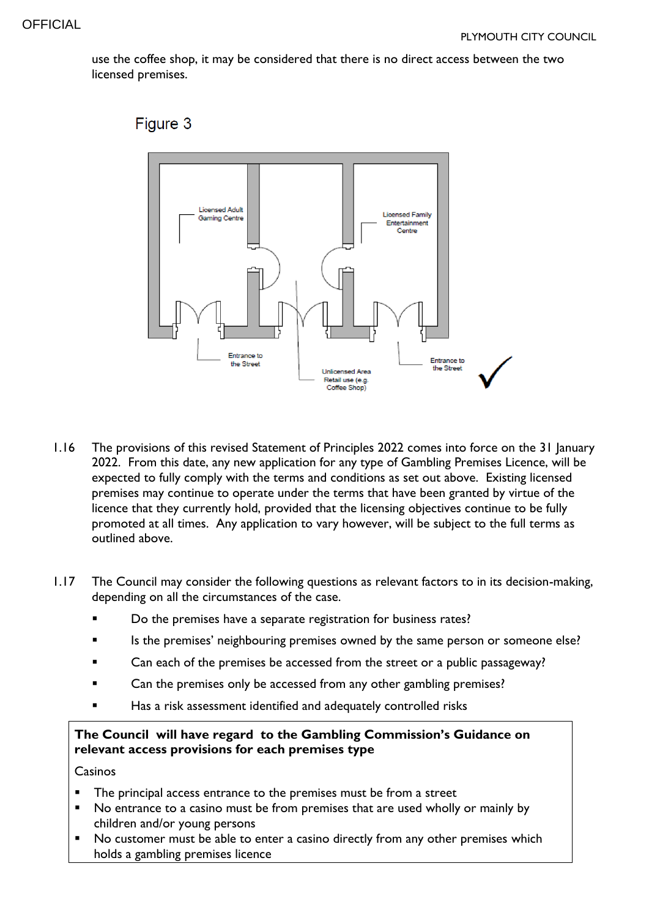use the coffee shop, it may be considered that there is no direct access between the two licensed premises.

Figure 3

Licensed Adult Gaming Centre

Licensed Family Entertainment Centre

Entrance to the Street

Unlicensed Area Retail use (e.g. Coffee Shop)

Entrance to the Street

✓

1.16 The provisions of this revised Statement of Principles 2022 comes into force on the 31 January 2022. From this date, any new application for any type of Gambling Premises Licence, will be expected to fully comply with the terms and conditions as set out above. Existing licensed premises may continue to operate under the terms that have been granted by virtue of the licence that they currently hold, provided that the licensing objectives continue to be fully promoted at all times. Any application to vary however, will be subject to the full terms as outlined above.

1.17 The Council may consider the following questions as relevant factors to in its decision-making, depending on all the circumstances of the case.

- Do the premises have a separate registration for business rates?
- Is the premises' neighbouring premises owned by the same person or someone else?
- Can each of the premises be accessed from the street or a public passageway?
- Can the premises only be accessed from any other gambling premises?
- Has a risk assessment identified and adequately controlled risks

**The Council will have regard to the Gambling Commission's Guidance on relevant access provisions for each premises type**

Casinos

- The principal access entrance to the premises must be from a street
- No entrance to a casino must be from premises that are used wholly or mainly by children and/or young persons
- No customer must be able to enter a casino directly from any other premises which holds a gambling premises licence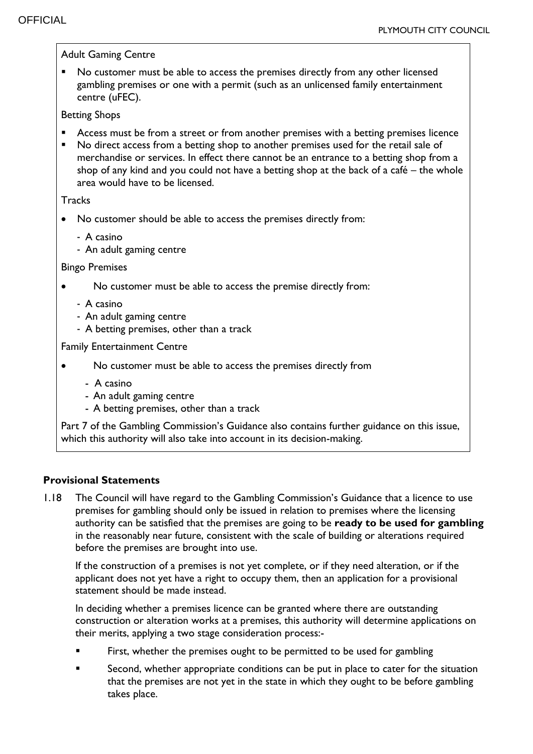Adult Gaming Centre

- No customer must be able to access the premises directly from any other licensed gambling premises or one with a permit (such as an unlicensed family entertainment centre (uFEC).

Betting Shops

- Access must be from a street or from another premises with a betting premises licence
- No direct access from a betting shop to another premises used for the retail sale of merchandise or services. In effect there cannot be an entrance to a betting shop from a shop of any kind and you could not have a betting shop at the back of a café – the whole area would have to be licensed.

Tracks

- No customer should be able to access the premises directly from:
  - A casino
  - An adult gaming centre

Bingo Premises

- No customer must be able to access the premise directly from:
  - A casino
  - An adult gaming centre
  - A betting premises, other than a track

Family Entertainment Centre

- No customer must be able to access the premises directly from
  - A casino
  - An adult gaming centre
  - A betting premises, other than a track

Part 7 of the Gambling Commission's Guidance also contains further guidance on this issue, which this authority will also take into account in its decision-making.

### Provisional Statements

1.18 The Council will have regard to the Gambling Commission's Guidance that a licence to use premises for gambling should only be issued in relation to premises where the licensing authority can be satisfied that the premises are going to be **ready to be used for gambling** in the reasonably near future, consistent with the scale of building or alterations required before the premises are brought into use.

If the construction of a premises is not yet complete, or if they need alteration, or if the applicant does not yet have a right to occupy them, then an application for a provisional statement should be made instead.

In deciding whether a premises licence can be granted where there are outstanding construction or alteration works at a premises, this authority will determine applications on their merits, applying a two stage consideration process:-

- First, whether the premises ought to be permitted to be used for gambling
- Second, whether appropriate conditions can be put in place to cater for the situation that the premises are not yet in the state in which they ought to be before gambling takes place.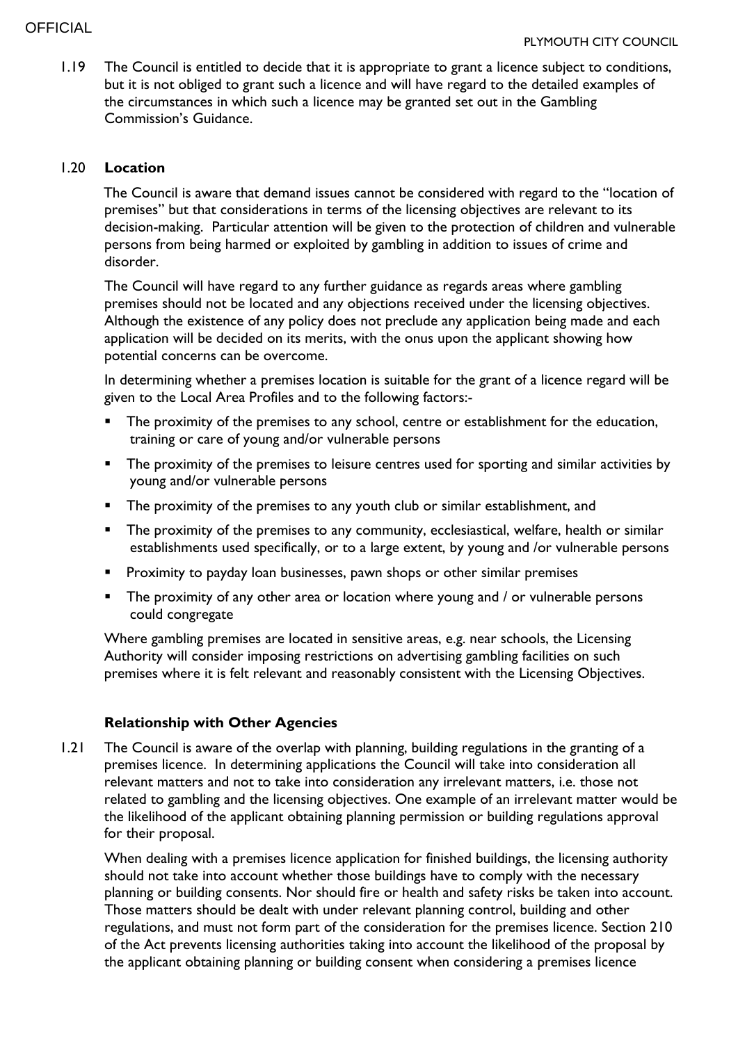1.19 The Council is entitled to decide that it is appropriate to grant a licence subject to conditions, but it is not obliged to grant such a licence and will have regard to the detailed examples of the circumstances in which such a licence may be granted set out in the Gambling Commission's Guidance.

1.20 **Location**

The Council is aware that demand issues cannot be considered with regard to the "location of premises" but that considerations in terms of the licensing objectives are relevant to its decision-making. Particular attention will be given to the protection of children and vulnerable persons from being harmed or exploited by gambling in addition to issues of crime and disorder.

The Council will have regard to any further guidance as regards areas where gambling premises should not be located and any objections received under the licensing objectives. Although the existence of any policy does not preclude any application being made and each application will be decided on its merits, with the onus upon the applicant showing how potential concerns can be overcome.

In determining whether a premises location is suitable for the grant of a licence regard will be given to the Local Area Profiles and to the following factors:-

- The proximity of the premises to any school, centre or establishment for the education, training or care of young and/or vulnerable persons
- The proximity of the premises to leisure centres used for sporting and similar activities by young and/or vulnerable persons
- The proximity of the premises to any youth club or similar establishment, and
- The proximity of the premises to any community, ecclesiastical, welfare, health or similar establishments used specifically, or to a large extent, by young and /or vulnerable persons
- Proximity to payday loan businesses, pawn shops or other similar premises
- The proximity of any other area or location where young and / or vulnerable persons could congregate

Where gambling premises are located in sensitive areas, e.g. near schools, the Licensing Authority will consider imposing restrictions on advertising gambling facilities on such premises where it is felt relevant and reasonably consistent with the Licensing Objectives.

**Relationship with Other Agencies**

1.21 The Council is aware of the overlap with planning, building regulations in the granting of a premises licence. In determining applications the Council will take into consideration all relevant matters and not to take into consideration any irrelevant matters, i.e. those not related to gambling and the licensing objectives. One example of an irrelevant matter would be the likelihood of the applicant obtaining planning permission or building regulations approval for their proposal.

When dealing with a premises licence application for finished buildings, the licensing authority should not take into account whether those buildings have to comply with the necessary planning or building consents. Nor should fire or health and safety risks be taken into account. Those matters should be dealt with under relevant planning control, building and other regulations, and must not form part of the consideration for the premises licence. Section 210 of the Act prevents licensing authorities taking into account the likelihood of the proposal by the applicant obtaining planning or building consent when considering a premises licence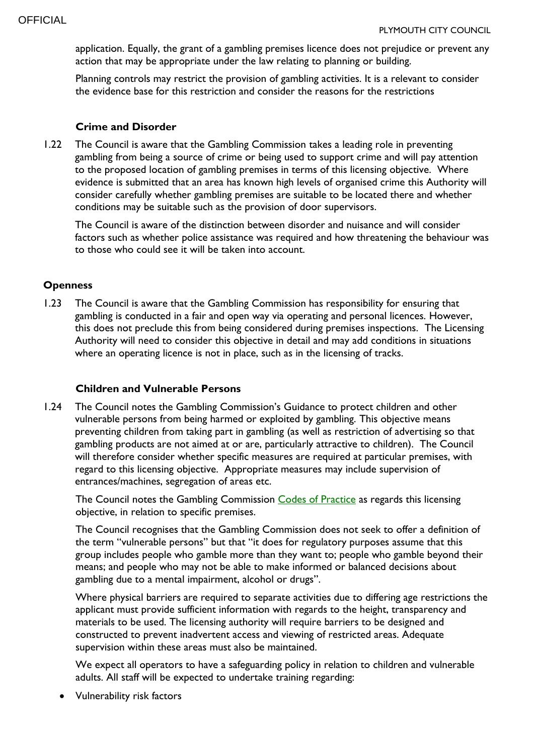application. Equally, the grant of a gambling premises licence does not prejudice or prevent any action that may be appropriate under the law relating to planning or building.

Planning controls may restrict the provision of gambling activities. It is a relevant to consider the evidence base for this restriction and consider the reasons for the restrictions

### Crime and Disorder

1.22 The Council is aware that the Gambling Commission takes a leading role in preventing gambling from being a source of crime or being used to support crime and will pay attention to the proposed location of gambling premises in terms of this licensing objective. Where evidence is submitted that an area has known high levels of organised crime this Authority will consider carefully whether gambling premises are suitable to be located there and whether conditions may be suitable such as the provision of door supervisors.

The Council is aware of the distinction between disorder and nuisance and will consider factors such as whether police assistance was required and how threatening the behaviour was to those who could see it will be taken into account.

### Openness

1.23 The Council is aware that the Gambling Commission has responsibility for ensuring that gambling is conducted in a fair and open way via operating and personal licences. However, this does not preclude this from being considered during premises inspections. The Licensing Authority will need to consider this objective in detail and may add conditions in situations where an operating licence is not in place, such as in the licensing of tracks.

### Children and Vulnerable Persons

1.24 The Council notes the Gambling Commission's Guidance to protect children and other vulnerable persons from being harmed or exploited by gambling. This objective means preventing children from taking part in gambling (as well as restriction of advertising so that gambling products are not aimed at or are, particularly attractive to children). The Council will therefore consider whether specific measures are required at particular premises, with regard to this licensing objective. Appropriate measures may include supervision of entrances/machines, segregation of areas etc.

The Council notes the Gambling Commission Codes of Practice as regards this licensing objective, in relation to specific premises.

The Council recognises that the Gambling Commission does not seek to offer a definition of the term "vulnerable persons" but that "it does for regulatory purposes assume that this group includes people who gamble more than they want to; people who gamble beyond their means; and people who may not be able to make informed or balanced decisions about gambling due to a mental impairment, alcohol or drugs".

Where physical barriers are required to separate activities due to differing age restrictions the applicant must provide sufficient information with regards to the height, transparency and materials to be used. The licensing authority will require barriers to be designed and constructed to prevent inadvertent access and viewing of restricted areas. Adequate supervision within these areas must also be maintained.

We expect all operators to have a safeguarding policy in relation to children and vulnerable adults. All staff will be expected to undertake training regarding:

- Vulnerability risk factors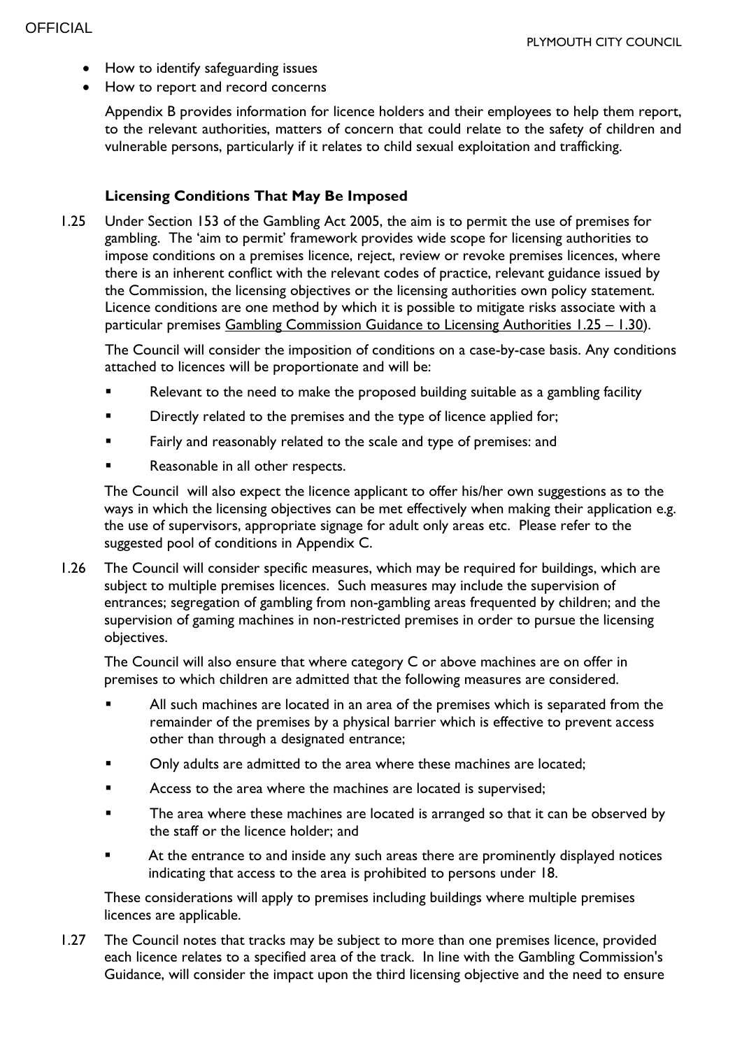- How to identify safeguarding issues
- How to report and record concerns

Appendix B provides information for licence holders and their employees to help them report, to the relevant authorities, matters of concern that could relate to the safety of children and vulnerable persons, particularly if it relates to child sexual exploitation and trafficking.

**Licensing Conditions That May Be Imposed**

1.25 Under Section 153 of the Gambling Act 2005, the aim is to permit the use of premises for gambling. The 'aim to permit' framework provides wide scope for licensing authorities to impose conditions on a premises licence, reject, review or revoke premises licences, where there is an inherent conflict with the relevant codes of practice, relevant guidance issued by the Commission, the licensing objectives or the licensing authorities own policy statement. Licence conditions are one method by which it is possible to mitigate risks associate with a particular premises Gambling Commission Guidance to Licensing Authorities 1.25 – 1.30).

The Council will consider the imposition of conditions on a case-by-case basis. Any conditions attached to licences will be proportionate and will be:

- Relevant to the need to make the proposed building suitable as a gambling facility
- Directly related to the premises and the type of licence applied for;
- Fairly and reasonably related to the scale and type of premises: and
- Reasonable in all other respects.

The Council will also expect the licence applicant to offer his/her own suggestions as to the ways in which the licensing objectives can be met effectively when making their application e.g. the use of supervisors, appropriate signage for adult only areas etc. Please refer to the suggested pool of conditions in Appendix C.

1.26 The Council will consider specific measures, which may be required for buildings, which are subject to multiple premises licences. Such measures may include the supervision of entrances; segregation of gambling from non-gambling areas frequented by children; and the supervision of gaming machines in non-restricted premises in order to pursue the licensing objectives.

The Council will also ensure that where category C or above machines are on offer in premises to which children are admitted that the following measures are considered.

- All such machines are located in an area of the premises which is separated from the remainder of the premises by a physical barrier which is effective to prevent access other than through a designated entrance;
- Only adults are admitted to the area where these machines are located;
- Access to the area where the machines are located is supervised;
- The area where these machines are located is arranged so that it can be observed by the staff or the licence holder; and
- At the entrance to and inside any such areas there are prominently displayed notices indicating that access to the area is prohibited to persons under 18.

These considerations will apply to premises including buildings where multiple premises licences are applicable.

1.27 The Council notes that tracks may be subject to more than one premises licence, provided each licence relates to a specified area of the track. In line with the Gambling Commission's Guidance, will consider the impact upon the third licensing objective and the need to ensure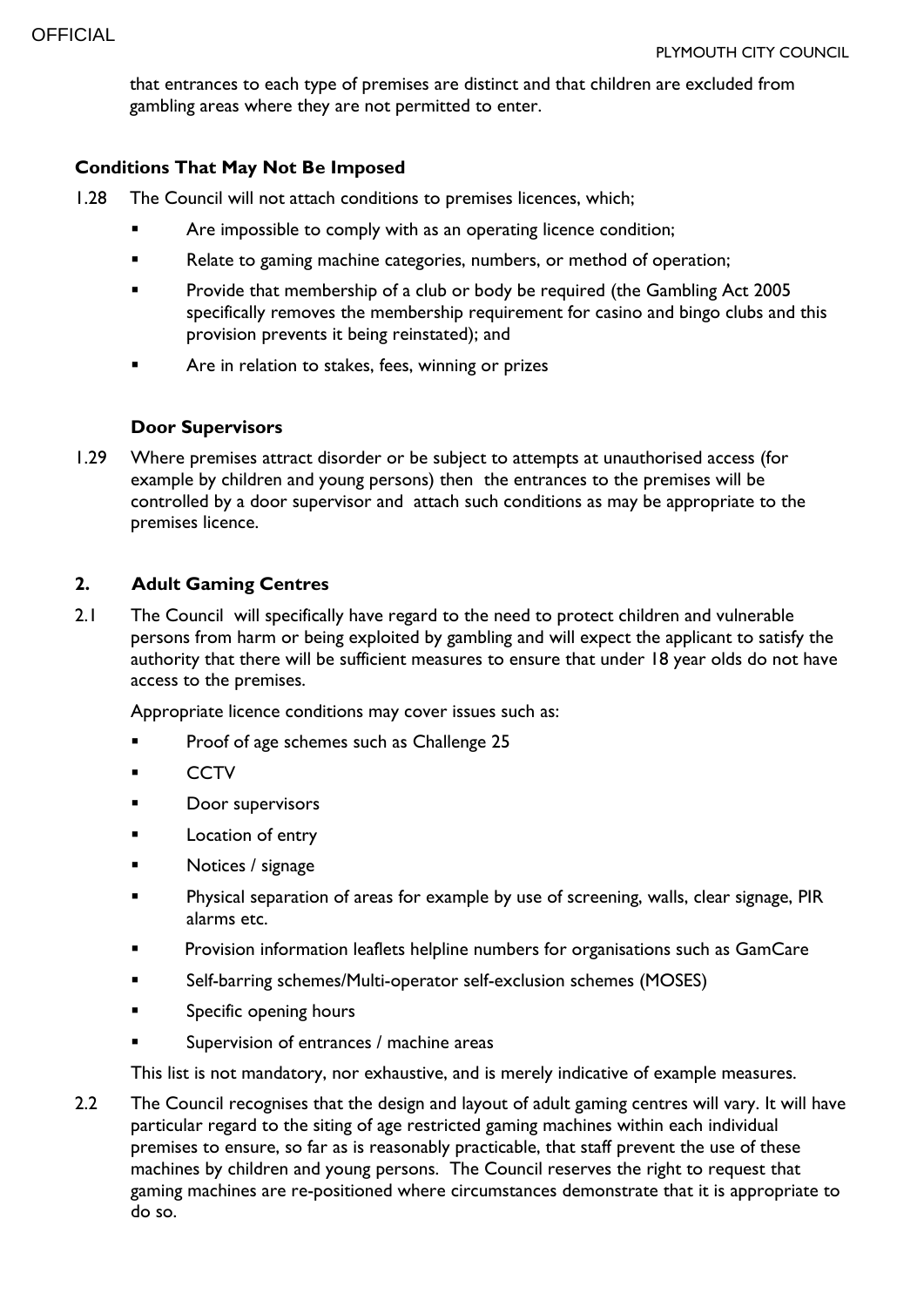that entrances to each type of premises are distinct and that children are excluded from gambling areas where they are not permitted to enter.

### Conditions That May Not Be Imposed

1.28 The Council will not attach conditions to premises licences, which;

- Are impossible to comply with as an operating licence condition;
- Relate to gaming machine categories, numbers, or method of operation;
- Provide that membership of a club or body be required (the Gambling Act 2005 specifically removes the membership requirement for casino and bingo clubs and this provision prevents it being reinstated); and
- Are in relation to stakes, fees, winning or prizes

### Door Supervisors

1.29 Where premises attract disorder or be subject to attempts at unauthorised access (for example by children and young persons) then the entrances to the premises will be controlled by a door supervisor and attach such conditions as may be appropriate to the premises licence.

## 2. Adult Gaming Centres

2.1 The Council will specifically have regard to the need to protect children and vulnerable persons from harm or being exploited by gambling and will expect the applicant to satisfy the authority that there will be sufficient measures to ensure that under 18 year olds do not have access to the premises.

Appropriate licence conditions may cover issues such as:

- Proof of age schemes such as Challenge 25
- CCTV
- Door supervisors
- Location of entry
- Notices / signage
- Physical separation of areas for example by use of screening, walls, clear signage, PIR alarms etc.
- Provision information leaflets helpline numbers for organisations such as GamCare
- Self-barring schemes/Multi-operator self-exclusion schemes (MOSES)
- Specific opening hours
- Supervision of entrances / machine areas

This list is not mandatory, nor exhaustive, and is merely indicative of example measures.

2.2 The Council recognises that the design and layout of adult gaming centres will vary. It will have particular regard to the siting of age restricted gaming machines within each individual premises to ensure, so far as is reasonably practicable, that staff prevent the use of these machines by children and young persons. The Council reserves the right to request that gaming machines are re-positioned where circumstances demonstrate that it is appropriate to do so.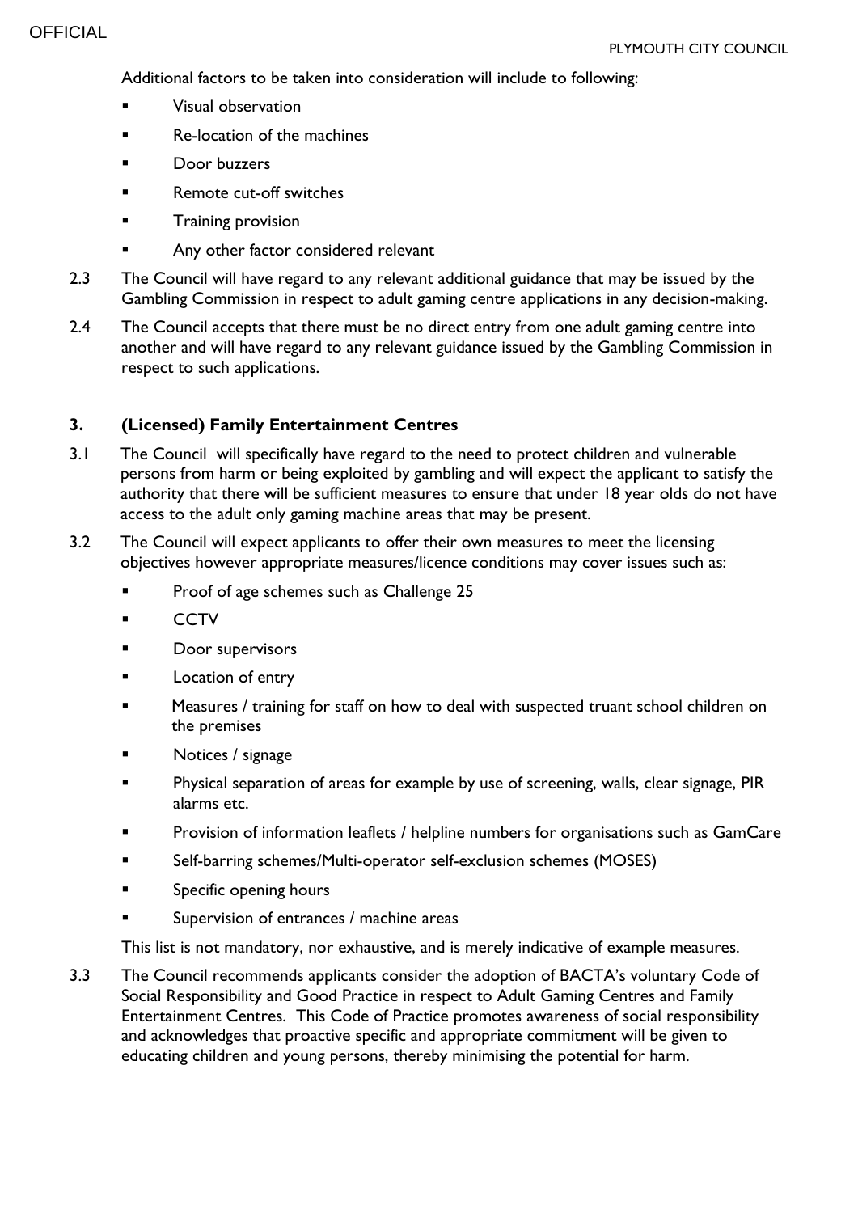Additional factors to be taken into consideration will include to following:

- Visual observation
- Re-location of the machines
- Door buzzers
- Remote cut-off switches
- Training provision
- Any other factor considered relevant

2.3 The Council will have regard to any relevant additional guidance that may be issued by the Gambling Commission in respect to adult gaming centre applications in any decision-making.

2.4 The Council accepts that there must be no direct entry from one adult gaming centre into another and will have regard to any relevant guidance issued by the Gambling Commission in respect to such applications.

## 3. (Licensed) Family Entertainment Centres

3.1 The Council will specifically have regard to the need to protect children and vulnerable persons from harm or being exploited by gambling and will expect the applicant to satisfy the authority that there will be sufficient measures to ensure that under 18 year olds do not have access to the adult only gaming machine areas that may be present.

3.2 The Council will expect applicants to offer their own measures to meet the licensing objectives however appropriate measures/licence conditions may cover issues such as:

- Proof of age schemes such as Challenge 25
- CCTV
- Door supervisors
- Location of entry
- Measures / training for staff on how to deal with suspected truant school children on the premises
- Notices / signage
- Physical separation of areas for example by use of screening, walls, clear signage, PIR alarms etc.
- Provision of information leaflets / helpline numbers for organisations such as GamCare
- Self-barring schemes/Multi-operator self-exclusion schemes (MOSES)
- Specific opening hours
- Supervision of entrances / machine areas

This list is not mandatory, nor exhaustive, and is merely indicative of example measures.

3.3 The Council recommends applicants consider the adoption of BACTA's voluntary Code of Social Responsibility and Good Practice in respect to Adult Gaming Centres and Family Entertainment Centres. This Code of Practice promotes awareness of social responsibility and acknowledges that proactive specific and appropriate commitment will be given to educating children and young persons, thereby minimising the potential for harm.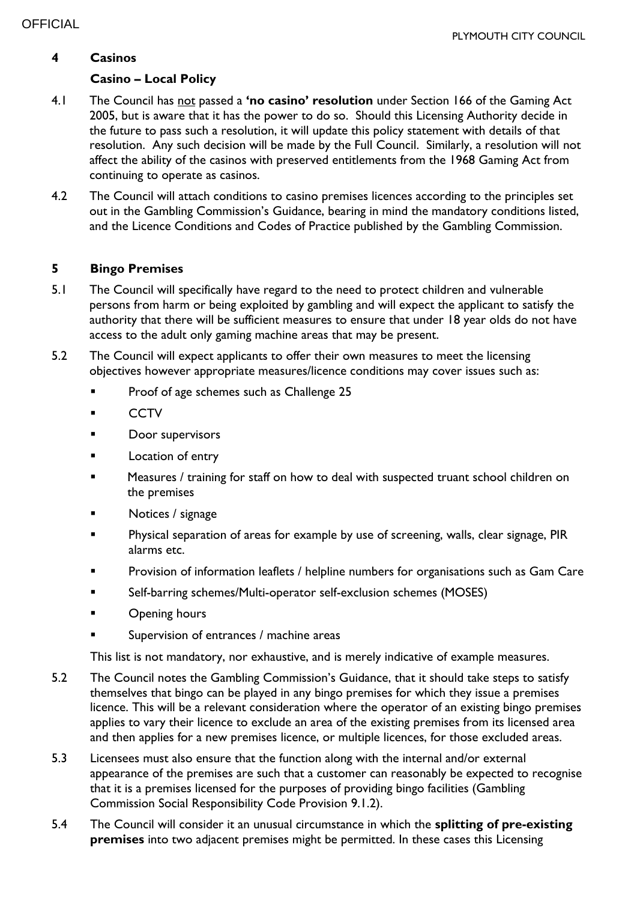## 4 Casinos

### Casino – Local Policy

4.1 The Council has not passed a **'no casino' resolution** under Section 166 of the Gaming Act 2005, but is aware that it has the power to do so. Should this Licensing Authority decide in the future to pass such a resolution, it will update this policy statement with details of that resolution. Any such decision will be made by the Full Council. Similarly, a resolution will not affect the ability of the casinos with preserved entitlements from the 1968 Gaming Act from continuing to operate as casinos.

4.2 The Council will attach conditions to casino premises licences according to the principles set out in the Gambling Commission's Guidance, bearing in mind the mandatory conditions listed, and the Licence Conditions and Codes of Practice published by the Gambling Commission.

## 5 Bingo Premises

5.1 The Council will specifically have regard to the need to protect children and vulnerable persons from harm or being exploited by gambling and will expect the applicant to satisfy the authority that there will be sufficient measures to ensure that under 18 year olds do not have access to the adult only gaming machine areas that may be present.

5.2 The Council will expect applicants to offer their own measures to meet the licensing objectives however appropriate measures/licence conditions may cover issues such as:

- Proof of age schemes such as Challenge 25
- CCTV
- Door supervisors
- Location of entry
- Measures / training for staff on how to deal with suspected truant school children on the premises
- Notices / signage
- Physical separation of areas for example by use of screening, walls, clear signage, PIR alarms etc.
- Provision of information leaflets / helpline numbers for organisations such as Gam Care
- Self-barring schemes/Multi-operator self-exclusion schemes (MOSES)
- Opening hours
- Supervision of entrances / machine areas

This list is not mandatory, nor exhaustive, and is merely indicative of example measures.

5.2 The Council notes the Gambling Commission's Guidance, that it should take steps to satisfy themselves that bingo can be played in any bingo premises for which they issue a premises licence. This will be a relevant consideration where the operator of an existing bingo premises applies to vary their licence to exclude an area of the existing premises from its licensed area and then applies for a new premises licence, or multiple licences, for those excluded areas.

5.3 Licensees must also ensure that the function along with the internal and/or external appearance of the premises are such that a customer can reasonably be expected to recognise that it is a premises licensed for the purposes of providing bingo facilities (Gambling Commission Social Responsibility Code Provision 9.1.2).

5.4 The Council will consider it an unusual circumstance in which the **splitting of pre-existing premises** into two adjacent premises might be permitted. In these cases this Licensing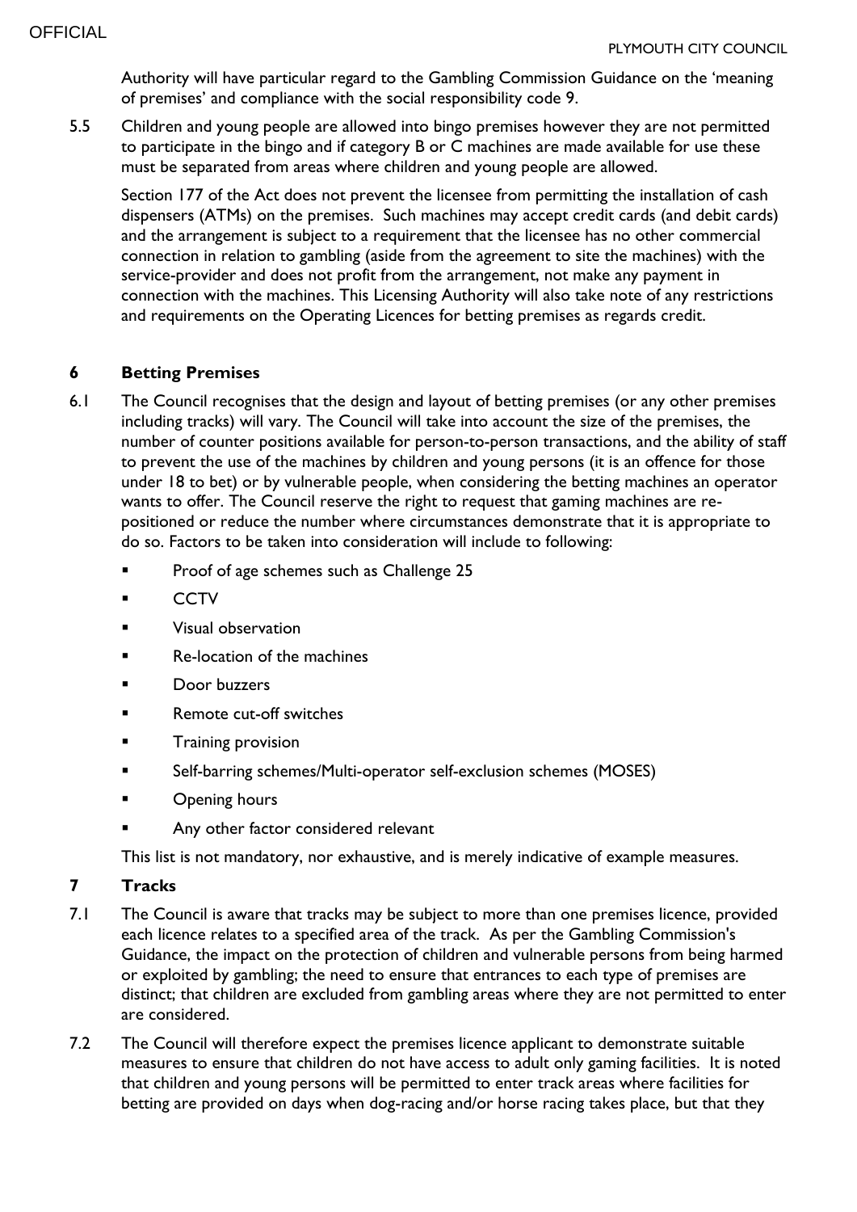Authority will have particular regard to the Gambling Commission Guidance on the 'meaning of premises' and compliance with the social responsibility code 9.

5.5 Children and young people are allowed into bingo premises however they are not permitted to participate in the bingo and if category B or C machines are made available for use these must be separated from areas where children and young people are allowed.

Section 177 of the Act does not prevent the licensee from permitting the installation of cash dispensers (ATMs) on the premises. Such machines may accept credit cards (and debit cards) and the arrangement is subject to a requirement that the licensee has no other commercial connection in relation to gambling (aside from the agreement to site the machines) with the service-provider and does not profit from the arrangement, not make any payment in connection with the machines. This Licensing Authority will also take note of any restrictions and requirements on the Operating Licences for betting premises as regards credit.

## 6 Betting Premises

6.1 The Council recognises that the design and layout of betting premises (or any other premises including tracks) will vary. The Council will take into account the size of the premises, the number of counter positions available for person-to-person transactions, and the ability of staff to prevent the use of the machines by children and young persons (it is an offence for those under 18 to bet) or by vulnerable people, when considering the betting machines an operator wants to offer. The Council reserve the right to request that gaming machines are re-positioned or reduce the number where circumstances demonstrate that it is appropriate to do so. Factors to be taken into consideration will include to following:

- Proof of age schemes such as Challenge 25
- CCTV
- Visual observation
- Re-location of the machines
- Door buzzers
- Remote cut-off switches
- Training provision
- Self-barring schemes/Multi-operator self-exclusion schemes (MOSES)
- Opening hours
- Any other factor considered relevant

This list is not mandatory, nor exhaustive, and is merely indicative of example measures.

## 7 Tracks

7.1 The Council is aware that tracks may be subject to more than one premises licence, provided each licence relates to a specified area of the track. As per the Gambling Commission's Guidance, the impact on the protection of children and vulnerable persons from being harmed or exploited by gambling; the need to ensure that entrances to each type of premises are distinct; that children are excluded from gambling areas where they are not permitted to enter are considered.

7.2 The Council will therefore expect the premises licence applicant to demonstrate suitable measures to ensure that children do not have access to adult only gaming facilities. It is noted that children and young persons will be permitted to enter track areas where facilities for betting are provided on days when dog-racing and/or horse racing takes place, but that they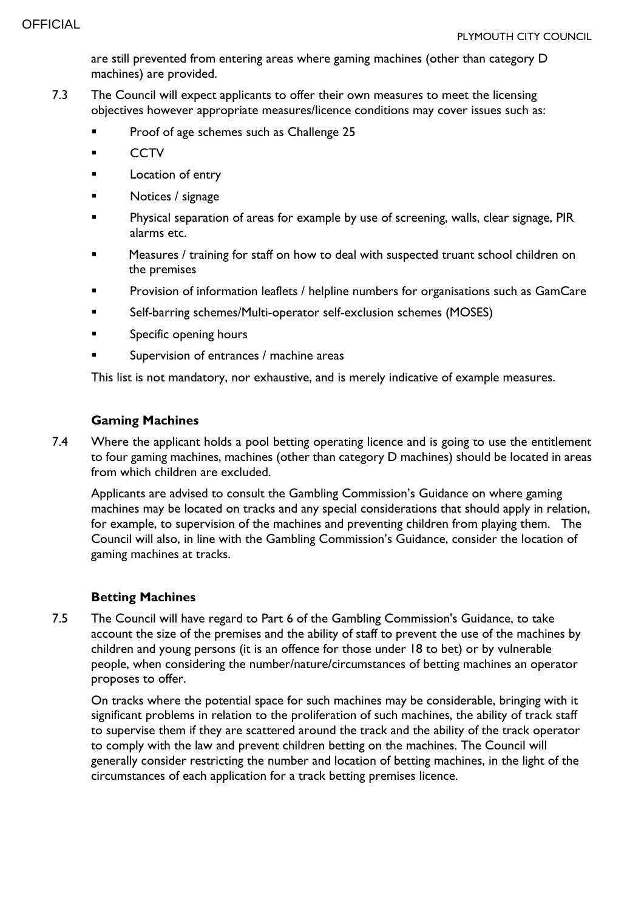are still prevented from entering areas where gaming machines (other than category D machines) are provided.

7.3 The Council will expect applicants to offer their own measures to meet the licensing objectives however appropriate measures/licence conditions may cover issues such as:

- Proof of age schemes such as Challenge 25
- CCTV
- Location of entry
- Notices / signage
- Physical separation of areas for example by use of screening, walls, clear signage, PIR alarms etc.
- Measures / training for staff on how to deal with suspected truant school children on the premises
- Provision of information leaflets / helpline numbers for organisations such as GamCare
- Self-barring schemes/Multi-operator self-exclusion schemes (MOSES)
- Specific opening hours
- Supervision of entrances / machine areas

This list is not mandatory, nor exhaustive, and is merely indicative of example measures.

**Gaming Machines**

7.4 Where the applicant holds a pool betting operating licence and is going to use the entitlement to four gaming machines, machines (other than category D machines) should be located in areas from which children are excluded.

Applicants are advised to consult the Gambling Commission's Guidance on where gaming machines may be located on tracks and any special considerations that should apply in relation, for example, to supervision of the machines and preventing children from playing them. The Council will also, in line with the Gambling Commission's Guidance, consider the location of gaming machines at tracks.

**Betting Machines**

7.5 The Council will have regard to Part 6 of the Gambling Commission's Guidance, to take account the size of the premises and the ability of staff to prevent the use of the machines by children and young persons (it is an offence for those under 18 to bet) or by vulnerable people, when considering the number/nature/circumstances of betting machines an operator proposes to offer.

On tracks where the potential space for such machines may be considerable, bringing with it significant problems in relation to the proliferation of such machines, the ability of track staff to supervise them if they are scattered around the track and the ability of the track operator to comply with the law and prevent children betting on the machines. The Council will generally consider restricting the number and location of betting machines, in the light of the circumstances of each application for a track betting premises licence.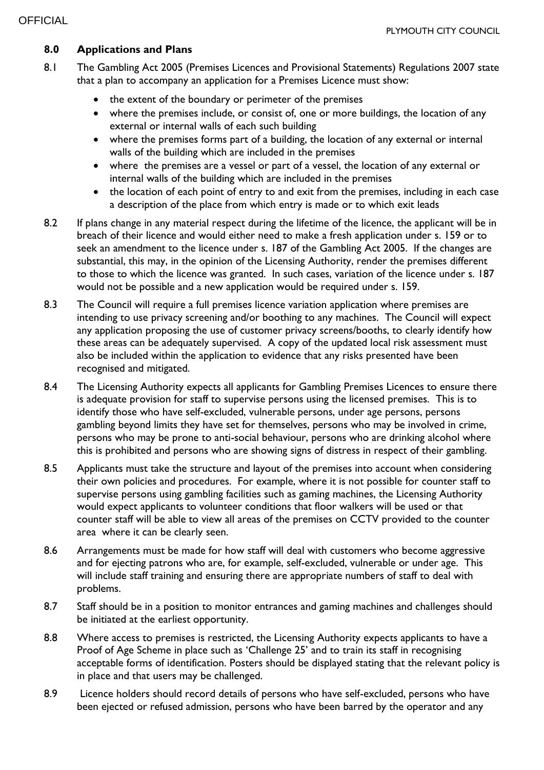## 8.0 Applications and Plans

8.1 The Gambling Act 2005 (Premises Licences and Provisional Statements) Regulations 2007 state that a plan to accompany an application for a Premises Licence must show:

- the extent of the boundary or perimeter of the premises
- where the premises include, or consist of, one or more buildings, the location of any external or internal walls of each such building
- where the premises forms part of a building, the location of any external or internal walls of the building which are included in the premises
- where the premises are a vessel or part of a vessel, the location of any external or internal walls of the building which are included in the premises
- the location of each point of entry to and exit from the premises, including in each case a description of the place from which entry is made or to which exit leads

8.2 If plans change in any material respect during the lifetime of the licence, the applicant will be in breach of their licence and would either need to make a fresh application under s. 159 or to seek an amendment to the licence under s. 187 of the Gambling Act 2005. If the changes are substantial, this may, in the opinion of the Licensing Authority, render the premises different to those to which the licence was granted. In such cases, variation of the licence under s. 187 would not be possible and a new application would be required under s. 159.

8.3 The Council will require a full premises licence variation application where premises are intending to use privacy screening and/or boothing to any machines. The Council will expect any application proposing the use of customer privacy screens/booths, to clearly identify how these areas can be adequately supervised. A copy of the updated local risk assessment must also be included within the application to evidence that any risks presented have been recognised and mitigated.

8.4 The Licensing Authority expects all applicants for Gambling Premises Licences to ensure there is adequate provision for staff to supervise persons using the licensed premises. This is to identify those who have self-excluded, vulnerable persons, under age persons, persons gambling beyond limits they have set for themselves, persons who may be involved in crime, persons who may be prone to anti-social behaviour, persons who are drinking alcohol where this is prohibited and persons who are showing signs of distress in respect of their gambling.

8.5 Applicants must take the structure and layout of the premises into account when considering their own policies and procedures. For example, where it is not possible for counter staff to supervise persons using gambling facilities such as gaming machines, the Licensing Authority would expect applicants to volunteer conditions that floor walkers will be used or that counter staff will be able to view all areas of the premises on CCTV provided to the counter area where it can be clearly seen.

8.6 Arrangements must be made for how staff will deal with customers who become aggressive and for ejecting patrons who are, for example, self-excluded, vulnerable or under age. This will include staff training and ensuring there are appropriate numbers of staff to deal with problems.

8.7 Staff should be in a position to monitor entrances and gaming machines and challenges should be initiated at the earliest opportunity.

8.8 Where access to premises is restricted, the Licensing Authority expects applicants to have a Proof of Age Scheme in place such as 'Challenge 25' and to train its staff in recognising acceptable forms of identification. Posters should be displayed stating that the relevant policy is in place and that users may be challenged.

8.9 Licence holders should record details of persons who have self-excluded, persons who have been ejected or refused admission, persons who have been barred by the operator and any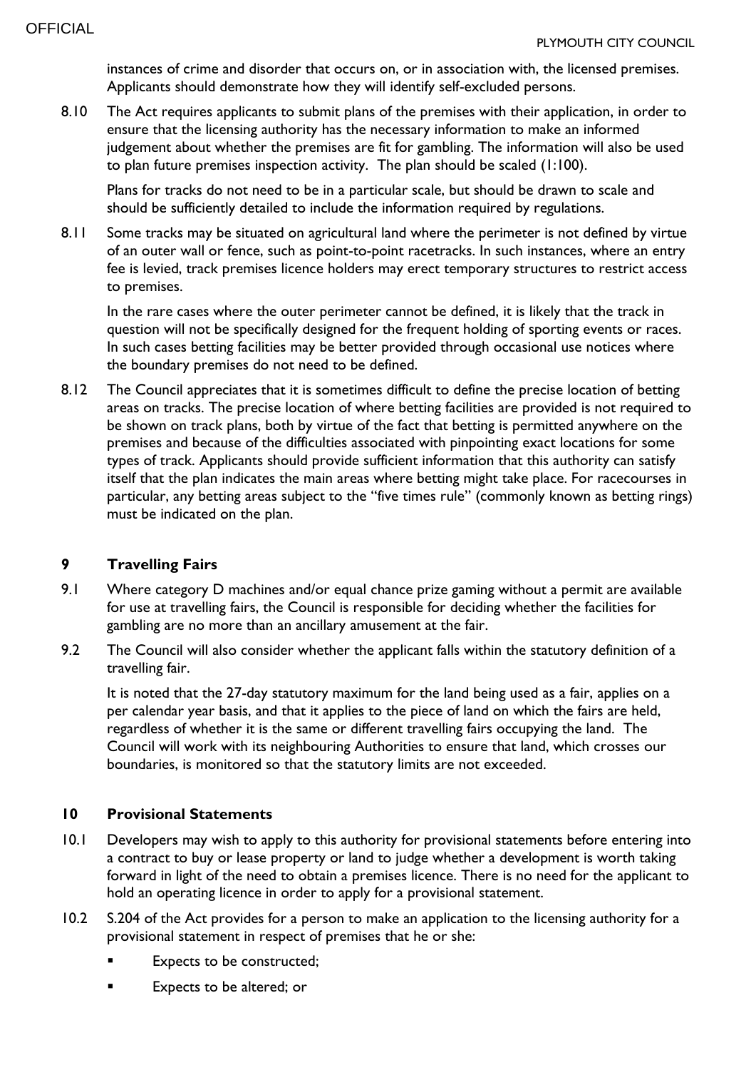instances of crime and disorder that occurs on, or in association with, the licensed premises. Applicants should demonstrate how they will identify self-excluded persons.

8.10 The Act requires applicants to submit plans of the premises with their application, in order to ensure that the licensing authority has the necessary information to make an informed judgement about whether the premises are fit for gambling. The information will also be used to plan future premises inspection activity. The plan should be scaled (1:100).

Plans for tracks do not need to be in a particular scale, but should be drawn to scale and should be sufficiently detailed to include the information required by regulations.

8.11 Some tracks may be situated on agricultural land where the perimeter is not defined by virtue of an outer wall or fence, such as point-to-point racetracks. In such instances, where an entry fee is levied, track premises licence holders may erect temporary structures to restrict access to premises.

In the rare cases where the outer perimeter cannot be defined, it is likely that the track in question will not be specifically designed for the frequent holding of sporting events or races. In such cases betting facilities may be better provided through occasional use notices where the boundary premises do not need to be defined.

8.12 The Council appreciates that it is sometimes difficult to define the precise location of betting areas on tracks. The precise location of where betting facilities are provided is not required to be shown on track plans, both by virtue of the fact that betting is permitted anywhere on the premises and because of the difficulties associated with pinpointing exact locations for some types of track. Applicants should provide sufficient information that this authority can satisfy itself that the plan indicates the main areas where betting might take place. For racecourses in particular, any betting areas subject to the "five times rule" (commonly known as betting rings) must be indicated on the plan.

## 9 Travelling Fairs

9.1 Where category D machines and/or equal chance prize gaming without a permit are available for use at travelling fairs, the Council is responsible for deciding whether the facilities for gambling are no more than an ancillary amusement at the fair.

9.2 The Council will also consider whether the applicant falls within the statutory definition of a travelling fair.

It is noted that the 27-day statutory maximum for the land being used as a fair, applies on a per calendar year basis, and that it applies to the piece of land on which the fairs are held, regardless of whether it is the same or different travelling fairs occupying the land. The Council will work with its neighbouring Authorities to ensure that land, which crosses our boundaries, is monitored so that the statutory limits are not exceeded.

## 10 Provisional Statements

10.1 Developers may wish to apply to this authority for provisional statements before entering into a contract to buy or lease property or land to judge whether a development is worth taking forward in light of the need to obtain a premises licence. There is no need for the applicant to hold an operating licence in order to apply for a provisional statement.

10.2 S.204 of the Act provides for a person to make an application to the licensing authority for a provisional statement in respect of premises that he or she:

- Expects to be constructed;
- Expects to be altered; or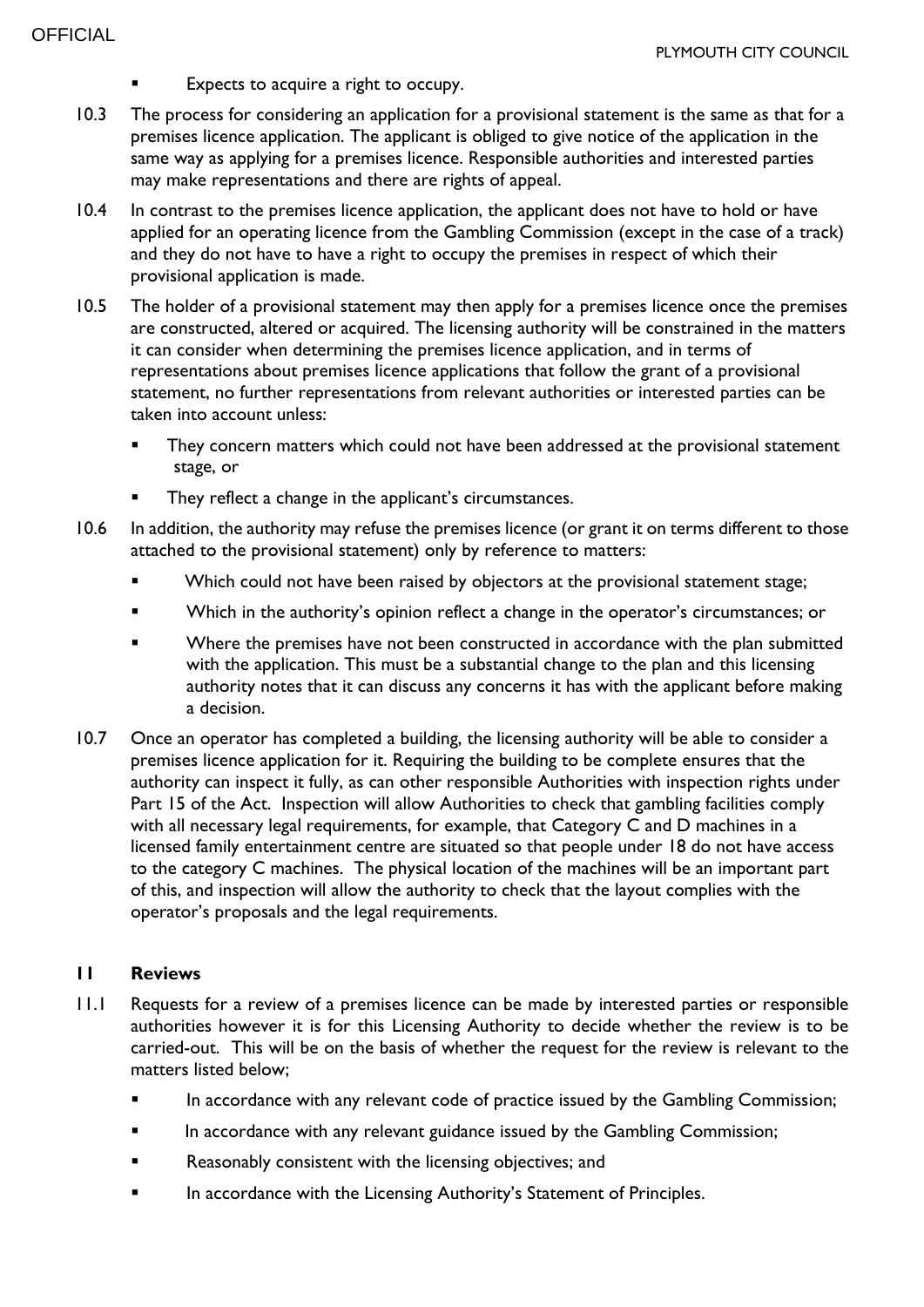- Expects to acquire a right to occupy.

10.3 The process for considering an application for a provisional statement is the same as that for a premises licence application. The applicant is obliged to give notice of the application in the same way as applying for a premises licence. Responsible authorities and interested parties may make representations and there are rights of appeal.

10.4 In contrast to the premises licence application, the applicant does not have to hold or have applied for an operating licence from the Gambling Commission (except in the case of a track) and they do not have to have a right to occupy the premises in respect of which their provisional application is made.

10.5 The holder of a provisional statement may then apply for a premises licence once the premises are constructed, altered or acquired. The licensing authority will be constrained in the matters it can consider when determining the premises licence application, and in terms of representations about premises licence applications that follow the grant of a provisional statement, no further representations from relevant authorities or interested parties can be taken into account unless:

- They concern matters which could not have been addressed at the provisional statement stage, or
- They reflect a change in the applicant's circumstances.

10.6 In addition, the authority may refuse the premises licence (or grant it on terms different to those attached to the provisional statement) only by reference to matters:

- Which could not have been raised by objectors at the provisional statement stage;
- Which in the authority's opinion reflect a change in the operator's circumstances; or
- Where the premises have not been constructed in accordance with the plan submitted with the application. This must be a substantial change to the plan and this licensing authority notes that it can discuss any concerns it has with the applicant before making a decision.

10.7 Once an operator has completed a building, the licensing authority will be able to consider a premises licence application for it. Requiring the building to be complete ensures that the authority can inspect it fully, as can other responsible Authorities with inspection rights under Part 15 of the Act. Inspection will allow Authorities to check that gambling facilities comply with all necessary legal requirements, for example, that Category C and D machines in a licensed family entertainment centre are situated so that people under 18 do not have access to the category C machines. The physical location of the machines will be an important part of this, and inspection will allow the authority to check that the layout complies with the operator's proposals and the legal requirements.

## 11 Reviews

11.1 Requests for a review of a premises licence can be made by interested parties or responsible authorities however it is for this Licensing Authority to decide whether the review is to be carried-out. This will be on the basis of whether the request for the review is relevant to the matters listed below;

- In accordance with any relevant code of practice issued by the Gambling Commission;
- In accordance with any relevant guidance issued by the Gambling Commission;
- Reasonably consistent with the licensing objectives; and
- In accordance with the Licensing Authority's Statement of Principles.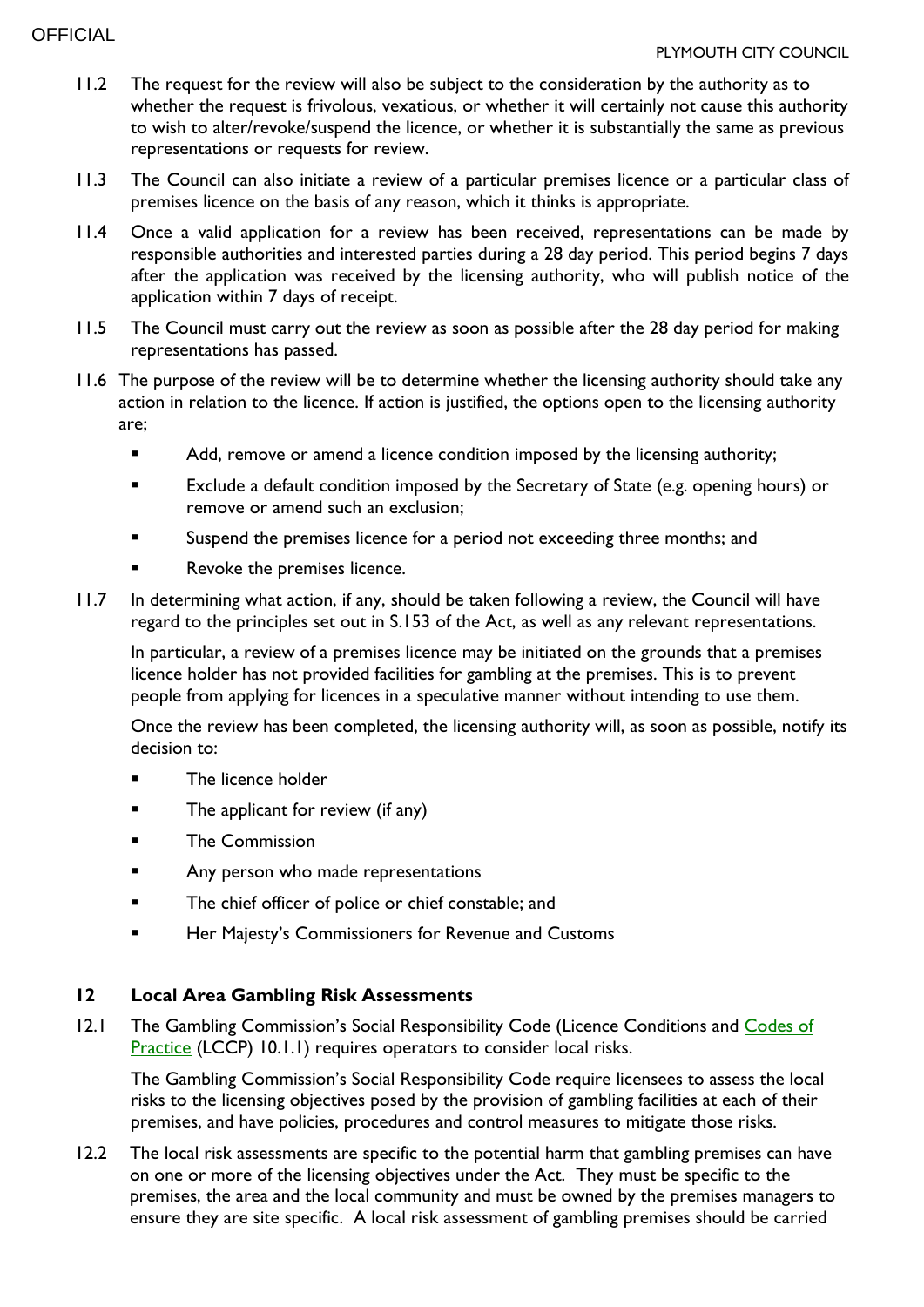11.2 The request for the review will also be subject to the consideration by the authority as to whether the request is frivolous, vexatious, or whether it will certainly not cause this authority to wish to alter/revoke/suspend the licence, or whether it is substantially the same as previous representations or requests for review.

11.3 The Council can also initiate a review of a particular premises licence or a particular class of premises licence on the basis of any reason, which it thinks is appropriate.

11.4 Once a valid application for a review has been received, representations can be made by responsible authorities and interested parties during a 28 day period. This period begins 7 days after the application was received by the licensing authority, who will publish notice of the application within 7 days of receipt.

11.5 The Council must carry out the review as soon as possible after the 28 day period for making representations has passed.

11.6 The purpose of the review will be to determine whether the licensing authority should take any action in relation to the licence. If action is justified, the options open to the licensing authority are;

- Add, remove or amend a licence condition imposed by the licensing authority;
- Exclude a default condition imposed by the Secretary of State (e.g. opening hours) or remove or amend such an exclusion;
- Suspend the premises licence for a period not exceeding three months; and
- Revoke the premises licence.

11.7 In determining what action, if any, should be taken following a review, the Council will have regard to the principles set out in S.153 of the Act, as well as any relevant representations.

In particular, a review of a premises licence may be initiated on the grounds that a premises licence holder has not provided facilities for gambling at the premises. This is to prevent people from applying for licences in a speculative manner without intending to use them.

Once the review has been completed, the licensing authority will, as soon as possible, notify its decision to:

- The licence holder
- The applicant for review (if any)
- The Commission
- Any person who made representations
- The chief officer of police or chief constable; and
- Her Majesty's Commissioners for Revenue and Customs

## 12 Local Area Gambling Risk Assessments

12.1 The Gambling Commission's Social Responsibility Code (Licence Conditions and Codes of Practice (LCCP) 10.1.1) requires operators to consider local risks.

The Gambling Commission's Social Responsibility Code require licensees to assess the local risks to the licensing objectives posed by the provision of gambling facilities at each of their premises, and have policies, procedures and control measures to mitigate those risks.

12.2 The local risk assessments are specific to the potential harm that gambling premises can have on one or more of the licensing objectives under the Act. They must be specific to the premises, the area and the local community and must be owned by the premises managers to ensure they are site specific. A local risk assessment of gambling premises should be carried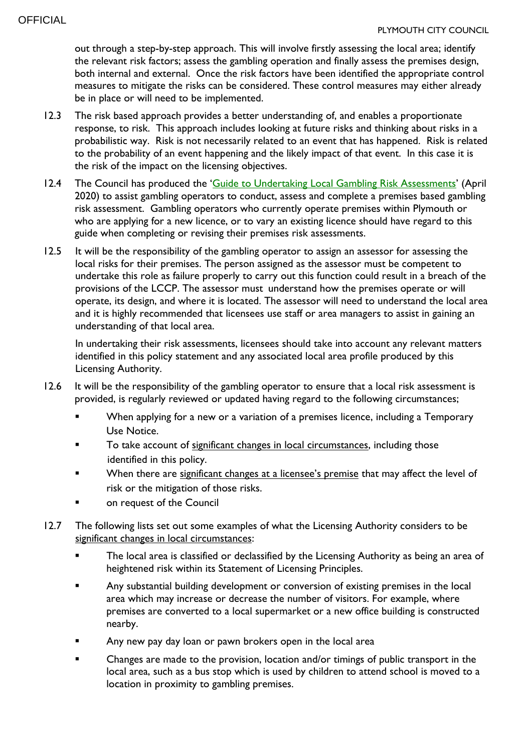out through a step-by-step approach. This will involve firstly assessing the local area; identify the relevant risk factors; assess the gambling operation and finally assess the premises design, both internal and external. Once the risk factors have been identified the appropriate control measures to mitigate the risks can be considered. These control measures may either already be in place or will need to be implemented.

12.3 The risk based approach provides a better understanding of, and enables a proportionate response, to risk. This approach includes looking at future risks and thinking about risks in a probabilistic way. Risk is not necessarily related to an event that has happened. Risk is related to the probability of an event happening and the likely impact of that event. In this case it is the risk of the impact on the licensing objectives.

12.4 The Council has produced the 'Guide to Undertaking Local Gambling Risk Assessments' (April 2020) to assist gambling operators to conduct, assess and complete a premises based gambling risk assessment. Gambling operators who currently operate premises within Plymouth or who are applying for a new licence, or to vary an existing licence should have regard to this guide when completing or revising their premises risk assessments.

12.5 It will be the responsibility of the gambling operator to assign an assessor for assessing the local risks for their premises. The person assigned as the assessor must be competent to undertake this role as failure properly to carry out this function could result in a breach of the provisions of the LCCP. The assessor must understand how the premises operate or will operate, its design, and where it is located. The assessor will need to understand the local area and it is highly recommended that licensees use staff or area managers to assist in gaining an understanding of that local area.

In undertaking their risk assessments, licensees should take into account any relevant matters identified in this policy statement and any associated local area profile produced by this Licensing Authority.

12.6 It will be the responsibility of the gambling operator to ensure that a local risk assessment is provided, is regularly reviewed or updated having regard to the following circumstances;

- When applying for a new or a variation of a premises licence, including a Temporary Use Notice.
- To take account of significant changes in local circumstances, including those identified in this policy.
- When there are significant changes at a licensee's premise that may affect the level of risk or the mitigation of those risks.
- on request of the Council

12.7 The following lists set out some examples of what the Licensing Authority considers to be significant changes in local circumstances:

- The local area is classified or declassified by the Licensing Authority as being an area of heightened risk within its Statement of Licensing Principles.
- Any substantial building development or conversion of existing premises in the local area which may increase or decrease the number of visitors. For example, where premises are converted to a local supermarket or a new office building is constructed nearby.
- Any new pay day loan or pawn brokers open in the local area
- Changes are made to the provision, location and/or timings of public transport in the local area, such as a bus stop which is used by children to attend school is moved to a location in proximity to gambling premises.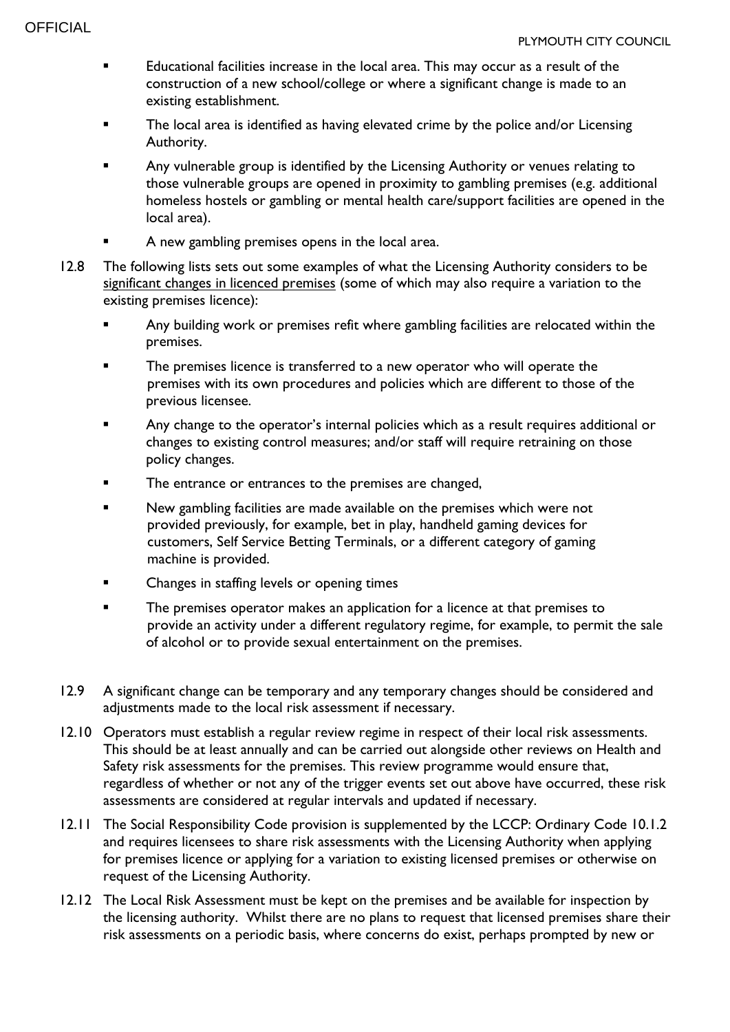- Educational facilities increase in the local area. This may occur as a result of the construction of a new school/college or where a significant change is made to an existing establishment.
- The local area is identified as having elevated crime by the police and/or Licensing Authority.
- Any vulnerable group is identified by the Licensing Authority or venues relating to those vulnerable groups are opened in proximity to gambling premises (e.g. additional homeless hostels or gambling or mental health care/support facilities are opened in the local area).
- A new gambling premises opens in the local area.

12.8 The following lists sets out some examples of what the Licensing Authority considers to be significant changes in licenced premises (some of which may also require a variation to the existing premises licence):

- Any building work or premises refit where gambling facilities are relocated within the premises.
- The premises licence is transferred to a new operator who will operate the premises with its own procedures and policies which are different to those of the previous licensee.
- Any change to the operator's internal policies which as a result requires additional or changes to existing control measures; and/or staff will require retraining on those policy changes.
- The entrance or entrances to the premises are changed,
- New gambling facilities are made available on the premises which were not provided previously, for example, bet in play, handheld gaming devices for customers, Self Service Betting Terminals, or a different category of gaming machine is provided.
- Changes in staffing levels or opening times
- The premises operator makes an application for a licence at that premises to provide an activity under a different regulatory regime, for example, to permit the sale of alcohol or to provide sexual entertainment on the premises.

12.9 A significant change can be temporary and any temporary changes should be considered and adjustments made to the local risk assessment if necessary.

12.10 Operators must establish a regular review regime in respect of their local risk assessments. This should be at least annually and can be carried out alongside other reviews on Health and Safety risk assessments for the premises. This review programme would ensure that, regardless of whether or not any of the trigger events set out above have occurred, these risk assessments are considered at regular intervals and updated if necessary.

12.11 The Social Responsibility Code provision is supplemented by the LCCP: Ordinary Code 10.1.2 and requires licensees to share risk assessments with the Licensing Authority when applying for premises licence or applying for a variation to existing licensed premises or otherwise on request of the Licensing Authority.

12.12 The Local Risk Assessment must be kept on the premises and be available for inspection by the licensing authority. Whilst there are no plans to request that licensed premises share their risk assessments on a periodic basis, where concerns do exist, perhaps prompted by new or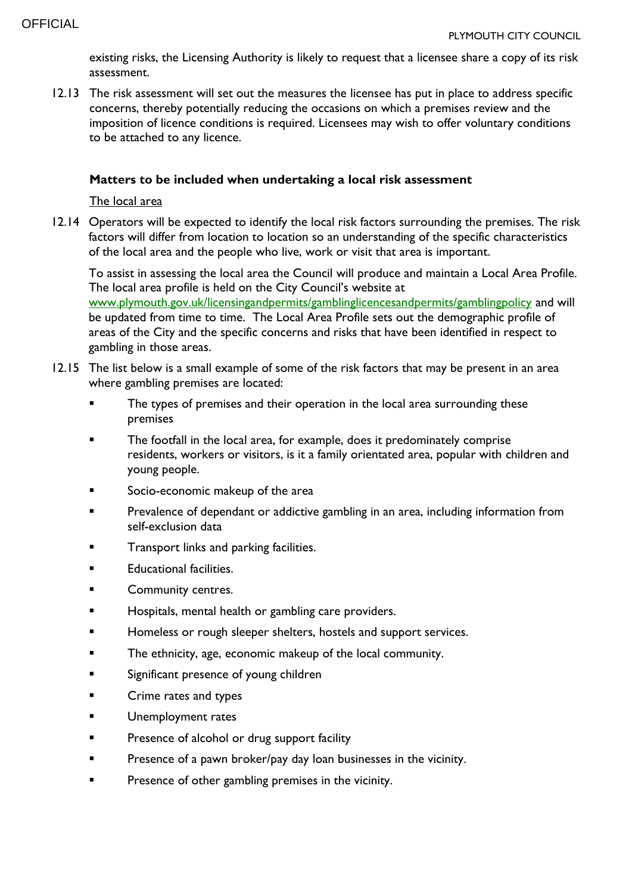existing risks, the Licensing Authority is likely to request that a licensee share a copy of its risk assessment.

12.13 The risk assessment will set out the measures the licensee has put in place to address specific concerns, thereby potentially reducing the occasions on which a premises review and the imposition of licence conditions is required. Licensees may wish to offer voluntary conditions to be attached to any licence.

**Matters to be included when undertaking a local risk assessment**

The local area

12.14 Operators will be expected to identify the local risk factors surrounding the premises. The risk factors will differ from location to location so an understanding of the specific characteristics of the local area and the people who live, work or visit that area is important.

To assist in assessing the local area the Council will produce and maintain a Local Area Profile. The local area profile is held on the City Council's website at [www.plymouth.gov.uk/licensingandpermits/gamblinglicencesandpermits/gamblingpolicy](www.plymouth.gov.uk/licensingandpermits/gamblinglicencesandpermits/gamblingpolicy) and will be updated from time to time. The Local Area Profile sets out the demographic profile of areas of the City and the specific concerns and risks that have been identified in respect to gambling in those areas.

12.15 The list below is a small example of some of the risk factors that may be present in an area where gambling premises are located:

- The types of premises and their operation in the local area surrounding these premises
- The footfall in the local area, for example, does it predominately comprise residents, workers or visitors, is it a family orientated area, popular with children and young people.
- Socio-economic makeup of the area
- Prevalence of dependant or addictive gambling in an area, including information from self-exclusion data
- Transport links and parking facilities.
- Educational facilities.
- Community centres.
- Hospitals, mental health or gambling care providers.
- Homeless or rough sleeper shelters, hostels and support services.
- The ethnicity, age, economic makeup of the local community.
- Significant presence of young children
- Crime rates and types
- Unemployment rates
- Presence of alcohol or drug support facility
- Presence of a pawn broker/pay day loan businesses in the vicinity.
- Presence of other gambling premises in the vicinity.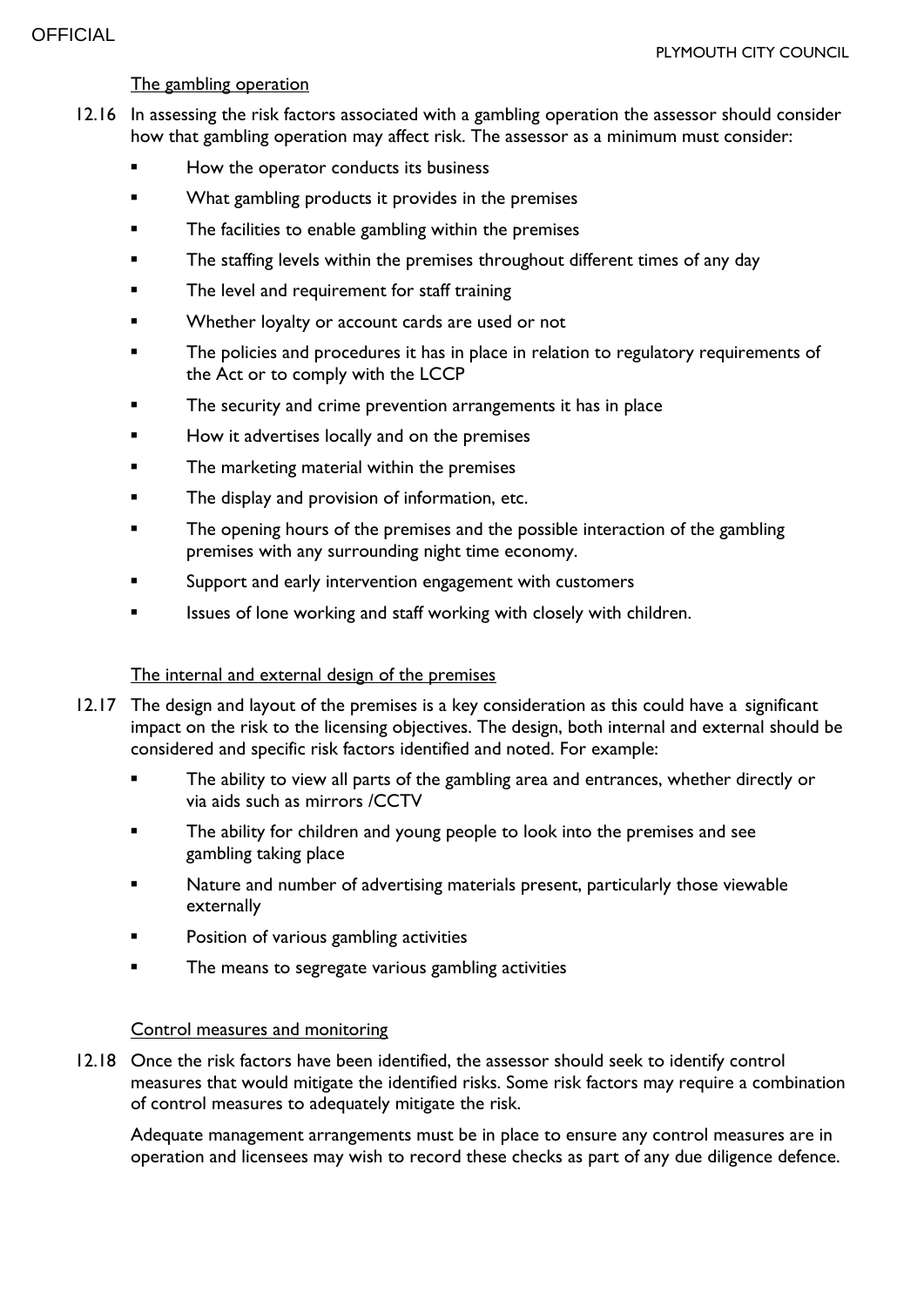<u>The gambling operation</u>

12.16 In assessing the risk factors associated with a gambling operation the assessor should consider how that gambling operation may affect risk. The assessor as a minimum must consider:

- How the operator conducts its business
- What gambling products it provides in the premises
- The facilities to enable gambling within the premises
- The staffing levels within the premises throughout different times of any day
- The level and requirement for staff training
- Whether loyalty or account cards are used or not
- The policies and procedures it has in place in relation to regulatory requirements of the Act or to comply with the LCCP
- The security and crime prevention arrangements it has in place
- How it advertises locally and on the premises
- The marketing material within the premises
- The display and provision of information, etc.
- The opening hours of the premises and the possible interaction of the gambling premises with any surrounding night time economy.
- Support and early intervention engagement with customers
- Issues of lone working and staff working with closely with children.

<u>The internal and external design of the premises</u>

12.17 The design and layout of the premises is a key consideration as this could have a significant impact on the risk to the licensing objectives. The design, both internal and external should be considered and specific risk factors identified and noted. For example:

- The ability to view all parts of the gambling area and entrances, whether directly or via aids such as mirrors /CCTV
- The ability for children and young people to look into the premises and see gambling taking place
- Nature and number of advertising materials present, particularly those viewable externally
- Position of various gambling activities
- The means to segregate various gambling activities

<u>Control measures and monitoring</u>

12.18 Once the risk factors have been identified, the assessor should seek to identify control measures that would mitigate the identified risks. Some risk factors may require a combination of control measures to adequately mitigate the risk.

Adequate management arrangements must be in place to ensure any control measures are in operation and licensees may wish to record these checks as part of any due diligence defence.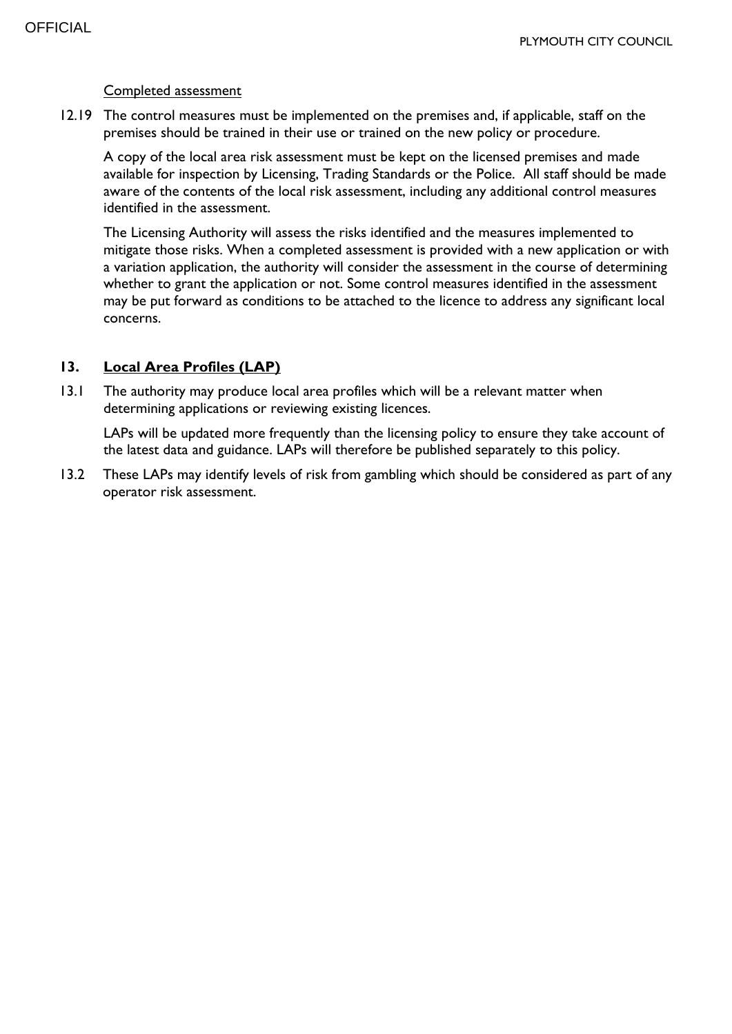Completed assessment

12.19 The control measures must be implemented on the premises and, if applicable, staff on the premises should be trained in their use or trained on the new policy or procedure.

A copy of the local area risk assessment must be kept on the licensed premises and made available for inspection by Licensing, Trading Standards or the Police. All staff should be made aware of the contents of the local risk assessment, including any additional control measures identified in the assessment.

The Licensing Authority will assess the risks identified and the measures implemented to mitigate those risks. When a completed assessment is provided with a new application or with a variation application, the authority will consider the assessment in the course of determining whether to grant the application or not. Some control measures identified in the assessment may be put forward as conditions to be attached to the licence to address any significant local concerns.

## 13. Local Area Profiles (LAP)

13.1 The authority may produce local area profiles which will be a relevant matter when determining applications or reviewing existing licences.

LAPs will be updated more frequently than the licensing policy to ensure they take account of the latest data and guidance. LAPs will therefore be published separately to this policy.

13.2 These LAPs may identify levels of risk from gambling which should be considered as part of any operator risk assessment.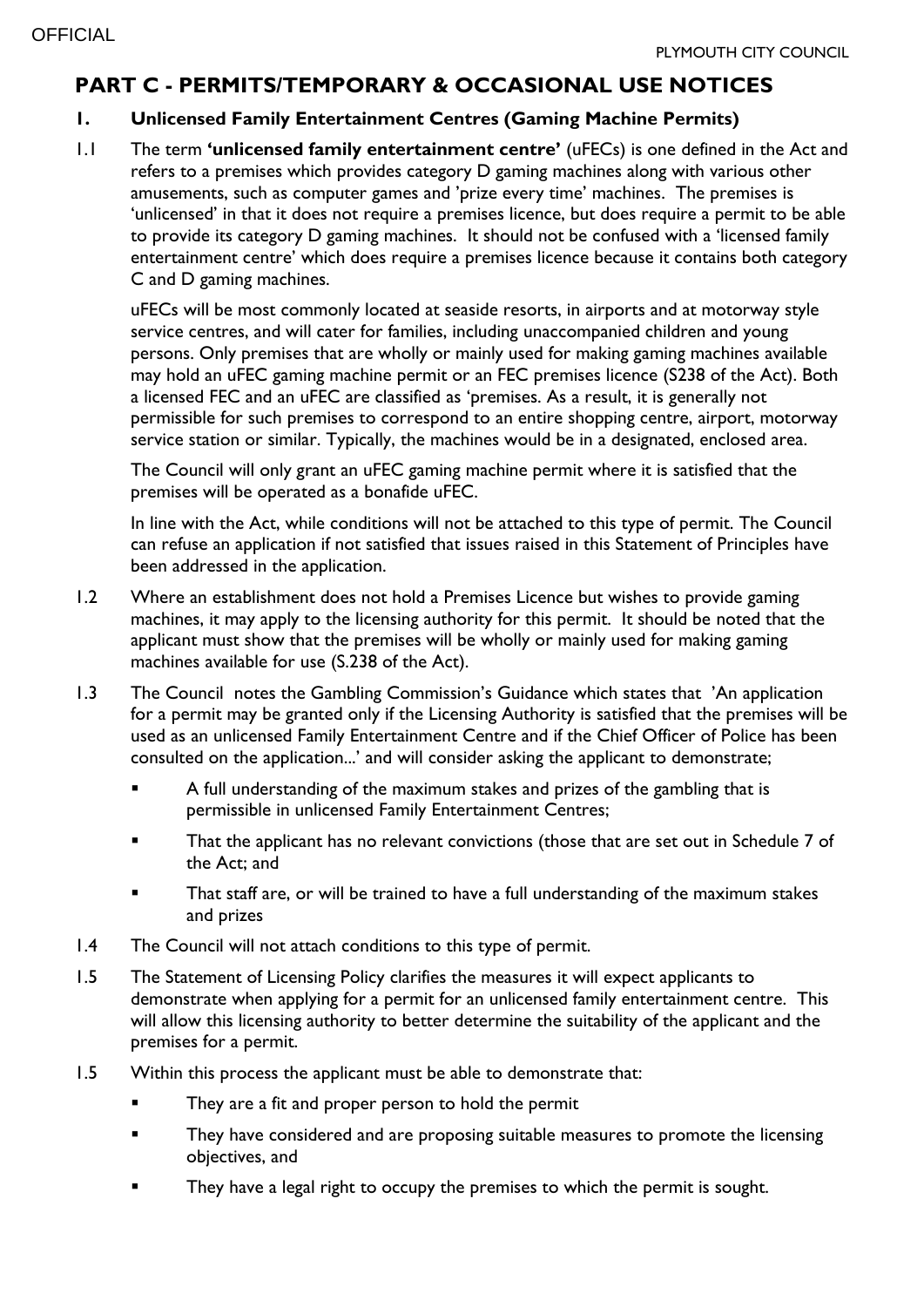## PART C - PERMITS/TEMPORARY & OCCASIONAL USE NOTICES

### 1. Unlicensed Family Entertainment Centres (Gaming Machine Permits)

1.1 The term **'unlicensed family entertainment centre'** (uFECs) is one defined in the Act and refers to a premises which provides category D gaming machines along with various other amusements, such as computer games and 'prize every time' machines. The premises is 'unlicensed' in that it does not require a premises licence, but does require a permit to be able to provide its category D gaming machines. It should not be confused with a 'licensed family entertainment centre' which does require a premises licence because it contains both category C and D gaming machines.

uFECs will be most commonly located at seaside resorts, in airports and at motorway style service centres, and will cater for families, including unaccompanied children and young persons. Only premises that are wholly or mainly used for making gaming machines available may hold an uFEC gaming machine permit or an FEC premises licence (S238 of the Act). Both a licensed FEC and an uFEC are classified as 'premises. As a result, it is generally not permissible for such premises to correspond to an entire shopping centre, airport, motorway service station or similar. Typically, the machines would be in a designated, enclosed area.

The Council will only grant an uFEC gaming machine permit where it is satisfied that the premises will be operated as a bonafide uFEC.

In line with the Act, while conditions will not be attached to this type of permit. The Council can refuse an application if not satisfied that issues raised in this Statement of Principles have been addressed in the application.

1.2 Where an establishment does not hold a Premises Licence but wishes to provide gaming machines, it may apply to the licensing authority for this permit. It should be noted that the applicant must show that the premises will be wholly or mainly used for making gaming machines available for use (S.238 of the Act).

1.3 The Council notes the Gambling Commission's Guidance which states that 'An application for a permit may be granted only if the Licensing Authority is satisfied that the premises will be used as an unlicensed Family Entertainment Centre and if the Chief Officer of Police has been consulted on the application...' and will consider asking the applicant to demonstrate;

- A full understanding of the maximum stakes and prizes of the gambling that is permissible in unlicensed Family Entertainment Centres;
- That the applicant has no relevant convictions (those that are set out in Schedule 7 of the Act; and
- That staff are, or will be trained to have a full understanding of the maximum stakes and prizes

1.4 The Council will not attach conditions to this type of permit.

1.5 The Statement of Licensing Policy clarifies the measures it will expect applicants to demonstrate when applying for a permit for an unlicensed family entertainment centre. This will allow this licensing authority to better determine the suitability of the applicant and the premises for a permit.

1.5 Within this process the applicant must be able to demonstrate that:

- They are a fit and proper person to hold the permit
- They have considered and are proposing suitable measures to promote the licensing objectives, and
- They have a legal right to occupy the premises to which the permit is sought.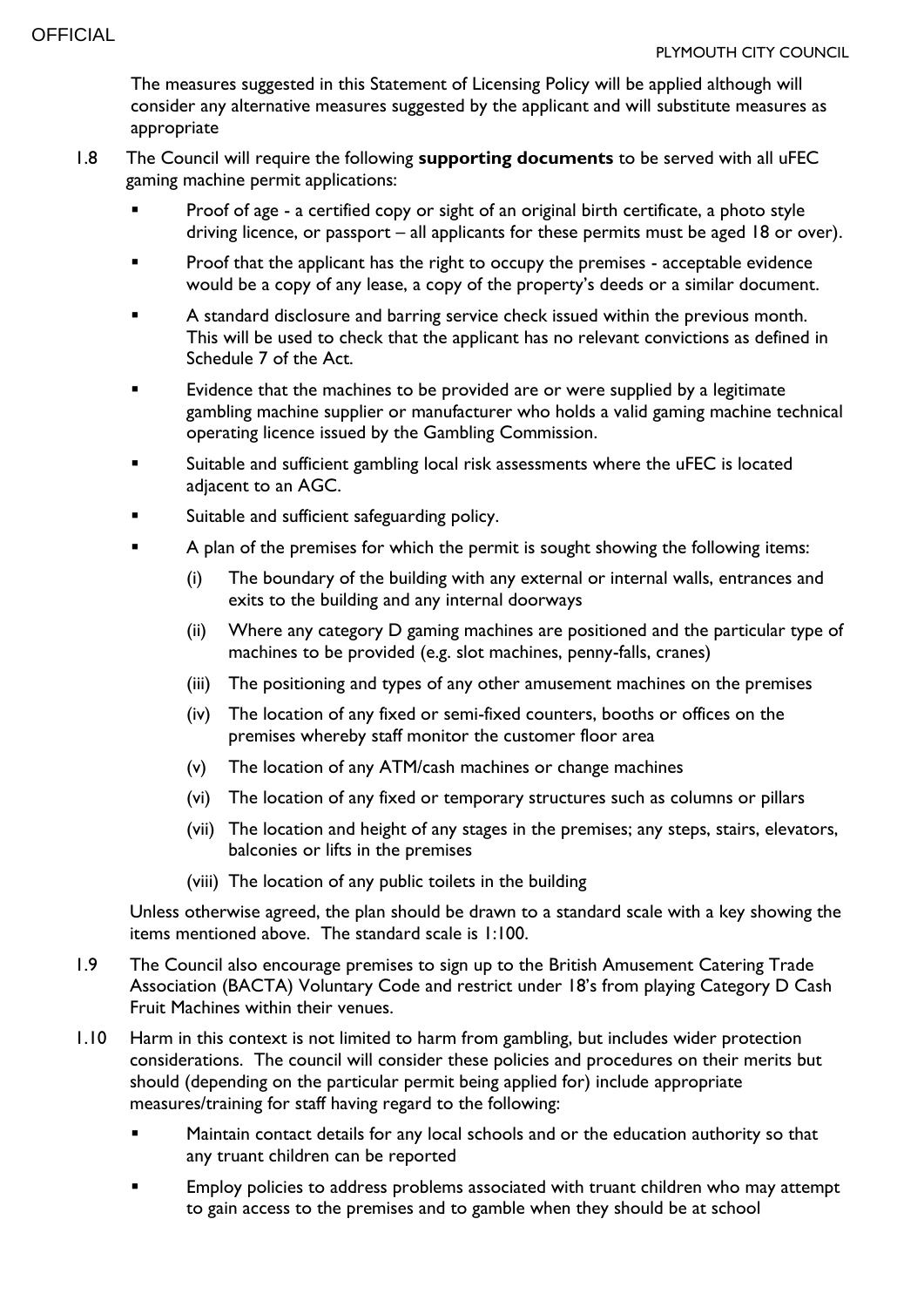The measures suggested in this Statement of Licensing Policy will be applied although will consider any alternative measures suggested by the applicant and will substitute measures as appropriate

1.8 The Council will require the following **supporting documents** to be served with all uFEC gaming machine permit applications:

- Proof of age - a certified copy or sight of an original birth certificate, a photo style driving licence, or passport – all applicants for these permits must be aged 18 or over).
- Proof that the applicant has the right to occupy the premises - acceptable evidence would be a copy of any lease, a copy of the property's deeds or a similar document.
- A standard disclosure and barring service check issued within the previous month. This will be used to check that the applicant has no relevant convictions as defined in Schedule 7 of the Act.
- Evidence that the machines to be provided are or were supplied by a legitimate gambling machine supplier or manufacturer who holds a valid gaming machine technical operating licence issued by the Gambling Commission.
- Suitable and sufficient gambling local risk assessments where the uFEC is located adjacent to an AGC.
- Suitable and sufficient safeguarding policy.
- A plan of the premises for which the permit is sought showing the following items:
    - (i) The boundary of the building with any external or internal walls, entrances and exits to the building and any internal doorways
    - (ii) Where any category D gaming machines are positioned and the particular type of machines to be provided (e.g. slot machines, penny-falls, cranes)
    - (iii) The positioning and types of any other amusement machines on the premises
    - (iv) The location of any fixed or semi-fixed counters, booths or offices on the premises whereby staff monitor the customer floor area
    - (v) The location of any ATM/cash machines or change machines
    - (vi) The location of any fixed or temporary structures such as columns or pillars
    - (vii) The location and height of any stages in the premises; any steps, stairs, elevators, balconies or lifts in the premises
    - (viii) The location of any public toilets in the building

Unless otherwise agreed, the plan should be drawn to a standard scale with a key showing the items mentioned above. The standard scale is 1:100.

1.9 The Council also encourage premises to sign up to the British Amusement Catering Trade Association (BACTA) Voluntary Code and restrict under 18's from playing Category D Cash Fruit Machines within their venues.

1.10 Harm in this context is not limited to harm from gambling, but includes wider protection considerations. The council will consider these policies and procedures on their merits but should (depending on the particular permit being applied for) include appropriate measures/training for staff having regard to the following:

- Maintain contact details for any local schools and or the education authority so that any truant children can be reported
- Employ policies to address problems associated with truant children who may attempt to gain access to the premises and to gamble when they should be at school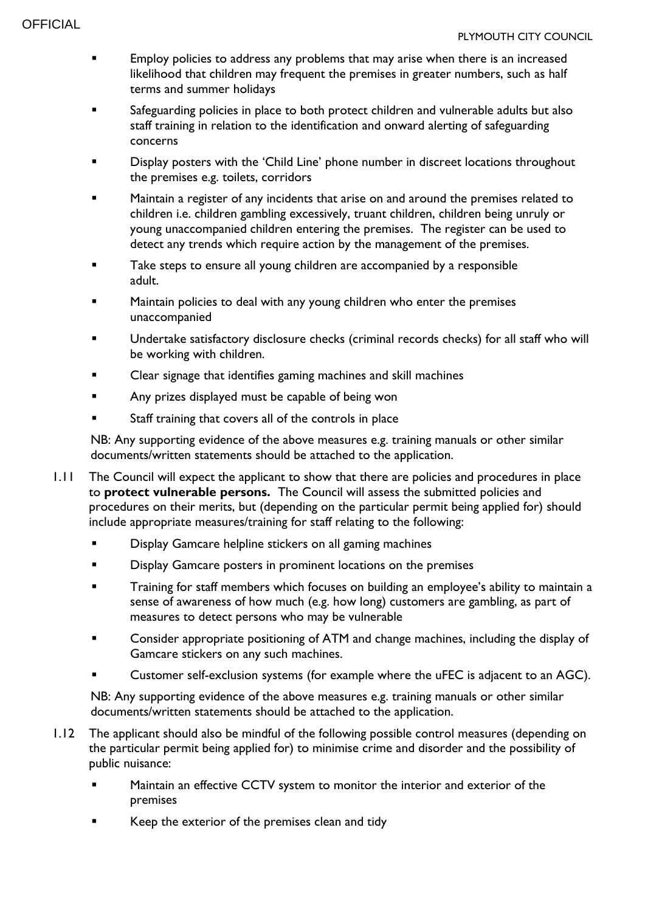- Employ policies to address any problems that may arise when there is an increased likelihood that children may frequent the premises in greater numbers, such as half terms and summer holidays
- Safeguarding policies in place to both protect children and vulnerable adults but also staff training in relation to the identification and onward alerting of safeguarding concerns
- Display posters with the 'Child Line' phone number in discreet locations throughout the premises e.g. toilets, corridors
- Maintain a register of any incidents that arise on and around the premises related to children i.e. children gambling excessively, truant children, children being unruly or young unaccompanied children entering the premises. The register can be used to detect any trends which require action by the management of the premises.
- Take steps to ensure all young children are accompanied by a responsible adult.
- Maintain policies to deal with any young children who enter the premises unaccompanied
- Undertake satisfactory disclosure checks (criminal records checks) for all staff who will be working with children.
- Clear signage that identifies gaming machines and skill machines
- Any prizes displayed must be capable of being won
- Staff training that covers all of the controls in place

NB: Any supporting evidence of the above measures e.g. training manuals or other similar documents/written statements should be attached to the application.

1.11 The Council will expect the applicant to show that there are policies and procedures in place to **protect vulnerable persons.** The Council will assess the submitted policies and procedures on their merits, but (depending on the particular permit being applied for) should include appropriate measures/training for staff relating to the following:

- Display Gamcare helpline stickers on all gaming machines
- Display Gamcare posters in prominent locations on the premises
- Training for staff members which focuses on building an employee's ability to maintain a sense of awareness of how much (e.g. how long) customers are gambling, as part of measures to detect persons who may be vulnerable
- Consider appropriate positioning of ATM and change machines, including the display of Gamcare stickers on any such machines.
- Customer self-exclusion systems (for example where the uFEC is adjacent to an AGC).

NB: Any supporting evidence of the above measures e.g. training manuals or other similar documents/written statements should be attached to the application.

1.12 The applicant should also be mindful of the following possible control measures (depending on the particular permit being applied for) to minimise crime and disorder and the possibility of public nuisance:

- Maintain an effective CCTV system to monitor the interior and exterior of the premises
- Keep the exterior of the premises clean and tidy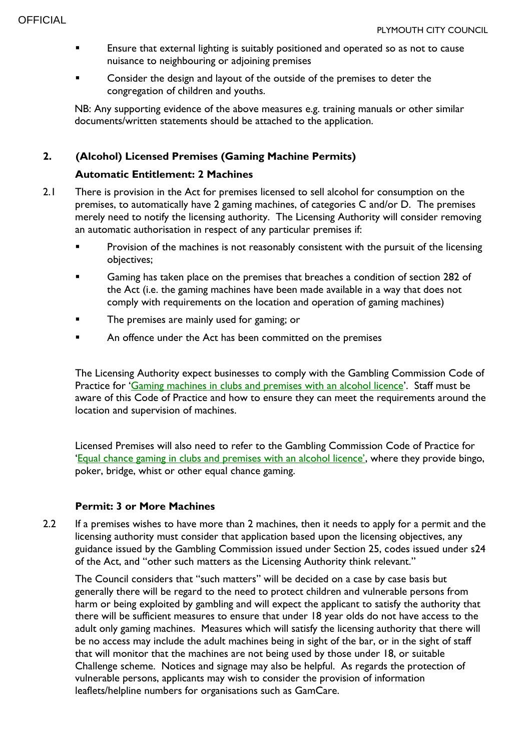- Ensure that external lighting is suitably positioned and operated so as not to cause nuisance to neighbouring or adjoining premises
- Consider the design and layout of the outside of the premises to deter the congregation of children and youths.

NB: Any supporting evidence of the above measures e.g. training manuals or other similar documents/written statements should be attached to the application.

## 2. (Alcohol) Licensed Premises (Gaming Machine Permits)

### Automatic Entitlement: 2 Machines

2.1 There is provision in the Act for premises licensed to sell alcohol for consumption on the premises, to automatically have 2 gaming machines, of categories C and/or D. The premises merely need to notify the licensing authority. The Licensing Authority will consider removing an automatic authorisation in respect of any particular premises if:

- Provision of the machines is not reasonably consistent with the pursuit of the licensing objectives;
- Gaming has taken place on the premises that breaches a condition of section 282 of the Act (i.e. the gaming machines have been made available in a way that does not comply with requirements on the location and operation of gaming machines)
- The premises are mainly used for gaming; or
- An offence under the Act has been committed on the premises

The Licensing Authority expect businesses to comply with the Gambling Commission Code of Practice for 'Gaming machines in clubs and premises with an alcohol licence'. Staff must be aware of this Code of Practice and how to ensure they can meet the requirements around the location and supervision of machines.

Licensed Premises will also need to refer to the Gambling Commission Code of Practice for 'Equal chance gaming in clubs and premises with an alcohol licence', where they provide bingo, poker, bridge, whist or other equal chance gaming.

### Permit: 3 or More Machines

2.2 If a premises wishes to have more than 2 machines, then it needs to apply for a permit and the licensing authority must consider that application based upon the licensing objectives, any guidance issued by the Gambling Commission issued under Section 25, codes issued under s24 of the Act, and "other such matters as the Licensing Authority think relevant."

The Council considers that "such matters" will be decided on a case by case basis but generally there will be regard to the need to protect children and vulnerable persons from harm or being exploited by gambling and will expect the applicant to satisfy the authority that there will be sufficient measures to ensure that under 18 year olds do not have access to the adult only gaming machines. Measures which will satisfy the licensing authority that there will be no access may include the adult machines being in sight of the bar, or in the sight of staff that will monitor that the machines are not being used by those under 18, or suitable Challenge scheme. Notices and signage may also be helpful. As regards the protection of vulnerable persons, applicants may wish to consider the provision of information leaflets/helpline numbers for organisations such as GamCare.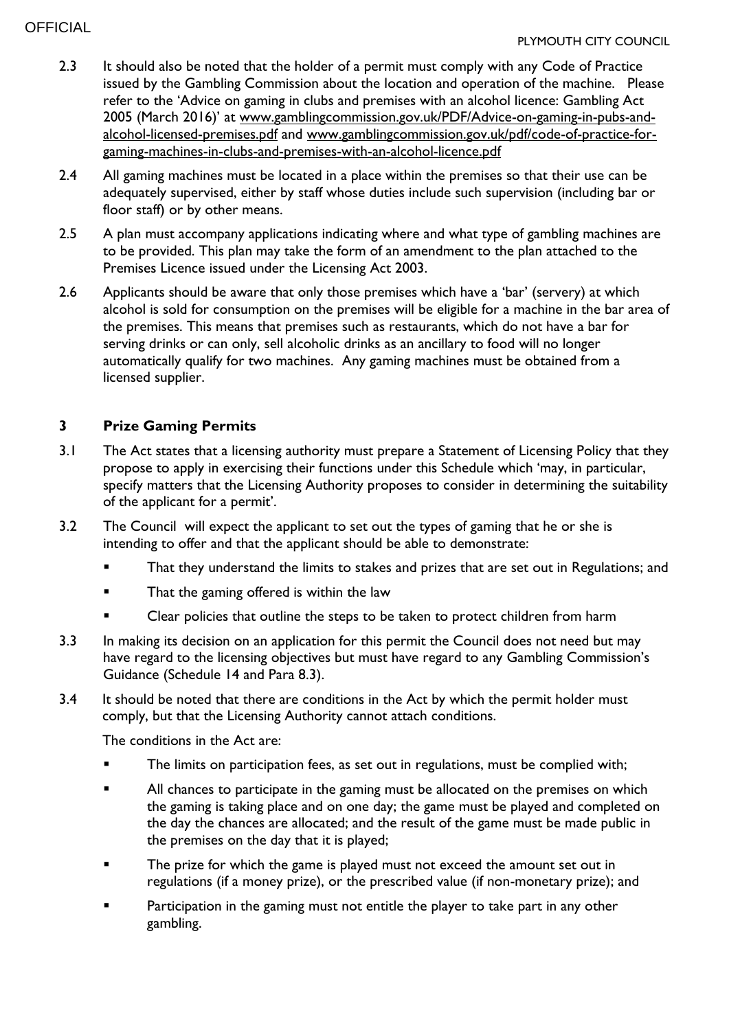2.3 It should also be noted that the holder of a permit must comply with any Code of Practice issued by the Gambling Commission about the location and operation of the machine. Please refer to the 'Advice on gaming in clubs and premises with an alcohol licence: Gambling Act 2005 (March 2016)' at www.gamblingcommission.gov.uk/PDF/Advice-on-gaming-in-pubs-and-alcohol-licensed-premises.pdf and www.gamblingcommission.gov.uk/pdf/code-of-practice-for-gaming-machines-in-clubs-and-premises-with-an-alcohol-licence.pdf

2.4 All gaming machines must be located in a place within the premises so that their use can be adequately supervised, either by staff whose duties include such supervision (including bar or floor staff) or by other means.

2.5 A plan must accompany applications indicating where and what type of gambling machines are to be provided. This plan may take the form of an amendment to the plan attached to the Premises Licence issued under the Licensing Act 2003.

2.6 Applicants should be aware that only those premises which have a 'bar' (servery) at which alcohol is sold for consumption on the premises will be eligible for a machine in the bar area of the premises. This means that premises such as restaurants, which do not have a bar for serving drinks or can only, sell alcoholic drinks as an ancillary to food will no longer automatically qualify for two machines. Any gaming machines must be obtained from a licensed supplier.

## 3 Prize Gaming Permits

3.1 The Act states that a licensing authority must prepare a Statement of Licensing Policy that they propose to apply in exercising their functions under this Schedule which 'may, in particular, specify matters that the Licensing Authority proposes to consider in determining the suitability of the applicant for a permit'.

3.2 The Council will expect the applicant to set out the types of gaming that he or she is intending to offer and that the applicant should be able to demonstrate:

- That they understand the limits to stakes and prizes that are set out in Regulations; and
- That the gaming offered is within the law
- Clear policies that outline the steps to be taken to protect children from harm

3.3 In making its decision on an application for this permit the Council does not need but may have regard to the licensing objectives but must have regard to any Gambling Commission's Guidance (Schedule 14 and Para 8.3).

3.4 It should be noted that there are conditions in the Act by which the permit holder must comply, but that the Licensing Authority cannot attach conditions.

The conditions in the Act are:

- The limits on participation fees, as set out in regulations, must be complied with;
- All chances to participate in the gaming must be allocated on the premises on which the gaming is taking place and on one day; the game must be played and completed on the day the chances are allocated; and the result of the game must be made public in the premises on the day that it is played;
- The prize for which the game is played must not exceed the amount set out in regulations (if a money prize), or the prescribed value (if non-monetary prize); and
- Participation in the gaming must not entitle the player to take part in any other gambling.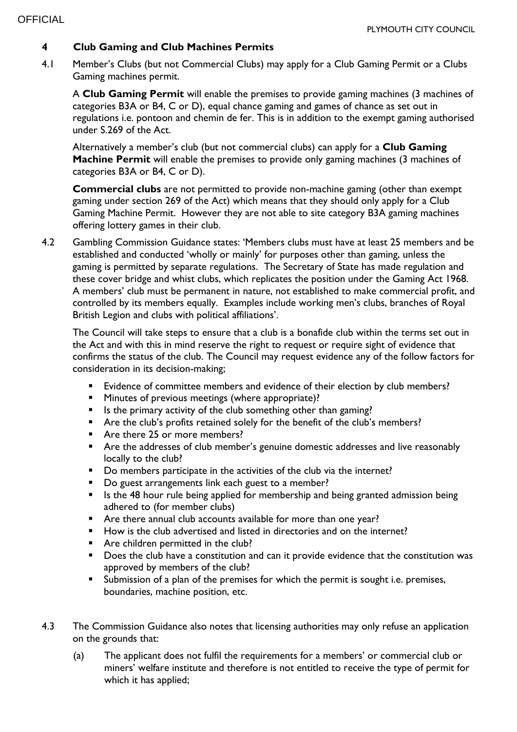## 4 Club Gaming and Club Machines Permits

4.1 Member's Clubs (but not Commercial Clubs) may apply for a Club Gaming Permit or a Clubs Gaming machines permit.

A **Club Gaming Permit** will enable the premises to provide gaming machines (3 machines of categories B3A or B4, C or D), equal chance gaming and games of chance as set out in regulations i.e. pontoon and chemin de fer. This is in addition to the exempt gaming authorised under S.269 of the Act.

Alternatively a member's club (but not commercial clubs) can apply for a **Club Gaming Machine Permit** will enable the premises to provide only gaming machines (3 machines of categories B3A or B4, C or D).

**Commercial clubs** are not permitted to provide non-machine gaming (other than exempt gaming under section 269 of the Act) which means that they should only apply for a Club Gaming Machine Permit. However they are not able to site category B3A gaming machines offering lottery games in their club.

4.2 Gambling Commission Guidance states: 'Members clubs must have at least 25 members and be established and conducted 'wholly or mainly' for purposes other than gaming, unless the gaming is permitted by separate regulations. The Secretary of State has made regulation and these cover bridge and whist clubs, which replicates the position under the Gaming Act 1968. A members' club must be permanent in nature, not established to make commercial profit, and controlled by its members equally. Examples include working men's clubs, branches of Royal British Legion and clubs with political affiliations'.

The Council will take steps to ensure that a club is a bonafide club within the terms set out in the Act and with this in mind reserve the right to request or require sight of evidence that confirms the status of the club. The Council may request evidence any of the follow factors for consideration in its decision-making;

- Evidence of committee members and evidence of their election by club members?
- Minutes of previous meetings (where appropriate)?
- Is the primary activity of the club something other than gaming?
- Are the club's profits retained solely for the benefit of the club's members?
- Are there 25 or more members?
- Are the addresses of club member's genuine domestic addresses and live reasonably locally to the club?
- Do members participate in the activities of the club via the internet?
- Do guest arrangements link each guest to a member?
- Is the 48 hour rule being applied for membership and being granted admission being adhered to (for member clubs)
- Are there annual club accounts available for more than one year?
- How is the club advertised and listed in directories and on the internet?
- Are children permitted in the club?
- Does the club have a constitution and can it provide evidence that the constitution was approved by members of the club?
- Submission of a plan of the premises for which the permit is sought i.e. premises, boundaries, machine position, etc.

4.3 The Commission Guidance also notes that licensing authorities may only refuse an application on the grounds that:

(a) The applicant does not fulfil the requirements for a members' or commercial club or miners' welfare institute and therefore is not entitled to receive the type of permit for which it has applied;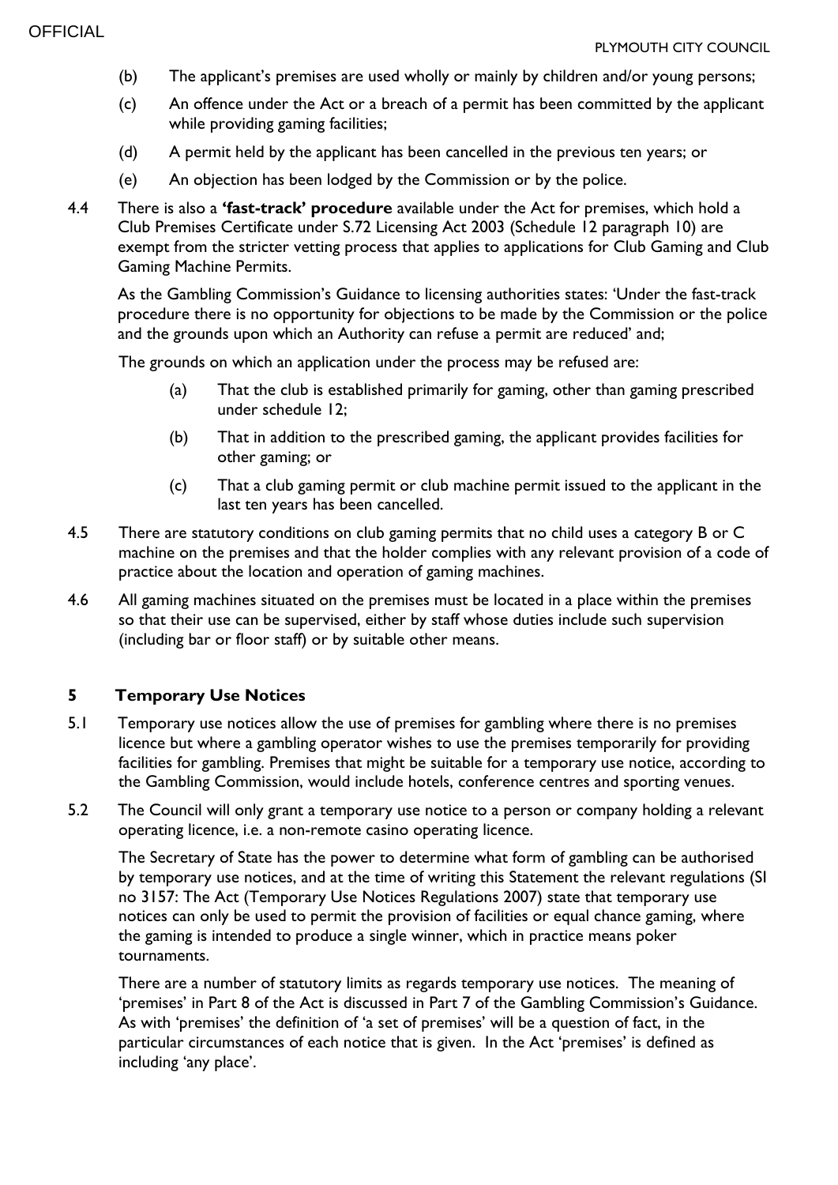(b) The applicant's premises are used wholly or mainly by children and/or young persons;

(c) An offence under the Act or a breach of a permit has been committed by the applicant while providing gaming facilities;

(d) A permit held by the applicant has been cancelled in the previous ten years; or

(e) An objection has been lodged by the Commission or by the police.

4.4 There is also a **'fast-track' procedure** available under the Act for premises, which hold a Club Premises Certificate under S.72 Licensing Act 2003 (Schedule 12 paragraph 10) are exempt from the stricter vetting process that applies to applications for Club Gaming and Club Gaming Machine Permits.

As the Gambling Commission's Guidance to licensing authorities states: 'Under the fast-track procedure there is no opportunity for objections to be made by the Commission or the police and the grounds upon which an Authority can refuse a permit are reduced' and;

The grounds on which an application under the process may be refused are:

(a) That the club is established primarily for gaming, other than gaming prescribed under schedule 12;

(b) That in addition to the prescribed gaming, the applicant provides facilities for other gaming; or

(c) That a club gaming permit or club machine permit issued to the applicant in the last ten years has been cancelled.

4.5 There are statutory conditions on club gaming permits that no child uses a category B or C machine on the premises and that the holder complies with any relevant provision of a code of practice about the location and operation of gaming machines.

4.6 All gaming machines situated on the premises must be located in a place within the premises so that their use can be supervised, either by staff whose duties include such supervision (including bar or floor staff) or by suitable other means.

## 5 Temporary Use Notices

5.1 Temporary use notices allow the use of premises for gambling where there is no premises licence but where a gambling operator wishes to use the premises temporarily for providing facilities for gambling. Premises that might be suitable for a temporary use notice, according to the Gambling Commission, would include hotels, conference centres and sporting venues.

5.2 The Council will only grant a temporary use notice to a person or company holding a relevant operating licence, i.e. a non-remote casino operating licence.

The Secretary of State has the power to determine what form of gambling can be authorised by temporary use notices, and at the time of writing this Statement the relevant regulations (SI no 3157: The Act (Temporary Use Notices Regulations 2007) state that temporary use notices can only be used to permit the provision of facilities or equal chance gaming, where the gaming is intended to produce a single winner, which in practice means poker tournaments.

There are a number of statutory limits as regards temporary use notices. The meaning of 'premises' in Part 8 of the Act is discussed in Part 7 of the Gambling Commission's Guidance. As with 'premises' the definition of 'a set of premises' will be a question of fact, in the particular circumstances of each notice that is given. In the Act 'premises' is defined as including 'any place'.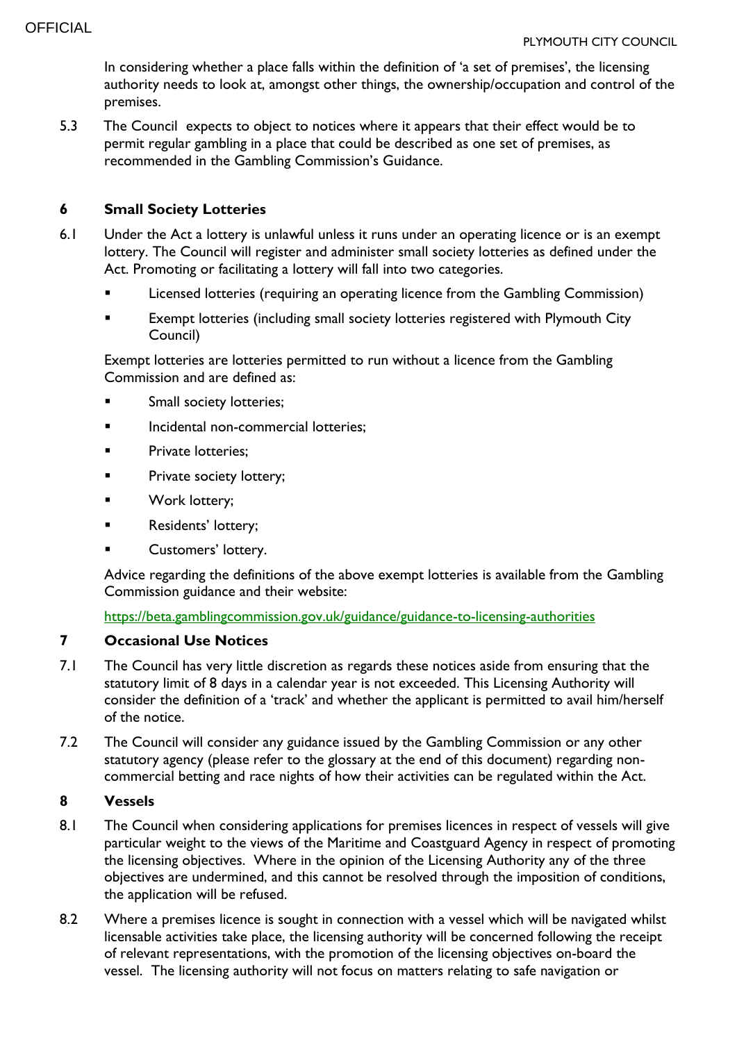In considering whether a place falls within the definition of 'a set of premises', the licensing authority needs to look at, amongst other things, the ownership/occupation and control of the premises.

5.3 The Council expects to object to notices where it appears that their effect would be to permit regular gambling in a place that could be described as one set of premises, as recommended in the Gambling Commission's Guidance.

## 6 Small Society Lotteries

6.1 Under the Act a lottery is unlawful unless it runs under an operating licence or is an exempt lottery. The Council will register and administer small society lotteries as defined under the Act. Promoting or facilitating a lottery will fall into two categories.

- Licensed lotteries (requiring an operating licence from the Gambling Commission)
- Exempt lotteries (including small society lotteries registered with Plymouth City Council)

Exempt lotteries are lotteries permitted to run without a licence from the Gambling Commission and are defined as:

- Small society lotteries;
- Incidental non-commercial lotteries;
- Private lotteries;
- Private society lottery;
- Work lottery;
- Residents' lottery;
- Customers' lottery.

Advice regarding the definitions of the above exempt lotteries is available from the Gambling Commission guidance and their website:

https://beta.gamblingcommission.gov.uk/guidance/guidance-to-licensing-authorities

## 7 Occasional Use Notices

7.1 The Council has very little discretion as regards these notices aside from ensuring that the statutory limit of 8 days in a calendar year is not exceeded. This Licensing Authority will consider the definition of a 'track' and whether the applicant is permitted to avail him/herself of the notice.

7.2 The Council will consider any guidance issued by the Gambling Commission or any other statutory agency (please refer to the glossary at the end of this document) regarding non-commercial betting and race nights of how their activities can be regulated within the Act.

## 8 Vessels

8.1 The Council when considering applications for premises licences in respect of vessels will give particular weight to the views of the Maritime and Coastguard Agency in respect of promoting the licensing objectives. Where in the opinion of the Licensing Authority any of the three objectives are undermined, and this cannot be resolved through the imposition of conditions, the application will be refused.

8.2 Where a premises licence is sought in connection with a vessel which will be navigated whilst licensable activities take place, the licensing authority will be concerned following the receipt of relevant representations, with the promotion of the licensing objectives on-board the vessel. The licensing authority will not focus on matters relating to safe navigation or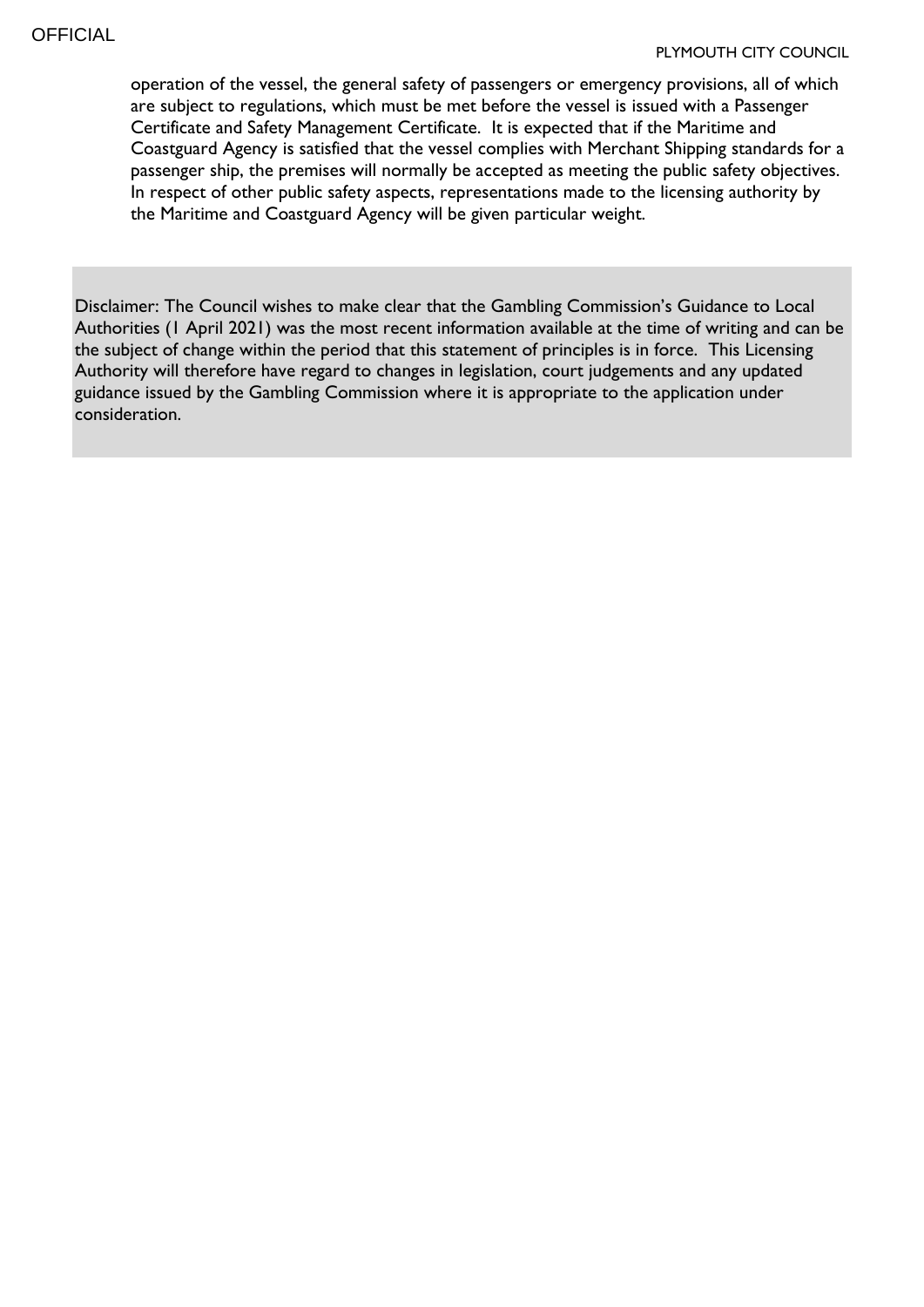operation of the vessel, the general safety of passengers or emergency provisions, all of which are subject to regulations, which must be met before the vessel is issued with a Passenger Certificate and Safety Management Certificate. It is expected that if the Maritime and Coastguard Agency is satisfied that the vessel complies with Merchant Shipping standards for a passenger ship, the premises will normally be accepted as meeting the public safety objectives. In respect of other public safety aspects, representations made to the licensing authority by the Maritime and Coastguard Agency will be given particular weight.

Disclaimer: The Council wishes to make clear that the Gambling Commission's Guidance to Local Authorities (1 April 2021) was the most recent information available at the time of writing and can be the subject of change within the period that this statement of principles is in force. This Licensing Authority will therefore have regard to changes in legislation, court judgements and any updated guidance issued by the Gambling Commission where it is appropriate to the application under consideration.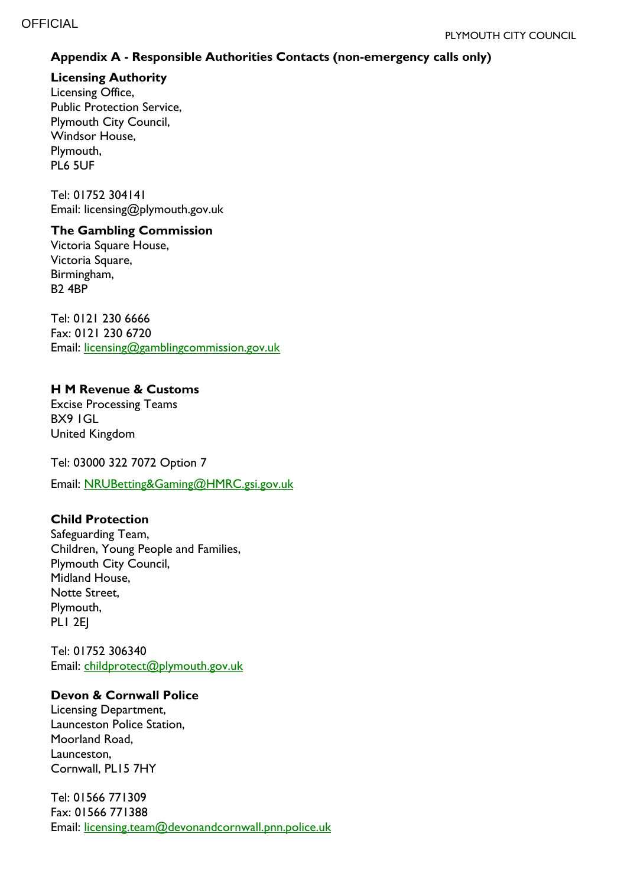## Appendix A - Responsible Authorities Contacts (non-emergency calls only)

**Licensing Authority**
Licensing Office,
Public Protection Service,
Plymouth City Council,
Windsor House,
Plymouth,
PL6 5UF

Tel: 01752 304141
Email: licensing@plymouth.gov.uk

**The Gambling Commission**
Victoria Square House,
Victoria Square,
Birmingham,
B2 4BP

Tel: 0121 230 6666
Fax: 0121 230 6720
Email: licensing@gamblingcommission.gov.uk

**H M Revenue & Customs**
Excise Processing Teams
BX9 1GL
United Kingdom

Tel: 03000 322 7072 Option 7

Email: NRUBetting&Gaming@HMRC.gsi.gov.uk

**Child Protection**
Safeguarding Team,
Children, Young People and Families,
Plymouth City Council,
Midland House,
Notte Street,
Plymouth,
PL1 2EJ

Tel: 01752 306340
Email: childprotect@plymouth.gov.uk

**Devon & Cornwall Police**
Licensing Department,
Launceston Police Station,
Moorland Road,
Launceston,
Cornwall, PL15 7HY

Tel: 01566 771309
Fax: 01566 771388
Email: licensing.team@devonandcornwall.pnn.police.uk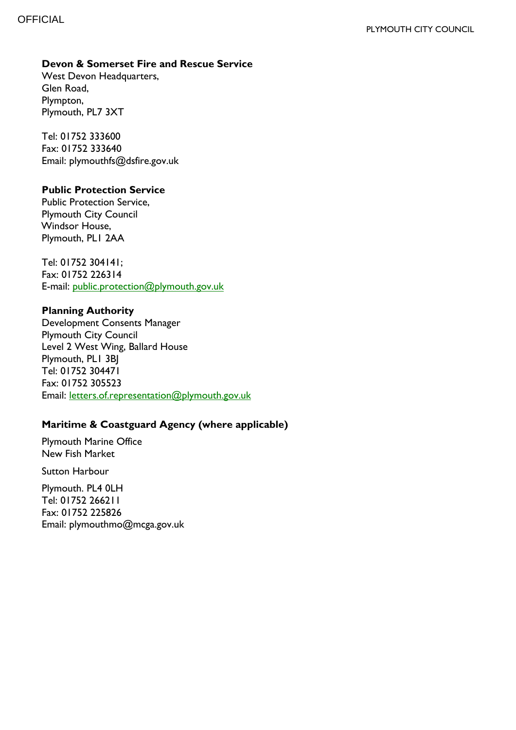**Devon & Somerset Fire and Rescue Service**
West Devon Headquarters,
Glen Road,
Plympton,
Plymouth, PL7 3XT

Tel: 01752 333600
Fax: 01752 333640
Email: plymouthfs@dsfire.gov.uk

**Public Protection Service**
Public Protection Service,
Plymouth City Council
Windsor House,
Plymouth, PL1 2AA

Tel: 01752 304141;
Fax: 01752 226314
E-mail: public.protection@plymouth.gov.uk

**Planning Authority**
Development Consents Manager
Plymouth City Council
Level 2 West Wing, Ballard House
Plymouth, PL1 3BJ
Tel: 01752 304471
Fax: 01752 305523
Email: letters.of.representation@plymouth.gov.uk

**Maritime & Coastguard Agency (where applicable)**

Plymouth Marine Office
New Fish Market

Sutton Harbour

Plymouth. PL4 0LH
Tel: 01752 266211
Fax: 01752 225826
Email: plymouthmo@mcga.gov.uk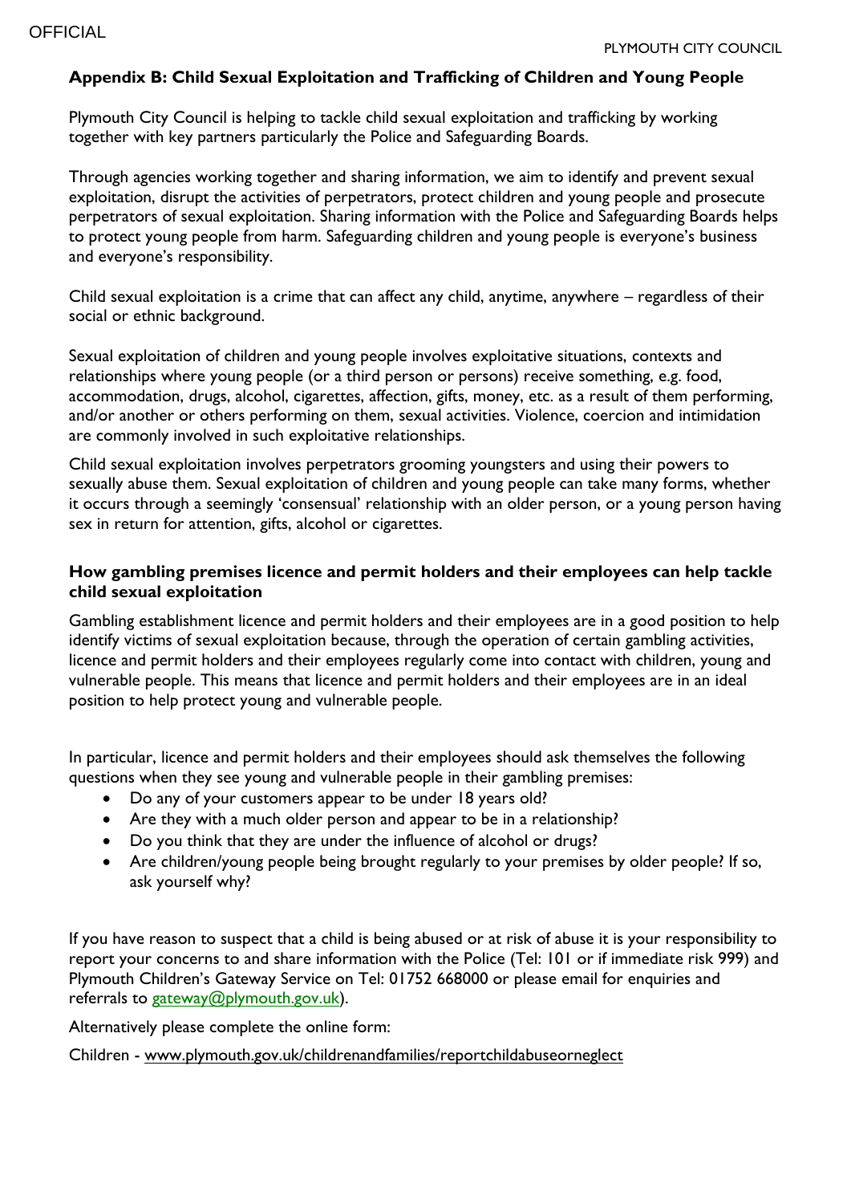## Appendix B: Child Sexual Exploitation and Trafficking of Children and Young People

Plymouth City Council is helping to tackle child sexual exploitation and trafficking by working together with key partners particularly the Police and Safeguarding Boards.

Through agencies working together and sharing information, we aim to identify and prevent sexual exploitation, disrupt the activities of perpetrators, protect children and young people and prosecute perpetrators of sexual exploitation. Sharing information with the Police and Safeguarding Boards helps to protect young people from harm. Safeguarding children and young people is everyone's business and everyone's responsibility.

Child sexual exploitation is a crime that can affect any child, anytime, anywhere – regardless of their social or ethnic background.

Sexual exploitation of children and young people involves exploitative situations, contexts and relationships where young people (or a third person or persons) receive something, e.g. food, accommodation, drugs, alcohol, cigarettes, affection, gifts, money, etc. as a result of them performing, and/or another or others performing on them, sexual activities. Violence, coercion and intimidation are commonly involved in such exploitative relationships.

Child sexual exploitation involves perpetrators grooming youngsters and using their powers to sexually abuse them. Sexual exploitation of children and young people can take many forms, whether it occurs through a seemingly 'consensual' relationship with an older person, or a young person having sex in return for attention, gifts, alcohol or cigarettes.

### How gambling premises licence and permit holders and their employees can help tackle child sexual exploitation

Gambling establishment licence and permit holders and their employees are in a good position to help identify victims of sexual exploitation because, through the operation of certain gambling activities, licence and permit holders and their employees regularly come into contact with children, young and vulnerable people. This means that licence and permit holders and their employees are in an ideal position to help protect young and vulnerable people.

In particular, licence and permit holders and their employees should ask themselves the following questions when they see young and vulnerable people in their gambling premises:

- Do any of your customers appear to be under 18 years old?
- Are they with a much older person and appear to be in a relationship?
- Do you think that they are under the influence of alcohol or drugs?
- Are children/young people being brought regularly to your premises by older people? If so, ask yourself why?

If you have reason to suspect that a child is being abused or at risk of abuse it is your responsibility to report your concerns to and share information with the Police (Tel: 101 or if immediate risk 999) and Plymouth Children's Gateway Service on Tel: 01752 668000 or please email for enquiries and referrals to gateway@plymouth.gov.uk).

Alternatively please complete the online form:

Children - www.plymouth.gov.uk/childrenandfamilies/reportchildabuseorneglect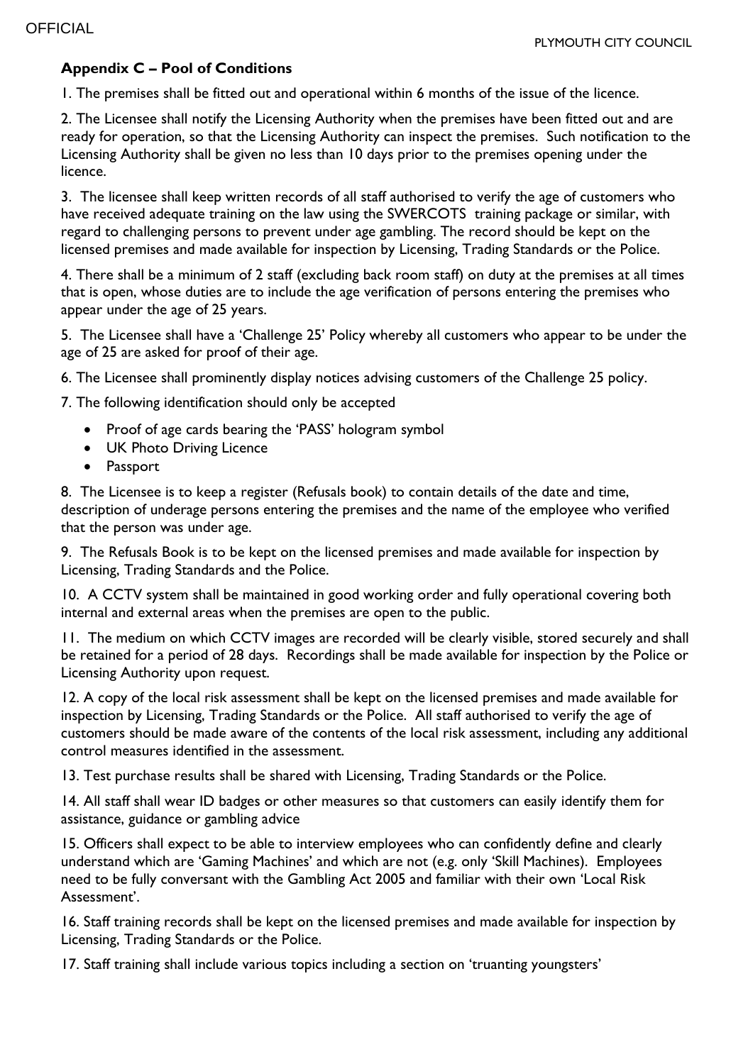**Appendix C – Pool of Conditions**

1. The premises shall be fitted out and operational within 6 months of the issue of the licence.

2. The Licensee shall notify the Licensing Authority when the premises have been fitted out and are ready for operation, so that the Licensing Authority can inspect the premises. Such notification to the Licensing Authority shall be given no less than 10 days prior to the premises opening under the licence.

3. The licensee shall keep written records of all staff authorised to verify the age of customers who have received adequate training on the law using the SWERCOTS training package or similar, with regard to challenging persons to prevent under age gambling. The record should be kept on the licensed premises and made available for inspection by Licensing, Trading Standards or the Police.

4. There shall be a minimum of 2 staff (excluding back room staff) on duty at the premises at all times that is open, whose duties are to include the age verification of persons entering the premises who appear under the age of 25 years.

5. The Licensee shall have a 'Challenge 25' Policy whereby all customers who appear to be under the age of 25 are asked for proof of their age.

6. The Licensee shall prominently display notices advising customers of the Challenge 25 policy.

7. The following identification should only be accepted

- Proof of age cards bearing the 'PASS' hologram symbol
- UK Photo Driving Licence
- Passport

8. The Licensee is to keep a register (Refusals book) to contain details of the date and time, description of underage persons entering the premises and the name of the employee who verified that the person was under age.

9. The Refusals Book is to be kept on the licensed premises and made available for inspection by Licensing, Trading Standards and the Police.

10. A CCTV system shall be maintained in good working order and fully operational covering both internal and external areas when the premises are open to the public.

11. The medium on which CCTV images are recorded will be clearly visible, stored securely and shall be retained for a period of 28 days. Recordings shall be made available for inspection by the Police or Licensing Authority upon request.

12. A copy of the local risk assessment shall be kept on the licensed premises and made available for inspection by Licensing, Trading Standards or the Police. All staff authorised to verify the age of customers should be made aware of the contents of the local risk assessment, including any additional control measures identified in the assessment.

13. Test purchase results shall be shared with Licensing, Trading Standards or the Police.

14. All staff shall wear ID badges or other measures so that customers can easily identify them for assistance, guidance or gambling advice

15. Officers shall expect to be able to interview employees who can confidently define and clearly understand which are 'Gaming Machines' and which are not (e.g. only 'Skill Machines). Employees need to be fully conversant with the Gambling Act 2005 and familiar with their own 'Local Risk Assessment'.

16. Staff training records shall be kept on the licensed premises and made available for inspection by Licensing, Trading Standards or the Police.

17. Staff training shall include various topics including a section on 'truanting youngsters'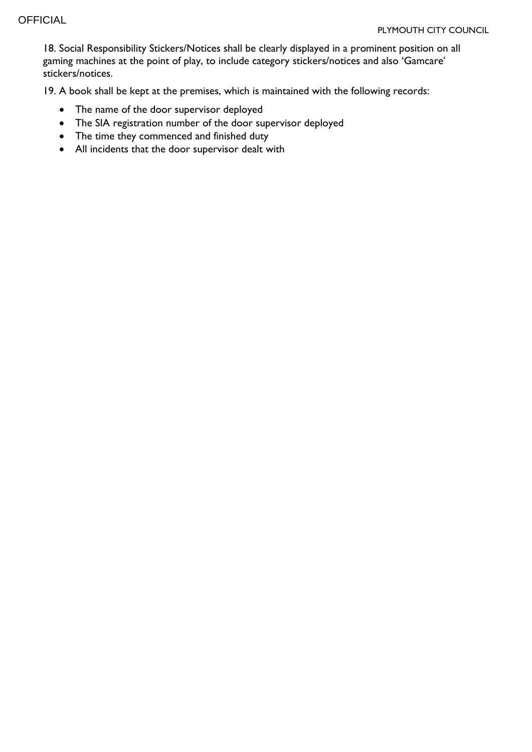18. Social Responsibility Stickers/Notices shall be clearly displayed in a prominent position on all gaming machines at the point of play, to include category stickers/notices and also 'Gamcare' stickers/notices.

19. A book shall be kept at the premises, which is maintained with the following records:

- The name of the door supervisor deployed
- The SIA registration number of the door supervisor deployed
- The time they commenced and finished duty
- All incidents that the door supervisor dealt with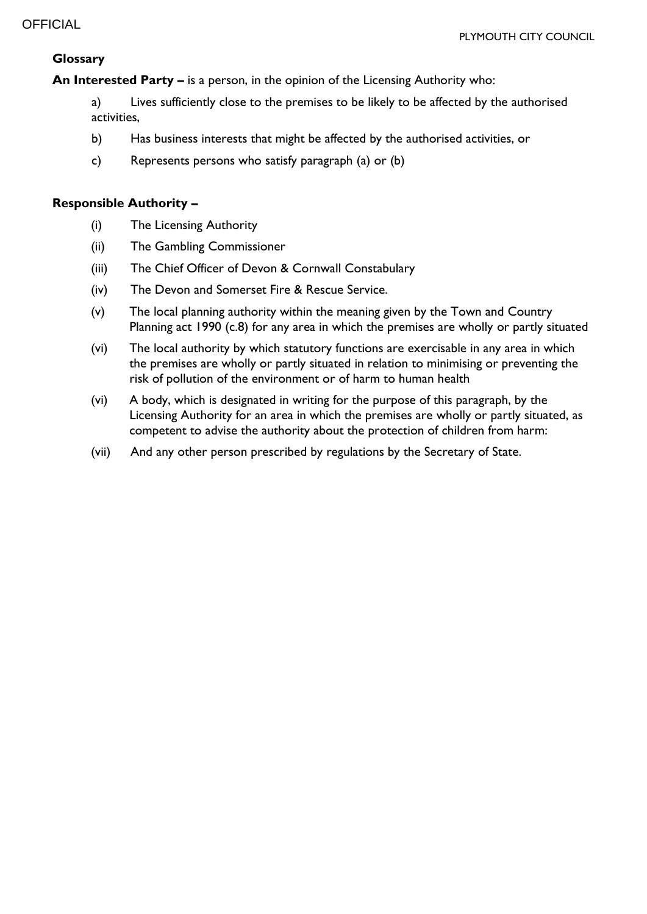## Glossary

**An Interested Party –** is a person, in the opinion of the Licensing Authority who:

a) Lives sufficiently close to the premises to be likely to be affected by the authorised activities,

b) Has business interests that might be affected by the authorised activities, or

c) Represents persons who satisfy paragraph (a) or (b)

**Responsible Authority –**

(i) The Licensing Authority

(ii) The Gambling Commissioner

(iii) The Chief Officer of Devon & Cornwall Constabulary

(iv) The Devon and Somerset Fire & Rescue Service.

(v) The local planning authority within the meaning given by the Town and Country Planning act 1990 (c.8) for any area in which the premises are wholly or partly situated

(vi) The local authority by which statutory functions are exercisable in any area in which the premises are wholly or partly situated in relation to minimising or preventing the risk of pollution of the environment or of harm to human health

(vi) A body, which is designated in writing for the purpose of this paragraph, by the Licensing Authority for an area in which the premises are wholly or partly situated, as competent to advise the authority about the protection of children from harm:

(vii) And any other person prescribed by regulations by the Secretary of State.